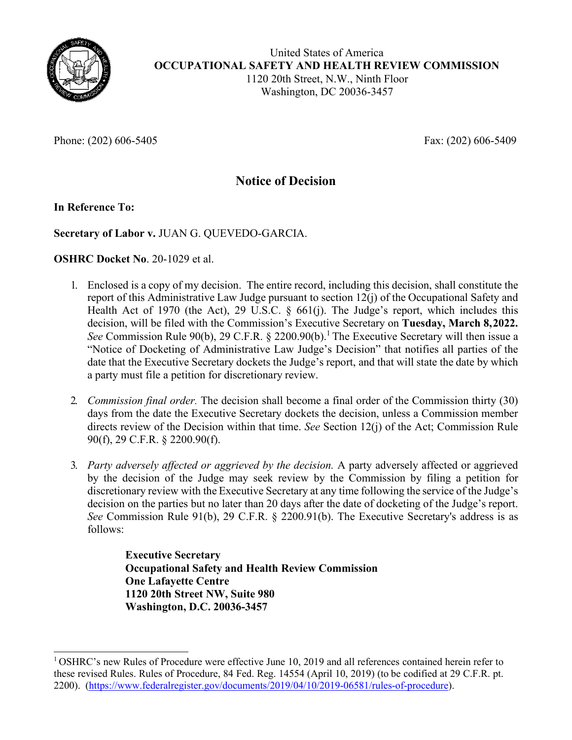United States of America
**OCCUPATIONAL SAFETY AND HEALTH REVIEW COMMISSION**
1120 20th Street, N.W., Ninth Floor
Washington, DC 20036-3457

Phone: (202) 606-5405 Fax: (202) 606-5409

# Notice of Decision

**In Reference To:**

**Secretary of Labor v.** JUAN G. QUEVEDO-GARCIA.

**OSHRC Docket No**. 20-1029 et al.

1. Enclosed is a copy of my decision. The entire record, including this decision, shall constitute the report of this Administrative Law Judge pursuant to section 12(j) of the Occupational Safety and Health Act of 1970 (the Act), 29 U.S.C. § 661(j). The Judge's report, which includes this decision, will be filed with the Commission's Executive Secretary on **Tuesday, March 8, 2022.** *See* Commission Rule 90(b), 29 C.F.R. § 2200.90(b).[1] The Executive Secretary will then issue a "Notice of Docketing of Administrative Law Judge's Decision" that notifies all parties of the date that the Executive Secretary dockets the Judge's report, and that will state the date by which a party must file a petition for discretionary review.

2. *Commission final order.* The decision shall become a final order of the Commission thirty (30) days from the date the Executive Secretary dockets the decision, unless a Commission member directs review of the Decision within that time. *See* Section 12(j) of the Act; Commission Rule 90(f), 29 C.F.R. § 2200.90(f).

3. *Party adversely affected or aggrieved by the decision.* A party adversely affected or aggrieved by the decision of the Judge may seek review by the Commission by filing a petition for discretionary review with the Executive Secretary at any time following the service of the Judge's decision on the parties but no later than 20 days after the date of docketing of the Judge's report. *See* Commission Rule 91(b), 29 C.F.R. § 2200.91(b). The Executive Secretary's address is as follows:

   **Executive Secretary**
   **Occupational Safety and Health Review Commission**
   **One Lafayette Centre**
   **1120 20th Street NW, Suite 980**
   **Washington, D.C. 20036-3457**

---

[1] OSHRC's new Rules of Procedure were effective June 10, 2019 and all references contained herein refer to these revised Rules. Rules of Procedure, 84 Fed. Reg. 14554 (April 10, 2019) (to be codified at 29 C.F.R. pt. 2200). (https://www.federalregister.gov/documents/2019/04/10/2019-06581/rules-of-procedure).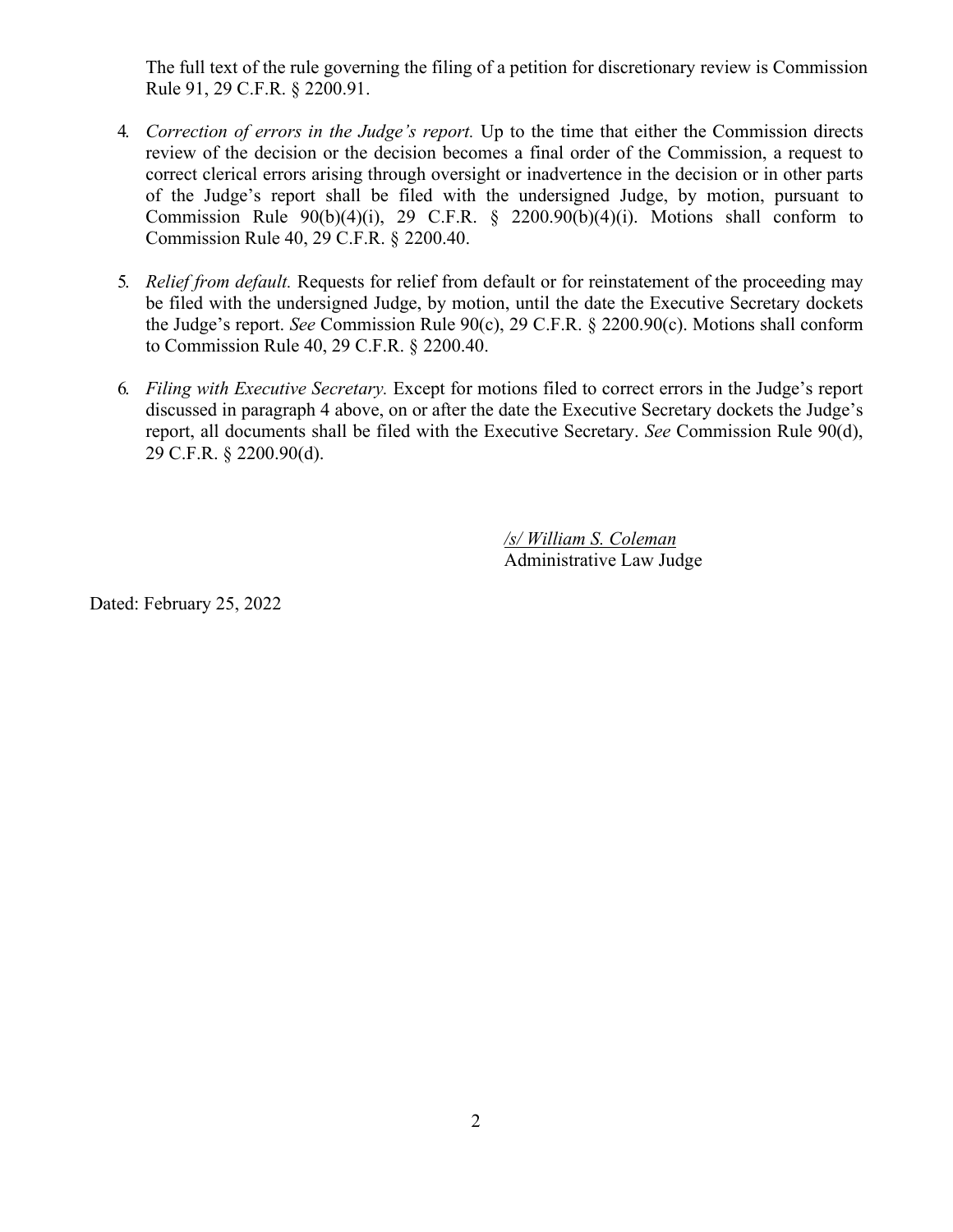The full text of the rule governing the filing of a petition for discretionary review is Commission Rule 91, 29 C.F.R. § 2200.91.

4. *Correction of errors in the Judge's report.* Up to the time that either the Commission directs review of the decision or the decision becomes a final order of the Commission, a request to correct clerical errors arising through oversight or inadvertence in the decision or in other parts of the Judge's report shall be filed with the undersigned Judge, by motion, pursuant to Commission Rule 90(b)(4)(i), 29 C.F.R. § 2200.90(b)(4)(i). Motions shall conform to Commission Rule 40, 29 C.F.R. § 2200.40.

5. *Relief from default.* Requests for relief from default or for reinstatement of the proceeding may be filed with the undersigned Judge, by motion, until the date the Executive Secretary dockets the Judge's report. *See* Commission Rule 90(c), 29 C.F.R. § 2200.90(c). Motions shall conform to Commission Rule 40, 29 C.F.R. § 2200.40.

6. *Filing with Executive Secretary.* Except for motions filed to correct errors in the Judge's report discussed in paragraph 4 above, on or after the date the Executive Secretary dockets the Judge's report, all documents shall be filed with the Executive Secretary. *See* Commission Rule 90(d), 29 C.F.R. § 2200.90(d).

*/s/ William S. Coleman*
Administrative Law Judge

Dated: February 25, 2022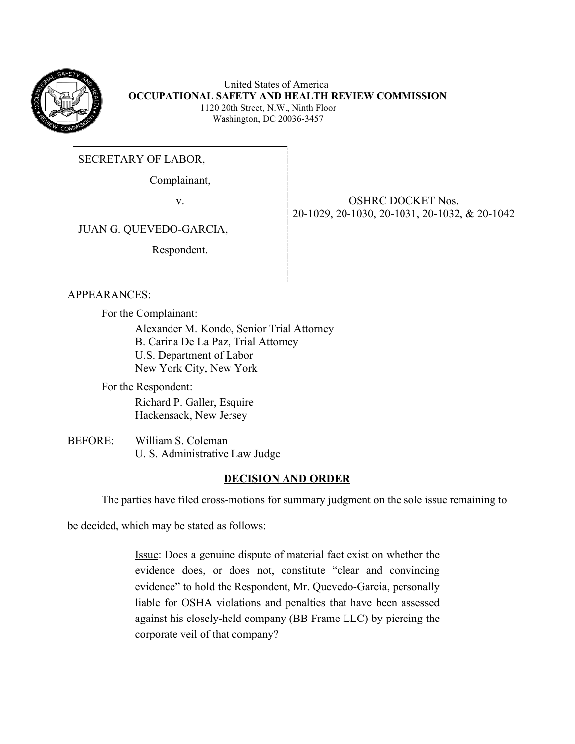United States of America
**OCCUPATIONAL SAFETY AND HEALTH REVIEW COMMISSION**
1120 20th Street, N.W., Ninth Floor
Washington, DC 20036-3457

| | |
|---|---|
| SECRETARY OF LABOR,<br><br>Complainant,<br><br>v.<br><br>JUAN G. QUEVEDO-GARCIA,<br><br>Respondent. | OSHRC DOCKET Nos.<br>20-1029, 20-1030, 20-1031, 20-1032, & 20-1042 |

APPEARANCES:

For the Complainant:
Alexander M. Kondo, Senior Trial Attorney
B. Carina De La Paz, Trial Attorney
U.S. Department of Labor
New York City, New York

For the Respondent:
Richard P. Galler, Esquire
Hackensack, New Jersey

BEFORE: William S. Coleman
U. S. Administrative Law Judge

## DECISION AND ORDER

The parties have filed cross-motions for summary judgment on the sole issue remaining to be decided, which may be stated as follows:

> Issue: Does a genuine dispute of material fact exist on whether the evidence does, or does not, constitute "clear and convincing evidence" to hold the Respondent, Mr. Quevedo-Garcia, personally liable for OSHA violations and penalties that have been assessed against his closely-held company (BB Frame LLC) by piercing the corporate veil of that company?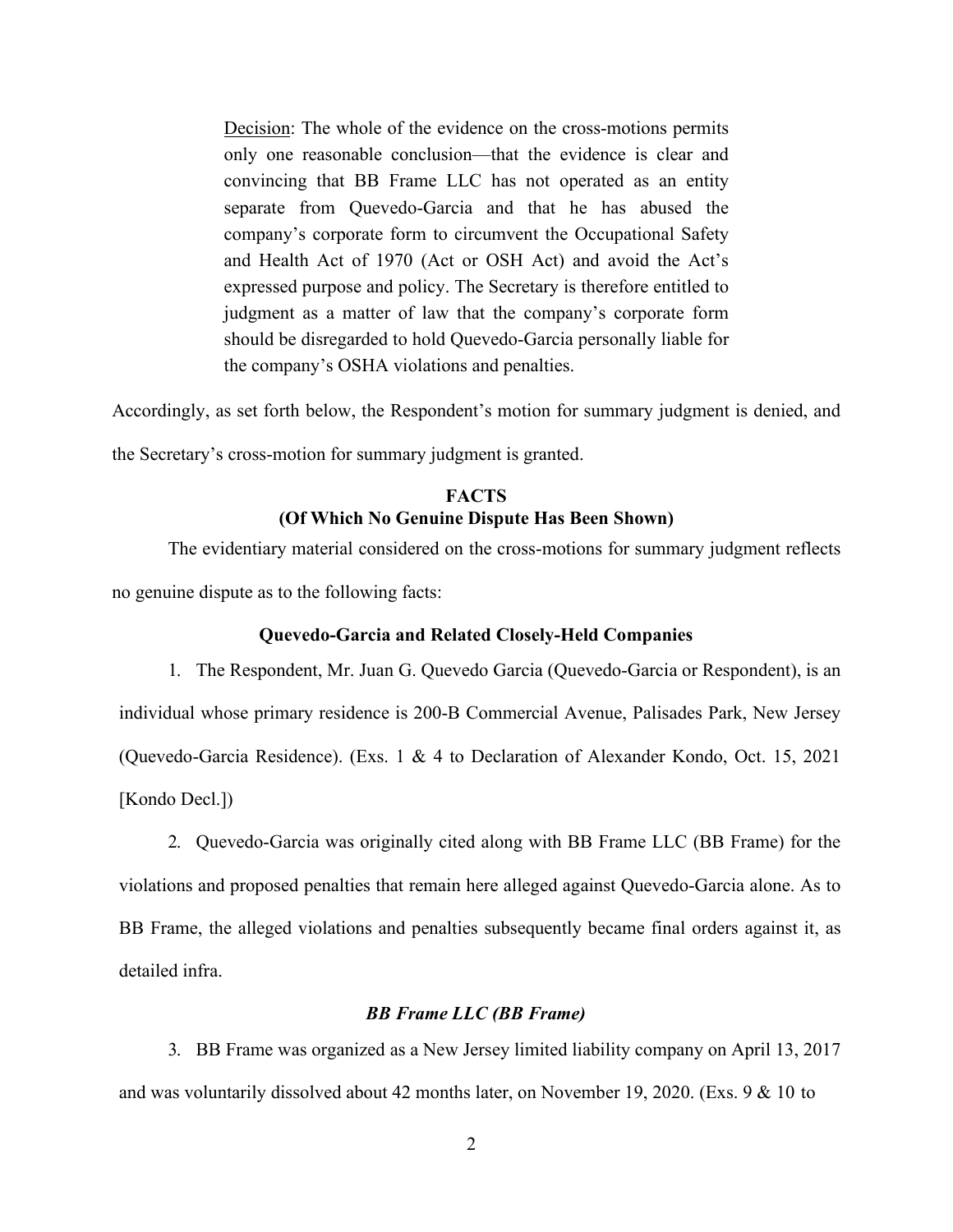> Decision: The whole of the evidence on the cross-motions permits only one reasonable conclusion—that the evidence is clear and convincing that BB Frame LLC has not operated as an entity separate from Quevedo-Garcia and that he has abused the company's corporate form to circumvent the Occupational Safety and Health Act of 1970 (Act or OSH Act) and avoid the Act's expressed purpose and policy. The Secretary is therefore entitled to judgment as a matter of law that the company's corporate form should be disregarded to hold Quevedo-Garcia personally liable for the company's OSHA violations and penalties.

Accordingly, as set forth below, the Respondent's motion for summary judgment is denied, and the Secretary's cross-motion for summary judgment is granted.

## FACTS
### (Of Which No Genuine Dispute Has Been Shown)

The evidentiary material considered on the cross-motions for summary judgment reflects no genuine dispute as to the following facts:

### Quevedo-Garcia and Related Closely-Held Companies

1. The Respondent, Mr. Juan G. Quevedo Garcia (Quevedo-Garcia or Respondent), is an individual whose primary residence is 200-B Commercial Avenue, Palisades Park, New Jersey (Quevedo-Garcia Residence). (Exs. 1 & 4 to Declaration of Alexander Kondo, Oct. 15, 2021 [Kondo Decl.])

2. Quevedo-Garcia was originally cited along with BB Frame LLC (BB Frame) for the violations and proposed penalties that remain here alleged against Quevedo-Garcia alone. As to BB Frame, the alleged violations and penalties subsequently became final orders against it, as detailed infra.

#### *BB Frame LLC (BB Frame)*

3. BB Frame was organized as a New Jersey limited liability company on April 13, 2017 and was voluntarily dissolved about 42 months later, on November 19, 2020. (Exs. 9 & 10 to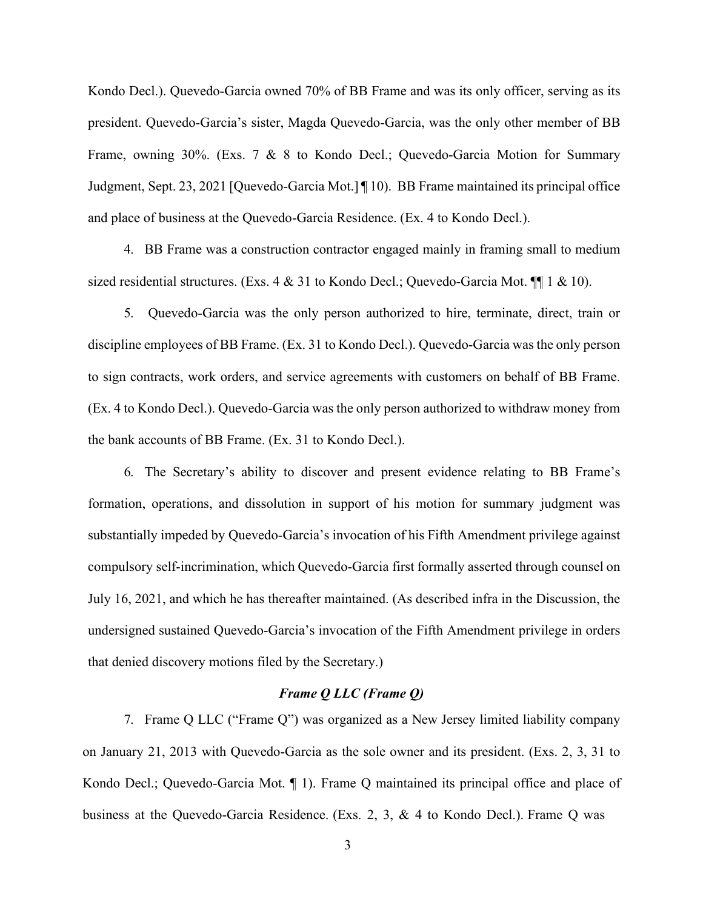Kondo Decl.). Quevedo-Garcia owned 70% of BB Frame and was its only officer, serving as its president. Quevedo-Garcia's sister, Magda Quevedo-Garcia, was the only other member of BB Frame, owning 30%. (Exs. 7 & 8 to Kondo Decl.; Quevedo-Garcia Motion for Summary Judgment, Sept. 23, 2021 [Quevedo-Garcia Mot.] ¶ 10). BB Frame maintained its principal office and place of business at the Quevedo-Garcia Residence. (Ex. 4 to Kondo Decl.).

4. BB Frame was a construction contractor engaged mainly in framing small to medium sized residential structures. (Exs. 4 & 31 to Kondo Decl.; Quevedo-Garcia Mot. ¶¶ 1 & 10).

5. Quevedo-Garcia was the only person authorized to hire, terminate, direct, train or discipline employees of BB Frame. (Ex. 31 to Kondo Decl.). Quevedo-Garcia was the only person to sign contracts, work orders, and service agreements with customers on behalf of BB Frame. (Ex. 4 to Kondo Decl.). Quevedo-Garcia was the only person authorized to withdraw money from the bank accounts of BB Frame. (Ex. 31 to Kondo Decl.).

6. The Secretary's ability to discover and present evidence relating to BB Frame's formation, operations, and dissolution in support of his motion for summary judgment was substantially impeded by Quevedo-Garcia's invocation of his Fifth Amendment privilege against compulsory self-incrimination, which Quevedo-Garcia first formally asserted through counsel on July 16, 2021, and which he has thereafter maintained. (As described infra in the Discussion, the undersigned sustained Quevedo-Garcia's invocation of the Fifth Amendment privilege in orders that denied discovery motions filed by the Secretary.)

***Frame Q LLC (Frame Q)***

7. Frame Q LLC ("Frame Q") was organized as a New Jersey limited liability company on January 21, 2013 with Quevedo-Garcia as the sole owner and its president. (Exs. 2, 3, 31 to Kondo Decl.; Quevedo-Garcia Mot. ¶ 1). Frame Q maintained its principal office and place of business at the Quevedo-Garcia Residence. (Exs. 2, 3, & 4 to Kondo Decl.). Frame Q was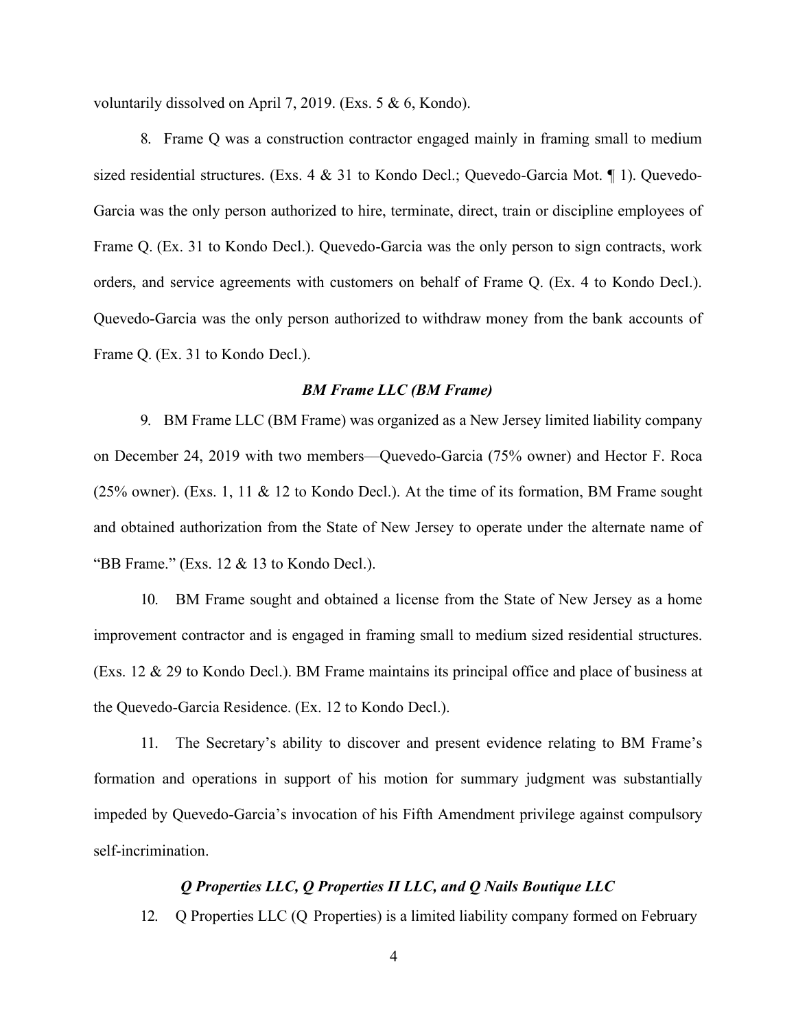voluntarily dissolved on April 7, 2019. (Exs. 5 & 6, Kondo).

8. Frame Q was a construction contractor engaged mainly in framing small to medium sized residential structures. (Exs. 4 & 31 to Kondo Decl.; Quevedo-Garcia Mot. ¶ 1). Quevedo-Garcia was the only person authorized to hire, terminate, direct, train or discipline employees of Frame Q. (Ex. 31 to Kondo Decl.). Quevedo-Garcia was the only person to sign contracts, work orders, and service agreements with customers on behalf of Frame Q. (Ex. 4 to Kondo Decl.). Quevedo-Garcia was the only person authorized to withdraw money from the bank accounts of Frame Q. (Ex. 31 to Kondo Decl.).

### *BM Frame LLC (BM Frame)*

9. BM Frame LLC (BM Frame) was organized as a New Jersey limited liability company on December 24, 2019 with two members—Quevedo-Garcia (75% owner) and Hector F. Roca (25% owner). (Exs. 1, 11 & 12 to Kondo Decl.). At the time of its formation, BM Frame sought and obtained authorization from the State of New Jersey to operate under the alternate name of "BB Frame." (Exs. 12 & 13 to Kondo Decl.).

10. BM Frame sought and obtained a license from the State of New Jersey as a home improvement contractor and is engaged in framing small to medium sized residential structures. (Exs. 12 & 29 to Kondo Decl.). BM Frame maintains its principal office and place of business at the Quevedo-Garcia Residence. (Ex. 12 to Kondo Decl.).

11. The Secretary's ability to discover and present evidence relating to BM Frame's formation and operations in support of his motion for summary judgment was substantially impeded by Quevedo-Garcia's invocation of his Fifth Amendment privilege against compulsory self-incrimination.

### *Q Properties LLC, Q Properties II LLC, and Q Nails Boutique LLC*

12. Q Properties LLC (Q Properties) is a limited liability company formed on February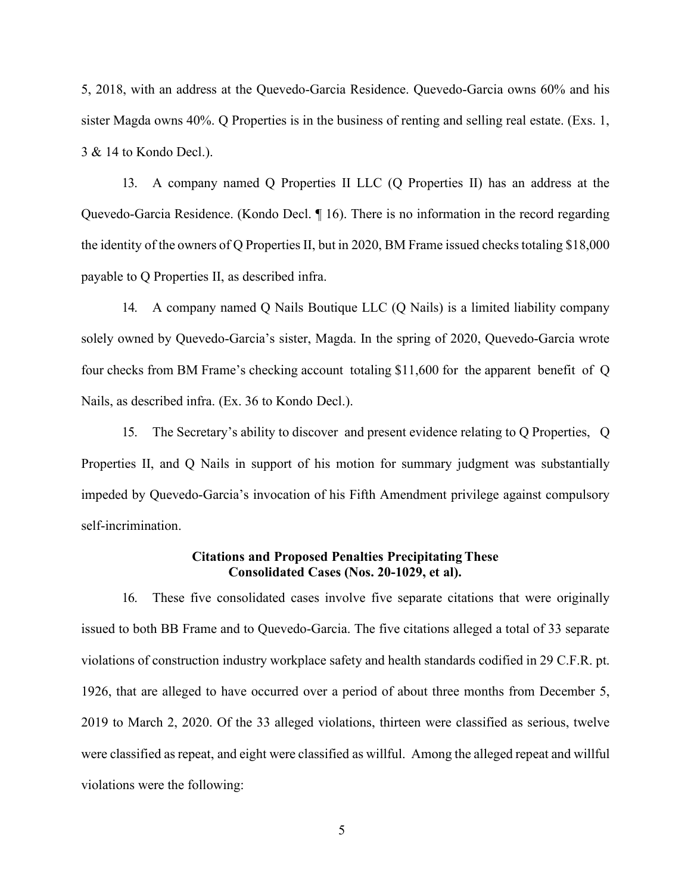5, 2018, with an address at the Quevedo-Garcia Residence. Quevedo-Garcia owns 60% and his sister Magda owns 40%. Q Properties is in the business of renting and selling real estate. (Exs. 1, 3 & 14 to Kondo Decl.).

13. A company named Q Properties II LLC (Q Properties II) has an address at the Quevedo-Garcia Residence. (Kondo Decl. ¶ 16). There is no information in the record regarding the identity of the owners of Q Properties II, but in 2020, BM Frame issued checks totaling $18,000 payable to Q Properties II, as described infra.

14. A company named Q Nails Boutique LLC (Q Nails) is a limited liability company solely owned by Quevedo-Garcia's sister, Magda. In the spring of 2020, Quevedo-Garcia wrote four checks from BM Frame's checking account totaling $11,600 for the apparent benefit of Q Nails, as described infra. (Ex. 36 to Kondo Decl.).

15. The Secretary's ability to discover and present evidence relating to Q Properties, Q Properties II, and Q Nails in support of his motion for summary judgment was substantially impeded by Quevedo-Garcia's invocation of his Fifth Amendment privilege against compulsory self-incrimination.

**Citations and Proposed Penalties Precipitating These Consolidated Cases (Nos. 20-1029, et al).**

16. These five consolidated cases involve five separate citations that were originally issued to both BB Frame and to Quevedo-Garcia. The five citations alleged a total of 33 separate violations of construction industry workplace safety and health standards codified in 29 C.F.R. pt. 1926, that are alleged to have occurred over a period of about three months from December 5, 2019 to March 2, 2020. Of the 33 alleged violations, thirteen were classified as serious, twelve were classified as repeat, and eight were classified as willful. Among the alleged repeat and willful violations were the following: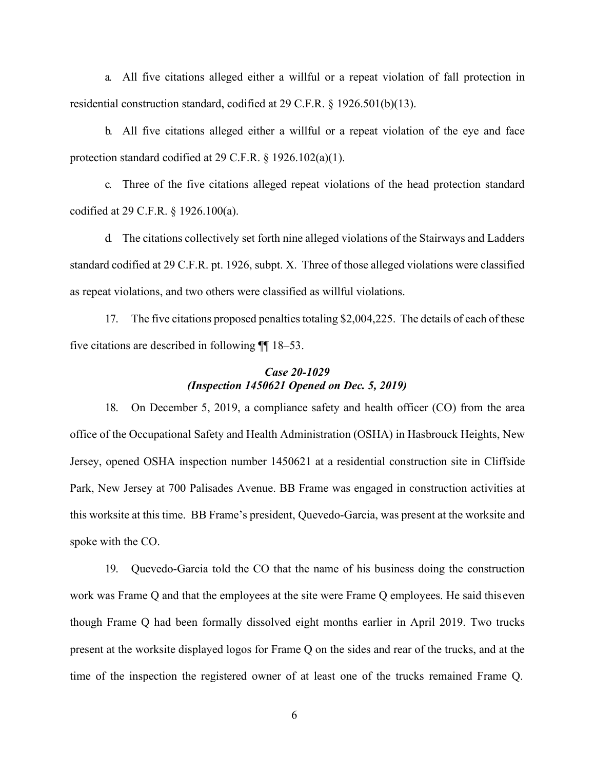a. All five citations alleged either a willful or a repeat violation of fall protection in residential construction standard, codified at 29 C.F.R. § 1926.501(b)(13).

b. All five citations alleged either a willful or a repeat violation of the eye and face protection standard codified at 29 C.F.R. § 1926.102(a)(1).

c. Three of the five citations alleged repeat violations of the head protection standard codified at 29 C.F.R. § 1926.100(a).

d. The citations collectively set forth nine alleged violations of the Stairways and Ladders standard codified at 29 C.F.R. pt. 1926, subpt. X. Three of those alleged violations were classified as repeat violations, and two others were classified as willful violations.

17. The five citations proposed penalties totaling $2,004,225. The details of each of these five citations are described in following ¶¶ 18–53.

***Case 20-1029***
***(Inspection 1450621 Opened on Dec. 5, 2019)***

18. On December 5, 2019, a compliance safety and health officer (CO) from the area office of the Occupational Safety and Health Administration (OSHA) in Hasbrouck Heights, New Jersey, opened OSHA inspection number 1450621 at a residential construction site in Cliffside Park, New Jersey at 700 Palisades Avenue. BB Frame was engaged in construction activities at this worksite at this time. BB Frame's president, Quevedo-Garcia, was present at the worksite and spoke with the CO.

19. Quevedo-Garcia told the CO that the name of his business doing the construction work was Frame Q and that the employees at the site were Frame Q employees. He said this even though Frame Q had been formally dissolved eight months earlier in April 2019. Two trucks present at the worksite displayed logos for Frame Q on the sides and rear of the trucks, and at the time of the inspection the registered owner of at least one of the trucks remained Frame Q.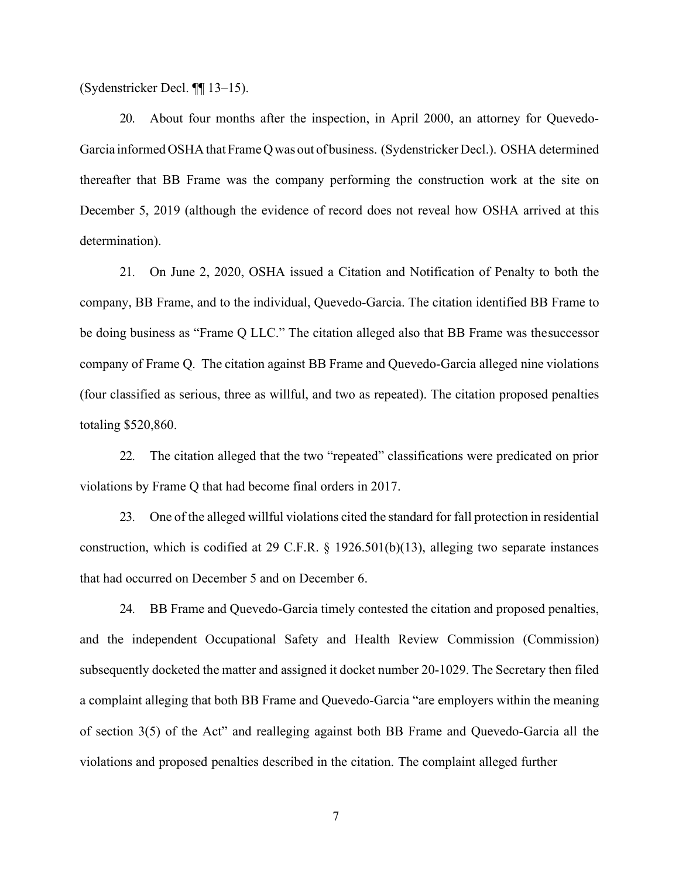(Sydenstricker Decl. ¶¶ 13–15).

20. About four months after the inspection, in April 2000, an attorney for Quevedo-Garcia informed OSHA that Frame Q was out of business. (Sydenstricker Decl.). OSHA determined thereafter that BB Frame was the company performing the construction work at the site on December 5, 2019 (although the evidence of record does not reveal how OSHA arrived at this determination).

21. On June 2, 2020, OSHA issued a Citation and Notification of Penalty to both the company, BB Frame, and to the individual, Quevedo-Garcia. The citation identified BB Frame to be doing business as "Frame Q LLC." The citation alleged also that BB Frame was the successor company of Frame Q. The citation against BB Frame and Quevedo-Garcia alleged nine violations (four classified as serious, three as willful, and two as repeated). The citation proposed penalties totaling $520,860.

22. The citation alleged that the two "repeated" classifications were predicated on prior violations by Frame Q that had become final orders in 2017.

23. One of the alleged willful violations cited the standard for fall protection in residential construction, which is codified at 29 C.F.R. § 1926.501(b)(13), alleging two separate instances that had occurred on December 5 and on December 6.

24. BB Frame and Quevedo-Garcia timely contested the citation and proposed penalties, and the independent Occupational Safety and Health Review Commission (Commission) subsequently docketed the matter and assigned it docket number 20-1029. The Secretary then filed a complaint alleging that both BB Frame and Quevedo-Garcia "are employers within the meaning of section 3(5) of the Act" and realleging against both BB Frame and Quevedo-Garcia all the violations and proposed penalties described in the citation. The complaint alleged further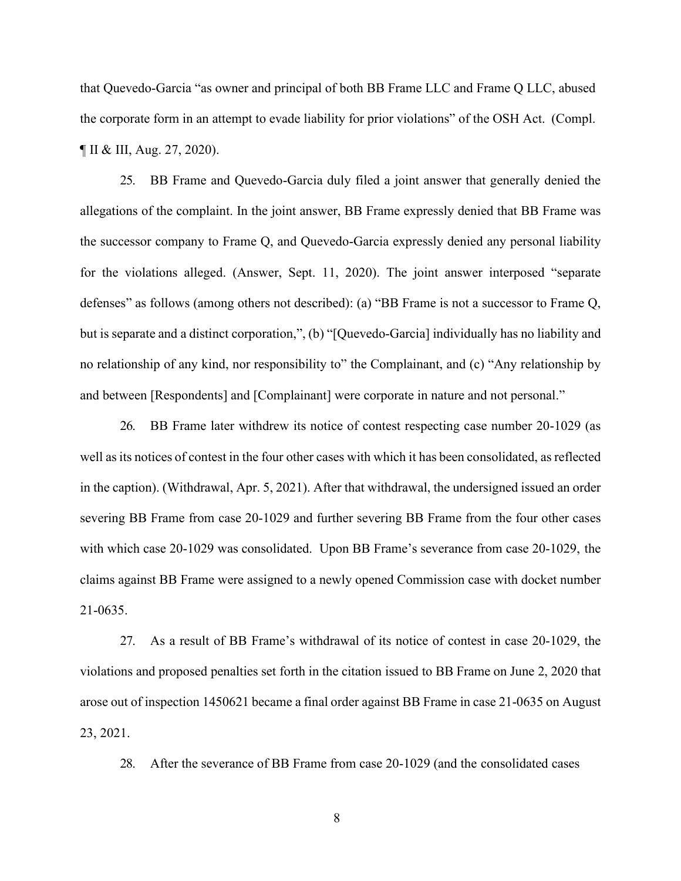that Quevedo-Garcia "as owner and principal of both BB Frame LLC and Frame Q LLC, abused the corporate form in an attempt to evade liability for prior violations" of the OSH Act. (Compl. ¶ II & III, Aug. 27, 2020).

25. BB Frame and Quevedo-Garcia duly filed a joint answer that generally denied the allegations of the complaint. In the joint answer, BB Frame expressly denied that BB Frame was the successor company to Frame Q, and Quevedo-Garcia expressly denied any personal liability for the violations alleged. (Answer, Sept. 11, 2020). The joint answer interposed "separate defenses" as follows (among others not described): (a) "BB Frame is not a successor to Frame Q, but is separate and a distinct corporation,", (b) "[Quevedo-Garcia] individually has no liability and no relationship of any kind, nor responsibility to" the Complainant, and (c) "Any relationship by and between [Respondents] and [Complainant] were corporate in nature and not personal."

26. BB Frame later withdrew its notice of contest respecting case number 20-1029 (as well as its notices of contest in the four other cases with which it has been consolidated, as reflected in the caption). (Withdrawal, Apr. 5, 2021). After that withdrawal, the undersigned issued an order severing BB Frame from case 20-1029 and further severing BB Frame from the four other cases with which case 20-1029 was consolidated. Upon BB Frame's severance from case 20-1029, the claims against BB Frame were assigned to a newly opened Commission case with docket number 21-0635.

27. As a result of BB Frame's withdrawal of its notice of contest in case 20-1029, the violations and proposed penalties set forth in the citation issued to BB Frame on June 2, 2020 that arose out of inspection 1450621 became a final order against BB Frame in case 21-0635 on August 23, 2021.

28. After the severance of BB Frame from case 20-1029 (and the consolidated cases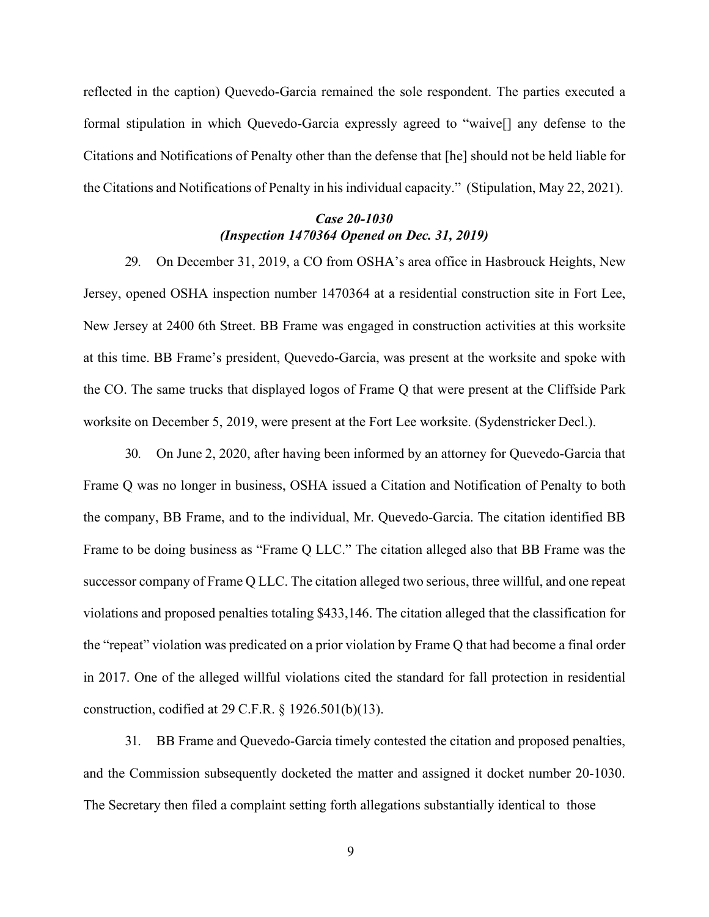reflected in the caption) Quevedo-Garcia remained the sole respondent. The parties executed a formal stipulation in which Quevedo-Garcia expressly agreed to "waive[] any defense to the Citations and Notifications of Penalty other than the defense that [he] should not be held liable for the Citations and Notifications of Penalty in his individual capacity." (Stipulation, May 22, 2021).

### *Case 20-1030*
### *(Inspection 1470364 Opened on Dec. 31, 2019)*

29. On December 31, 2019, a CO from OSHA's area office in Hasbrouck Heights, New Jersey, opened OSHA inspection number 1470364 at a residential construction site in Fort Lee, New Jersey at 2400 6th Street. BB Frame was engaged in construction activities at this worksite at this time. BB Frame's president, Quevedo-Garcia, was present at the worksite and spoke with the CO. The same trucks that displayed logos of Frame Q that were present at the Cliffside Park worksite on December 5, 2019, were present at the Fort Lee worksite. (Sydenstricker Decl.).

30. On June 2, 2020, after having been informed by an attorney for Quevedo-Garcia that Frame Q was no longer in business, OSHA issued a Citation and Notification of Penalty to both the company, BB Frame, and to the individual, Mr. Quevedo-Garcia. The citation identified BB Frame to be doing business as "Frame Q LLC." The citation alleged also that BB Frame was the successor company of Frame Q LLC. The citation alleged two serious, three willful, and one repeat violations and proposed penalties totaling $433,146. The citation alleged that the classification for the "repeat" violation was predicated on a prior violation by Frame Q that had become a final order in 2017. One of the alleged willful violations cited the standard for fall protection in residential construction, codified at 29 C.F.R. § 1926.501(b)(13).

31. BB Frame and Quevedo-Garcia timely contested the citation and proposed penalties, and the Commission subsequently docketed the matter and assigned it docket number 20-1030. The Secretary then filed a complaint setting forth allegations substantially identical to those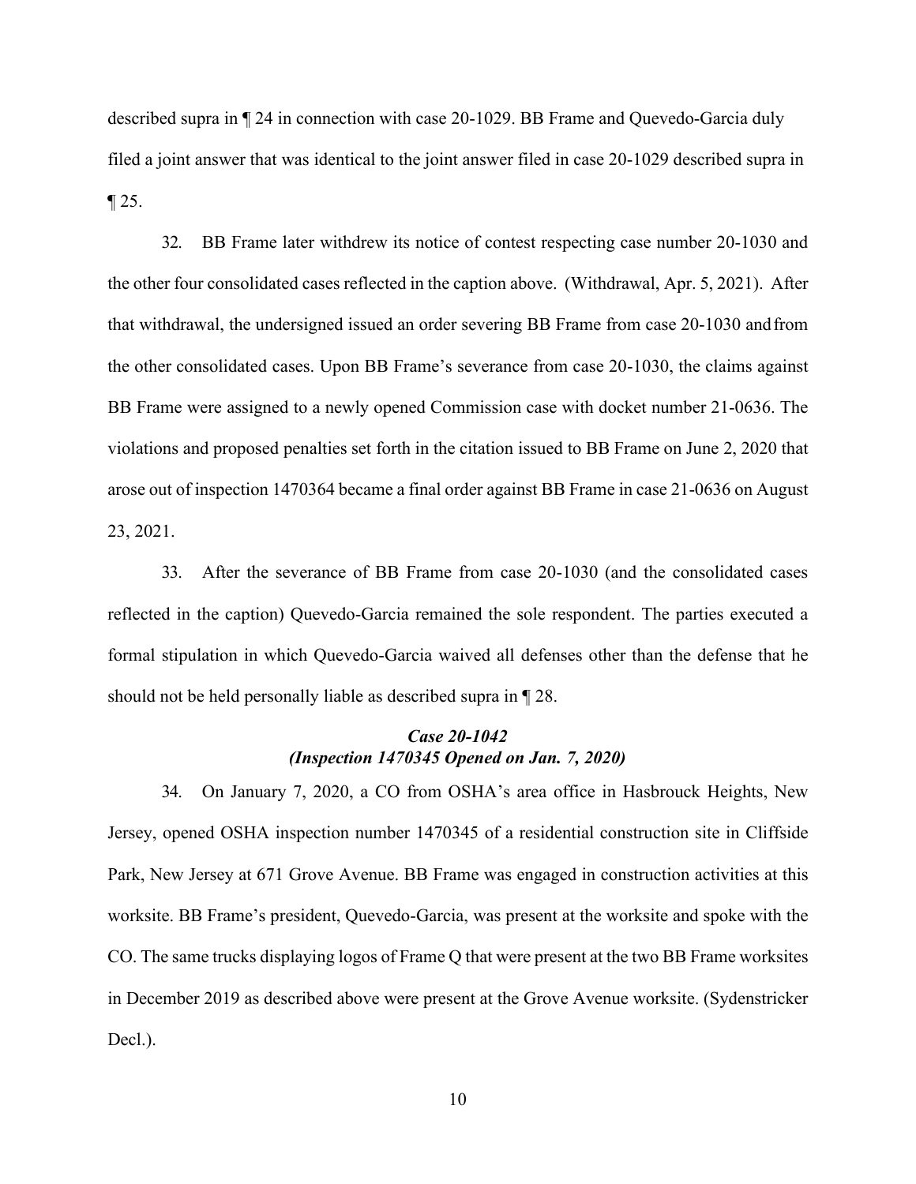described supra in ¶ 24 in connection with case 20-1029. BB Frame and Quevedo-Garcia duly filed a joint answer that was identical to the joint answer filed in case 20-1029 described supra in ¶ 25.

32. BB Frame later withdrew its notice of contest respecting case number 20-1030 and the other four consolidated cases reflected in the caption above. (Withdrawal, Apr. 5, 2021). After that withdrawal, the undersigned issued an order severing BB Frame from case 20-1030 and from the other consolidated cases. Upon BB Frame's severance from case 20-1030, the claims against BB Frame were assigned to a newly opened Commission case with docket number 21-0636. The violations and proposed penalties set forth in the citation issued to BB Frame on June 2, 2020 that arose out of inspection 1470364 became a final order against BB Frame in case 21-0636 on August 23, 2021.

33. After the severance of BB Frame from case 20-1030 (and the consolidated cases reflected in the caption) Quevedo-Garcia remained the sole respondent. The parties executed a formal stipulation in which Quevedo-Garcia waived all defenses other than the defense that he should not be held personally liable as described supra in ¶ 28.

### *Case 20-1042*
### *(Inspection 1470345 Opened on Jan. 7, 2020)*

34. On January 7, 2020, a CO from OSHA's area office in Hasbrouck Heights, New Jersey, opened OSHA inspection number 1470345 of a residential construction site in Cliffside Park, New Jersey at 671 Grove Avenue. BB Frame was engaged in construction activities at this worksite. BB Frame's president, Quevedo-Garcia, was present at the worksite and spoke with the CO. The same trucks displaying logos of Frame Q that were present at the two BB Frame worksites in December 2019 as described above were present at the Grove Avenue worksite. (Sydenstricker Decl.).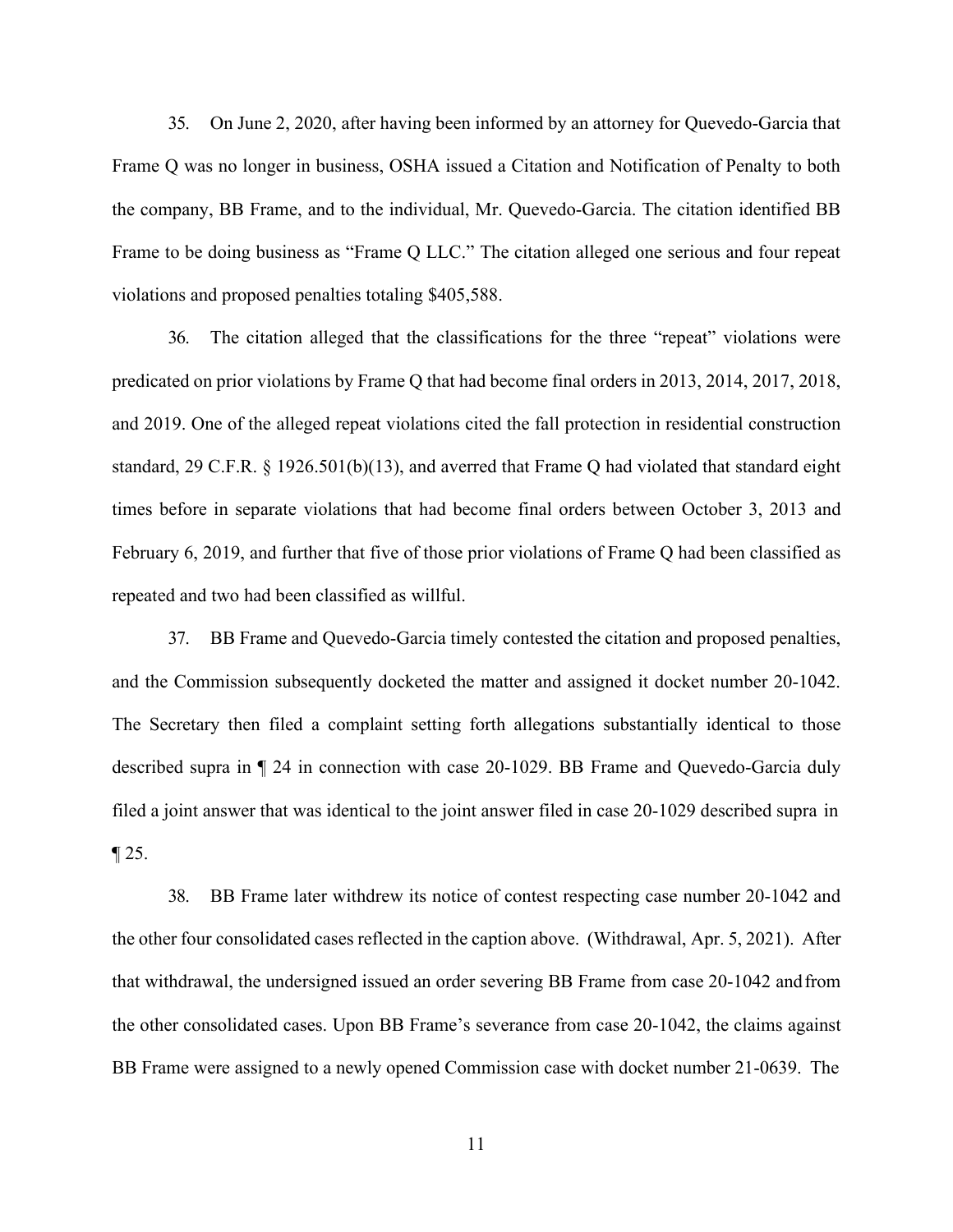35. On June 2, 2020, after having been informed by an attorney for Quevedo-Garcia that Frame Q was no longer in business, OSHA issued a Citation and Notification of Penalty to both the company, BB Frame, and to the individual, Mr. Quevedo-Garcia. The citation identified BB Frame to be doing business as "Frame Q LLC." The citation alleged one serious and four repeat violations and proposed penalties totaling $405,588.

36. The citation alleged that the classifications for the three "repeat" violations were predicated on prior violations by Frame Q that had become final orders in 2013, 2014, 2017, 2018, and 2019. One of the alleged repeat violations cited the fall protection in residential construction standard, 29 C.F.R. § 1926.501(b)(13), and averred that Frame Q had violated that standard eight times before in separate violations that had become final orders between October 3, 2013 and February 6, 2019, and further that five of those prior violations of Frame Q had been classified as repeated and two had been classified as willful.

37. BB Frame and Quevedo-Garcia timely contested the citation and proposed penalties, and the Commission subsequently docketed the matter and assigned it docket number 20-1042. The Secretary then filed a complaint setting forth allegations substantially identical to those described supra in ¶ 24 in connection with case 20-1029. BB Frame and Quevedo-Garcia duly filed a joint answer that was identical to the joint answer filed in case 20-1029 described supra in ¶ 25.

38. BB Frame later withdrew its notice of contest respecting case number 20-1042 and the other four consolidated cases reflected in the caption above. (Withdrawal, Apr. 5, 2021). After that withdrawal, the undersigned issued an order severing BB Frame from case 20-1042 and from the other consolidated cases. Upon BB Frame's severance from case 20-1042, the claims against BB Frame were assigned to a newly opened Commission case with docket number 21-0639. The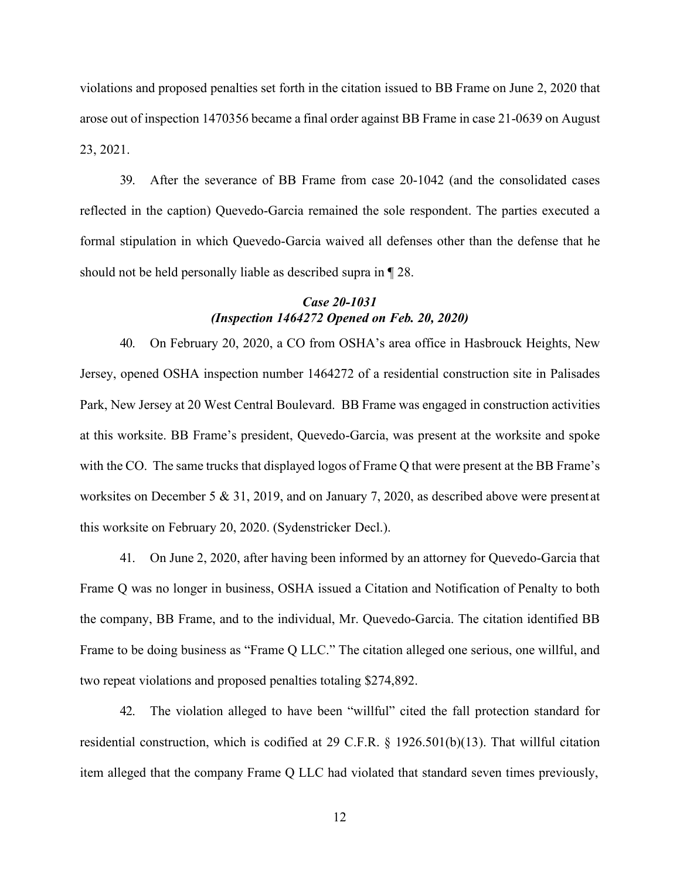violations and proposed penalties set forth in the citation issued to BB Frame on June 2, 2020 that arose out of inspection 1470356 became a final order against BB Frame in case 21-0639 on August 23, 2021.

39. After the severance of BB Frame from case 20-1042 (and the consolidated cases reflected in the caption) Quevedo-Garcia remained the sole respondent. The parties executed a formal stipulation in which Quevedo-Garcia waived all defenses other than the defense that he should not be held personally liable as described supra in ¶ 28.

***Case 20-1031***
***(Inspection 1464272 Opened on Feb. 20, 2020)***

40. On February 20, 2020, a CO from OSHA's area office in Hasbrouck Heights, New Jersey, opened OSHA inspection number 1464272 of a residential construction site in Palisades Park, New Jersey at 20 West Central Boulevard. BB Frame was engaged in construction activities at this worksite. BB Frame's president, Quevedo-Garcia, was present at the worksite and spoke with the CO. The same trucks that displayed logos of Frame Q that were present at the BB Frame's worksites on December 5 & 31, 2019, and on January 7, 2020, as described above were present at this worksite on February 20, 2020. (Sydenstricker Decl.).

41. On June 2, 2020, after having been informed by an attorney for Quevedo-Garcia that Frame Q was no longer in business, OSHA issued a Citation and Notification of Penalty to both the company, BB Frame, and to the individual, Mr. Quevedo-Garcia. The citation identified BB Frame to be doing business as "Frame Q LLC." The citation alleged one serious, one willful, and two repeat violations and proposed penalties totaling $274,892.

42. The violation alleged to have been "willful" cited the fall protection standard for residential construction, which is codified at 29 C.F.R. § 1926.501(b)(13). That willful citation item alleged that the company Frame Q LLC had violated that standard seven times previously,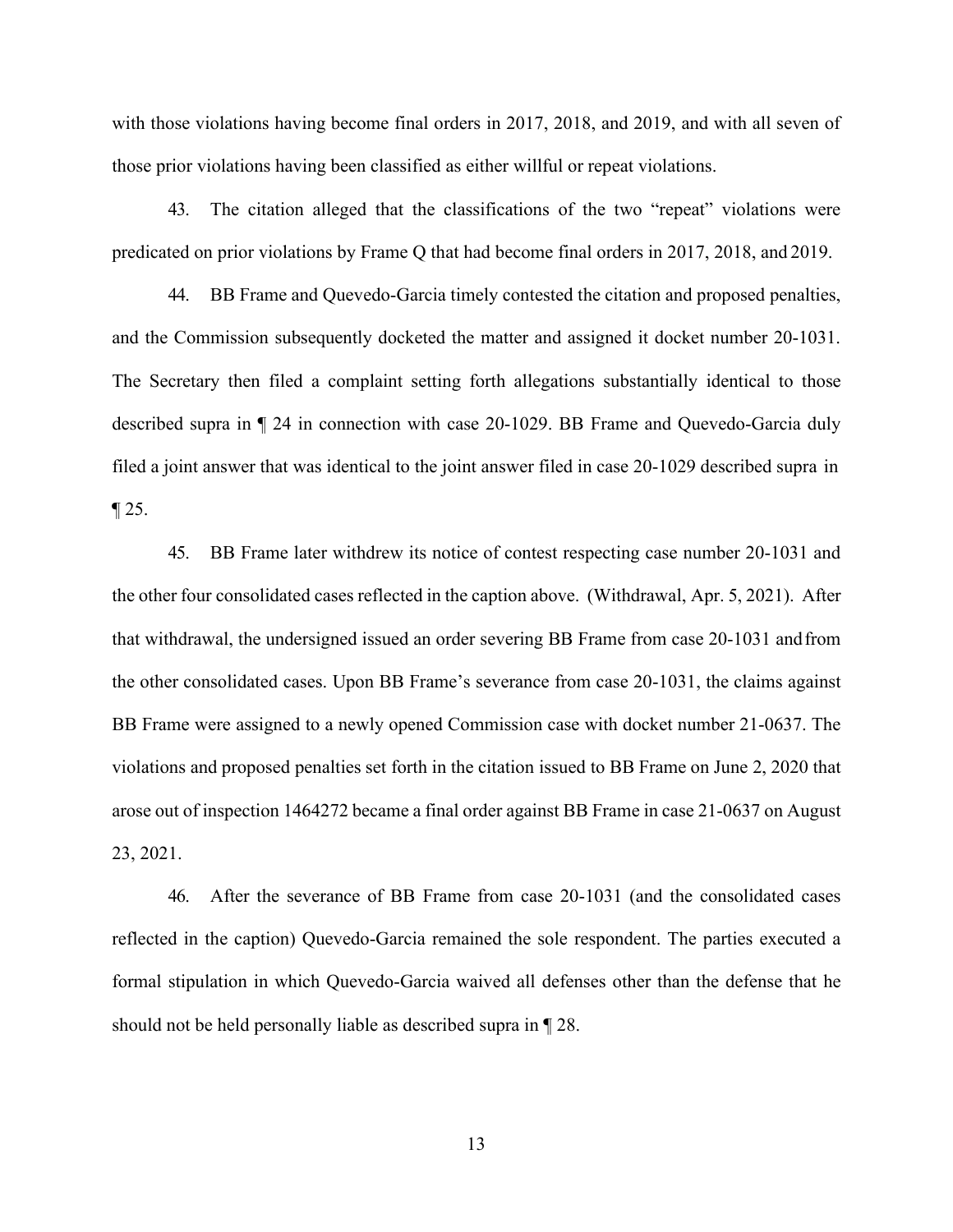with those violations having become final orders in 2017, 2018, and 2019, and with all seven of those prior violations having been classified as either willful or repeat violations.

43. The citation alleged that the classifications of the two "repeat" violations were predicated on prior violations by Frame Q that had become final orders in 2017, 2018, and 2019.

44. BB Frame and Quevedo-Garcia timely contested the citation and proposed penalties, and the Commission subsequently docketed the matter and assigned it docket number 20-1031. The Secretary then filed a complaint setting forth allegations substantially identical to those described supra in ¶ 24 in connection with case 20-1029. BB Frame and Quevedo-Garcia duly filed a joint answer that was identical to the joint answer filed in case 20-1029 described supra in ¶ 25.

45. BB Frame later withdrew its notice of contest respecting case number 20-1031 and the other four consolidated cases reflected in the caption above. (Withdrawal, Apr. 5, 2021). After that withdrawal, the undersigned issued an order severing BB Frame from case 20-1031 and from the other consolidated cases. Upon BB Frame's severance from case 20-1031, the claims against BB Frame were assigned to a newly opened Commission case with docket number 21-0637. The violations and proposed penalties set forth in the citation issued to BB Frame on June 2, 2020 that arose out of inspection 1464272 became a final order against BB Frame in case 21-0637 on August 23, 2021.

46. After the severance of BB Frame from case 20-1031 (and the consolidated cases reflected in the caption) Quevedo-Garcia remained the sole respondent. The parties executed a formal stipulation in which Quevedo-Garcia waived all defenses other than the defense that he should not be held personally liable as described supra in ¶ 28.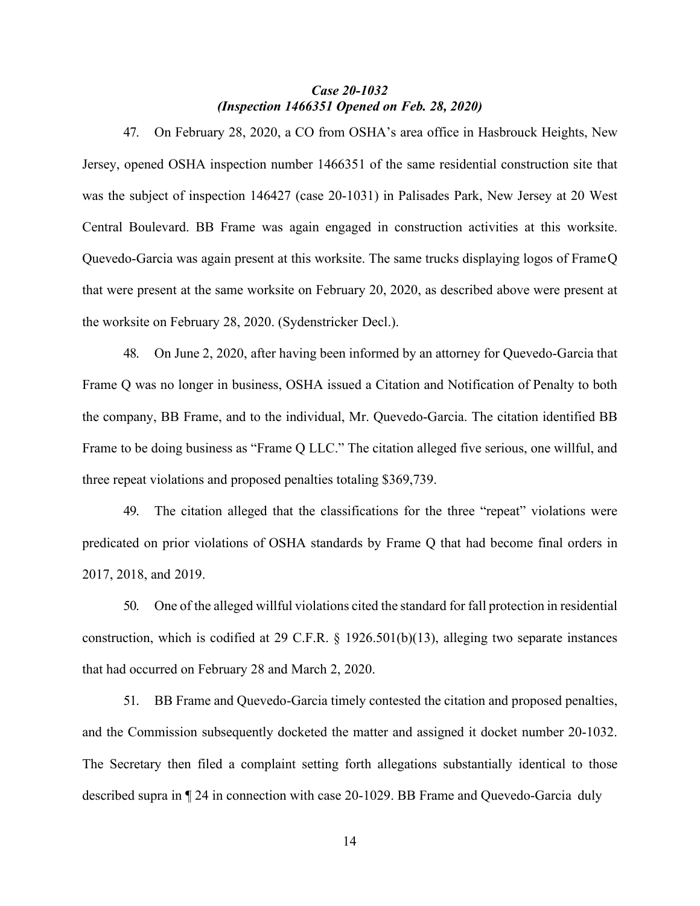### *Case 20-1032*
### *(Inspection 1466351 Opened on Feb. 28, 2020)*

47. On February 28, 2020, a CO from OSHA's area office in Hasbrouck Heights, New Jersey, opened OSHA inspection number 1466351 of the same residential construction site that was the subject of inspection 146427 (case 20-1031) in Palisades Park, New Jersey at 20 West Central Boulevard. BB Frame was again engaged in construction activities at this worksite. Quevedo-Garcia was again present at this worksite. The same trucks displaying logos of FrameQ that were present at the same worksite on February 20, 2020, as described above were present at the worksite on February 28, 2020. (Sydenstricker Decl.).

48. On June 2, 2020, after having been informed by an attorney for Quevedo-Garcia that Frame Q was no longer in business, OSHA issued a Citation and Notification of Penalty to both the company, BB Frame, and to the individual, Mr. Quevedo-Garcia. The citation identified BB Frame to be doing business as "Frame Q LLC." The citation alleged five serious, one willful, and three repeat violations and proposed penalties totaling $369,739.

49. The citation alleged that the classifications for the three "repeat" violations were predicated on prior violations of OSHA standards by Frame Q that had become final orders in 2017, 2018, and 2019.

50. One of the alleged willful violations cited the standard for fall protection in residential construction, which is codified at 29 C.F.R. § 1926.501(b)(13), alleging two separate instances that had occurred on February 28 and March 2, 2020.

51. BB Frame and Quevedo-Garcia timely contested the citation and proposed penalties, and the Commission subsequently docketed the matter and assigned it docket number 20-1032. The Secretary then filed a complaint setting forth allegations substantially identical to those described supra in ¶ 24 in connection with case 20-1029. BB Frame and Quevedo-Garcia duly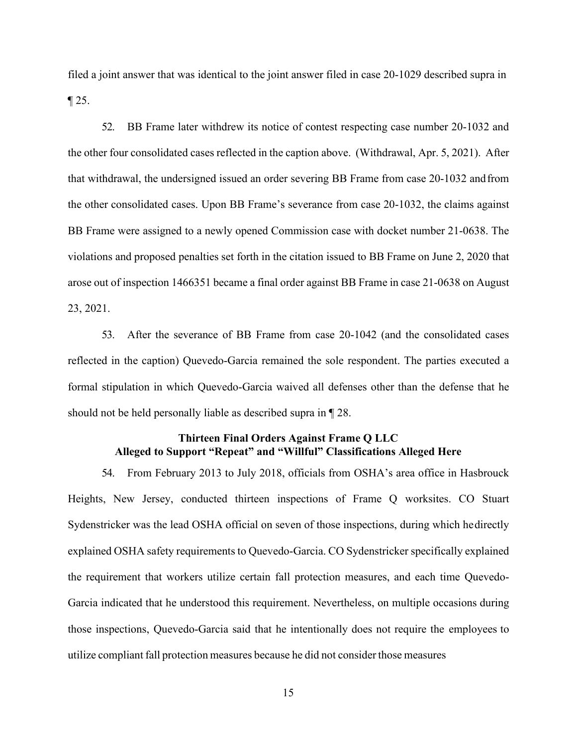filed a joint answer that was identical to the joint answer filed in case 20-1029 described supra in ¶ 25.

52. BB Frame later withdrew its notice of contest respecting case number 20-1032 and the other four consolidated cases reflected in the caption above. (Withdrawal, Apr. 5, 2021). After that withdrawal, the undersigned issued an order severing BB Frame from case 20-1032 and from the other consolidated cases. Upon BB Frame's severance from case 20-1032, the claims against BB Frame were assigned to a newly opened Commission case with docket number 21-0638. The violations and proposed penalties set forth in the citation issued to BB Frame on June 2, 2020 that arose out of inspection 1466351 became a final order against BB Frame in case 21-0638 on August 23, 2021.

53. After the severance of BB Frame from case 20-1042 (and the consolidated cases reflected in the caption) Quevedo-Garcia remained the sole respondent. The parties executed a formal stipulation in which Quevedo-Garcia waived all defenses other than the defense that he should not be held personally liable as described supra in ¶ 28.

**Thirteen Final Orders Against Frame Q LLC**
**Alleged to Support "Repeat" and "Willful" Classifications Alleged Here**

54. From February 2013 to July 2018, officials from OSHA's area office in Hasbrouck Heights, New Jersey, conducted thirteen inspections of Frame Q worksites. CO Stuart Sydenstricker was the lead OSHA official on seven of those inspections, during which he directly explained OSHA safety requirements to Quevedo-Garcia. CO Sydenstricker specifically explained the requirement that workers utilize certain fall protection measures, and each time Quevedo-Garcia indicated that he understood this requirement. Nevertheless, on multiple occasions during those inspections, Quevedo-Garcia said that he intentionally does not require the employees to utilize compliant fall protection measures because he did not consider those measures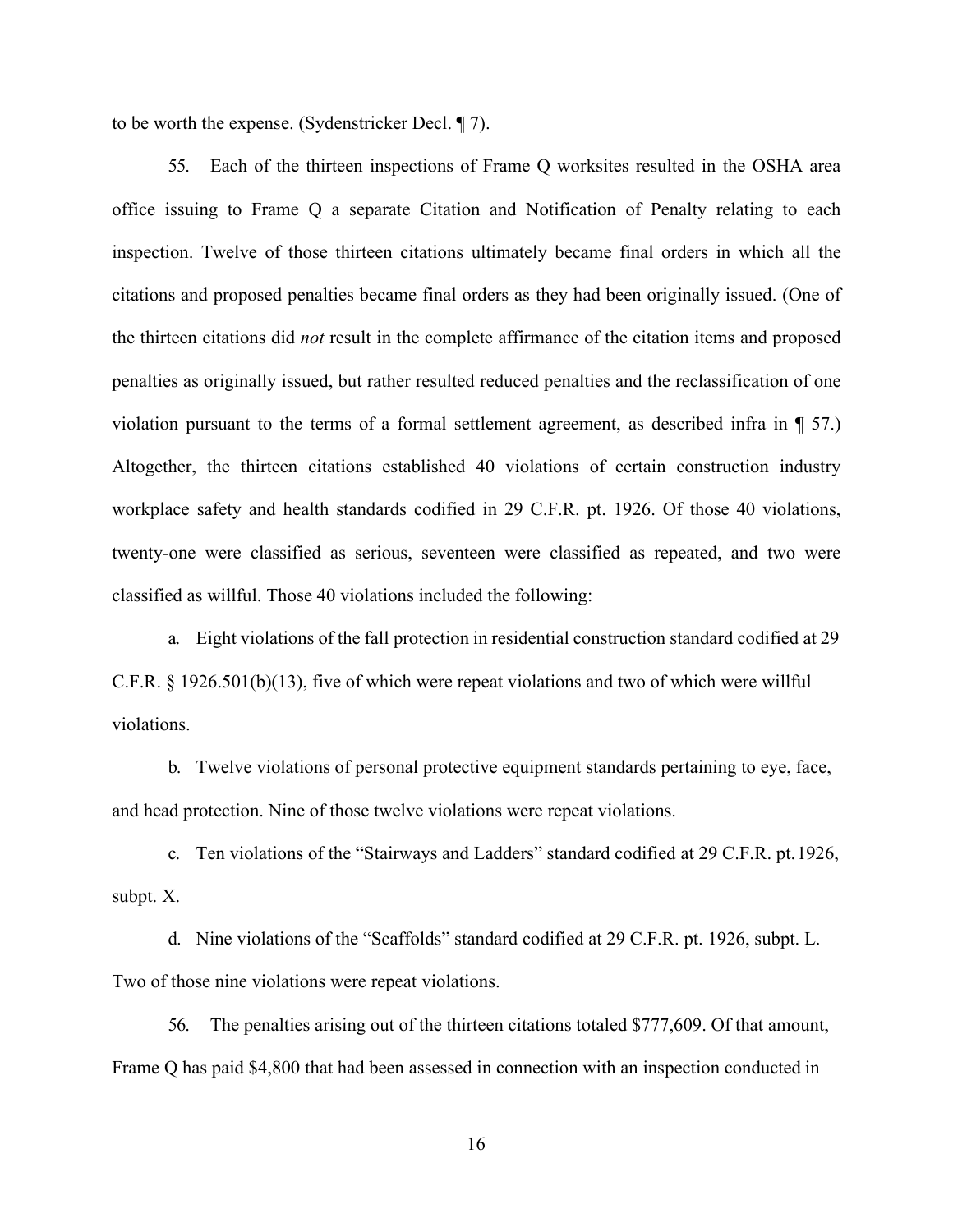to be worth the expense. (Sydenstricker Decl. ¶ 7).

55. Each of the thirteen inspections of Frame Q worksites resulted in the OSHA area office issuing to Frame Q a separate Citation and Notification of Penalty relating to each inspection. Twelve of those thirteen citations ultimately became final orders in which all the citations and proposed penalties became final orders as they had been originally issued. (One of the thirteen citations did *not* result in the complete affirmance of the citation items and proposed penalties as originally issued, but rather resulted reduced penalties and the reclassification of one violation pursuant to the terms of a formal settlement agreement, as described infra in ¶ 57.) Altogether, the thirteen citations established 40 violations of certain construction industry workplace safety and health standards codified in 29 C.F.R. pt. 1926. Of those 40 violations, twenty-one were classified as serious, seventeen were classified as repeated, and two were classified as willful. Those 40 violations included the following:

a. Eight violations of the fall protection in residential construction standard codified at 29 C.F.R. § 1926.501(b)(13), five of which were repeat violations and two of which were willful violations.

b. Twelve violations of personal protective equipment standards pertaining to eye, face, and head protection. Nine of those twelve violations were repeat violations.

c. Ten violations of the "Stairways and Ladders" standard codified at 29 C.F.R. pt. 1926, subpt. X.

d. Nine violations of the "Scaffolds" standard codified at 29 C.F.R. pt. 1926, subpt. L. Two of those nine violations were repeat violations.

56. The penalties arising out of the thirteen citations totaled $777,609. Of that amount, Frame Q has paid $4,800 that had been assessed in connection with an inspection conducted in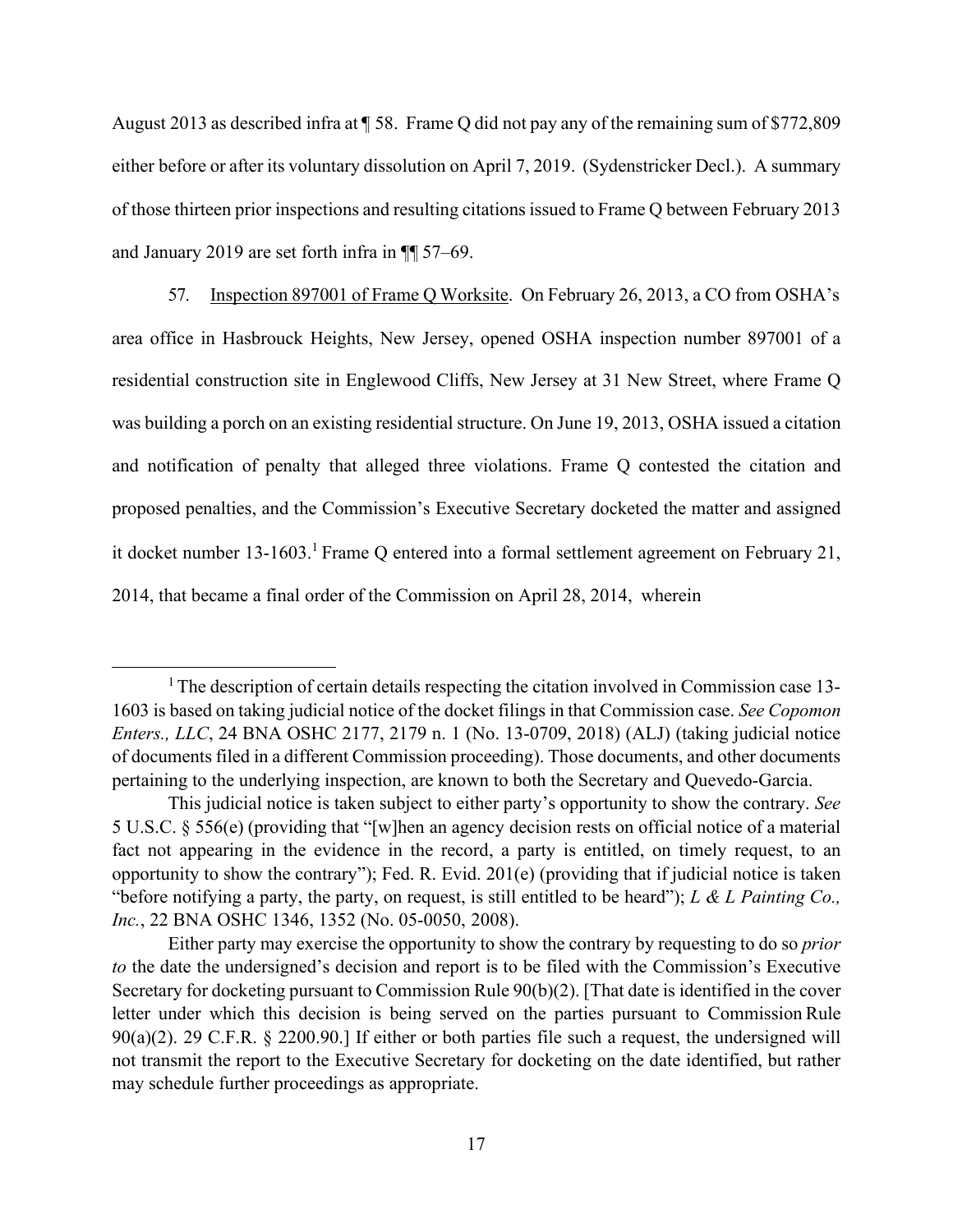August 2013 as described infra at ¶ 58. Frame Q did not pay any of the remaining sum of $772,809 either before or after its voluntary dissolution on April 7, 2019. (Sydenstricker Decl.). A summary of those thirteen prior inspections and resulting citations issued to Frame Q between February 2013 and January 2019 are set forth infra in ¶¶ 57–69.

57. Inspection 897001 of Frame Q Worksite. On February 26, 2013, a CO from OSHA's area office in Hasbrouck Heights, New Jersey, opened OSHA inspection number 897001 of a residential construction site in Englewood Cliffs, New Jersey at 31 New Street, where Frame Q was building a porch on an existing residential structure. On June 19, 2013, OSHA issued a citation and notification of penalty that alleged three violations. Frame Q contested the citation and proposed penalties, and the Commission's Executive Secretary docketed the matter and assigned it docket number 13-1603.[1] Frame Q entered into a formal settlement agreement on February 21, 2014, that became a final order of the Commission on April 28, 2014, wherein

---

[1] The description of certain details respecting the citation involved in Commission case 13-1603 is based on taking judicial notice of the docket filings in that Commission case. *See Copomon Enters., LLC*, 24 BNA OSHC 2177, 2179 n. 1 (No. 13-0709, 2018) (ALJ) (taking judicial notice of documents filed in a different Commission proceeding). Those documents, and other documents pertaining to the underlying inspection, are known to both the Secretary and Quevedo-Garcia.

This judicial notice is taken subject to either party's opportunity to show the contrary. *See* 5 U.S.C. § 556(e) (providing that "[w]hen an agency decision rests on official notice of a material fact not appearing in the evidence in the record, a party is entitled, on timely request, to an opportunity to show the contrary"); Fed. R. Evid. 201(e) (providing that if judicial notice is taken "before notifying a party, the party, on request, is still entitled to be heard"); *L & L Painting Co., Inc.*, 22 BNA OSHC 1346, 1352 (No. 05-0050, 2008).

Either party may exercise the opportunity to show the contrary by requesting to do so *prior to* the date the undersigned's decision and report is to be filed with the Commission's Executive Secretary for docketing pursuant to Commission Rule 90(b)(2). [That date is identified in the cover letter under which this decision is being served on the parties pursuant to Commission Rule 90(a)(2). 29 C.F.R. § 2200.90.] If either or both parties file such a request, the undersigned will not transmit the report to the Executive Secretary for docketing on the date identified, but rather may schedule further proceedings as appropriate.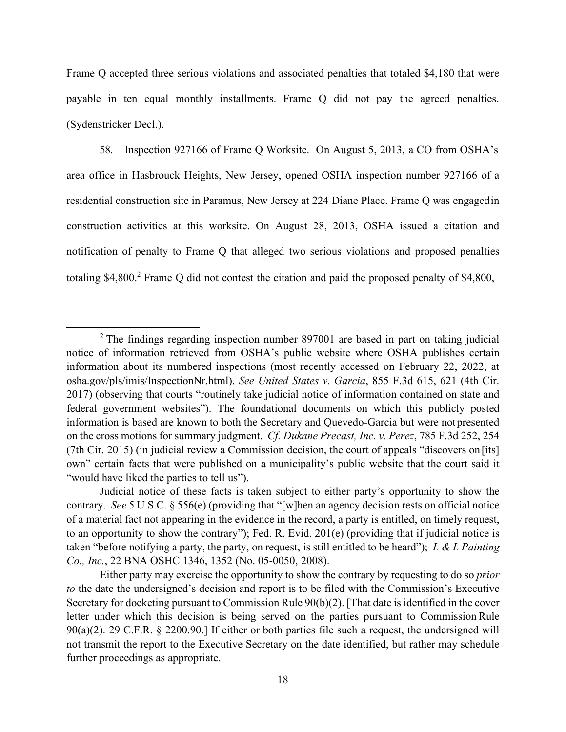Frame Q accepted three serious violations and associated penalties that totaled $4,180 that were payable in ten equal monthly installments. Frame Q did not pay the agreed penalties. (Sydenstricker Decl.).

58. <u>Inspection 927166 of Frame Q Worksite</u>. On August 5, 2013, a CO from OSHA's area office in Hasbrouck Heights, New Jersey, opened OSHA inspection number 927166 of a residential construction site in Paramus, New Jersey at 224 Diane Place. Frame Q was engaged in construction activities at this worksite. On August 28, 2013, OSHA issued a citation and notification of penalty to Frame Q that alleged two serious violations and proposed penalties totaling $4,800.[2] Frame Q did not contest the citation and paid the proposed penalty of $4,800,

---

[2] The findings regarding inspection number 897001 are based in part on taking judicial notice of information retrieved from OSHA's public website where OSHA publishes certain information about its numbered inspections (most recently accessed on February 22, 2022, at osha.gov/pls/imis/InspectionNr.html). *See United States v. Garcia*, 855 F.3d 615, 621 (4th Cir. 2017) (observing that courts "routinely take judicial notice of information contained on state and federal government websites"). The foundational documents on which this publicly posted information is based are known to both the Secretary and Quevedo-Garcia but were not presented on the cross motions for summary judgment. *Cf. Dukane Precast, Inc. v. Perez*, 785 F.3d 252, 254 (7th Cir. 2015) (in judicial review a Commission decision, the court of appeals "discovers on [its] own" certain facts that were published on a municipality's public website that the court said it "would have liked the parties to tell us").

Judicial notice of these facts is taken subject to either party's opportunity to show the contrary. *See* 5 U.S.C. § 556(e) (providing that "[w]hen an agency decision rests on official notice of a material fact not appearing in the evidence in the record, a party is entitled, on timely request, to an opportunity to show the contrary"); Fed. R. Evid. 201(e) (providing that if judicial notice is taken "before notifying a party, the party, on request, is still entitled to be heard"); *L & L Painting Co., Inc.*, 22 BNA OSHC 1346, 1352 (No. 05-0050, 2008).

Either party may exercise the opportunity to show the contrary by requesting to do so *prior to* the date the undersigned's decision and report is to be filed with the Commission's Executive Secretary for docketing pursuant to Commission Rule 90(b)(2). [That date is identified in the cover letter under which this decision is being served on the parties pursuant to Commission Rule 90(a)(2). 29 C.F.R. § 2200.90.] If either or both parties file such a request, the undersigned will not transmit the report to the Executive Secretary on the date identified, but rather may schedule further proceedings as appropriate.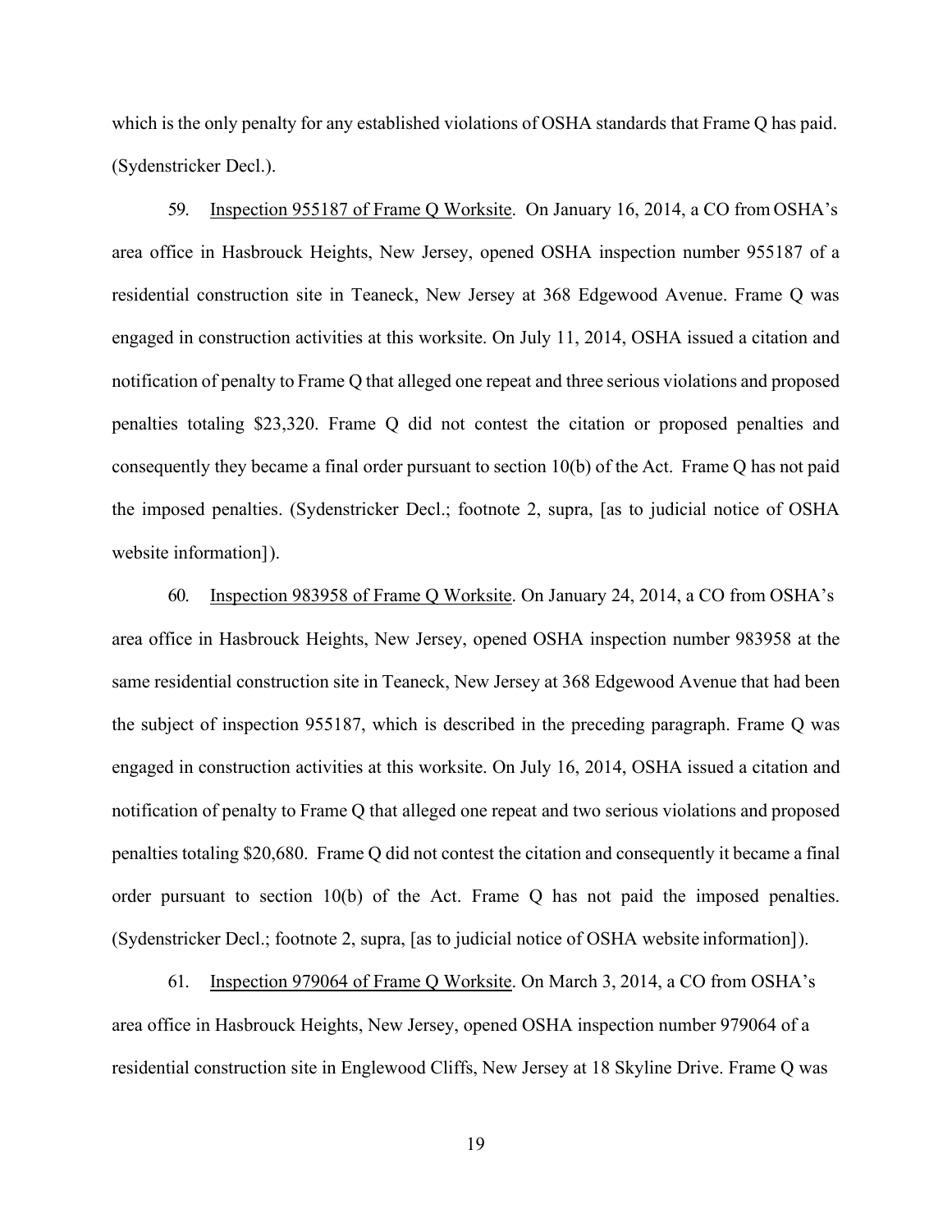which is the only penalty for any established violations of OSHA standards that Frame Q has paid. (Sydenstricker Decl.).

59. Inspection 955187 of Frame Q Worksite. On January 16, 2014, a CO from OSHA's area office in Hasbrouck Heights, New Jersey, opened OSHA inspection number 955187 of a residential construction site in Teaneck, New Jersey at 368 Edgewood Avenue. Frame Q was engaged in construction activities at this worksite. On July 11, 2014, OSHA issued a citation and notification of penalty to Frame Q that alleged one repeat and three serious violations and proposed penalties totaling $23,320. Frame Q did not contest the citation or proposed penalties and consequently they became a final order pursuant to section 10(b) of the Act. Frame Q has not paid the imposed penalties. (Sydenstricker Decl.; footnote 2, supra, [as to judicial notice of OSHA website information]).

60. Inspection 983958 of Frame Q Worksite. On January 24, 2014, a CO from OSHA's area office in Hasbrouck Heights, New Jersey, opened OSHA inspection number 983958 at the same residential construction site in Teaneck, New Jersey at 368 Edgewood Avenue that had been the subject of inspection 955187, which is described in the preceding paragraph. Frame Q was engaged in construction activities at this worksite. On July 16, 2014, OSHA issued a citation and notification of penalty to Frame Q that alleged one repeat and two serious violations and proposed penalties totaling $20,680. Frame Q did not contest the citation and consequently it became a final order pursuant to section 10(b) of the Act. Frame Q has not paid the imposed penalties. (Sydenstricker Decl.; footnote 2, supra, [as to judicial notice of OSHA website information]).

61. Inspection 979064 of Frame Q Worksite. On March 3, 2014, a CO from OSHA's area office in Hasbrouck Heights, New Jersey, opened OSHA inspection number 979064 of a residential construction site in Englewood Cliffs, New Jersey at 18 Skyline Drive. Frame Q was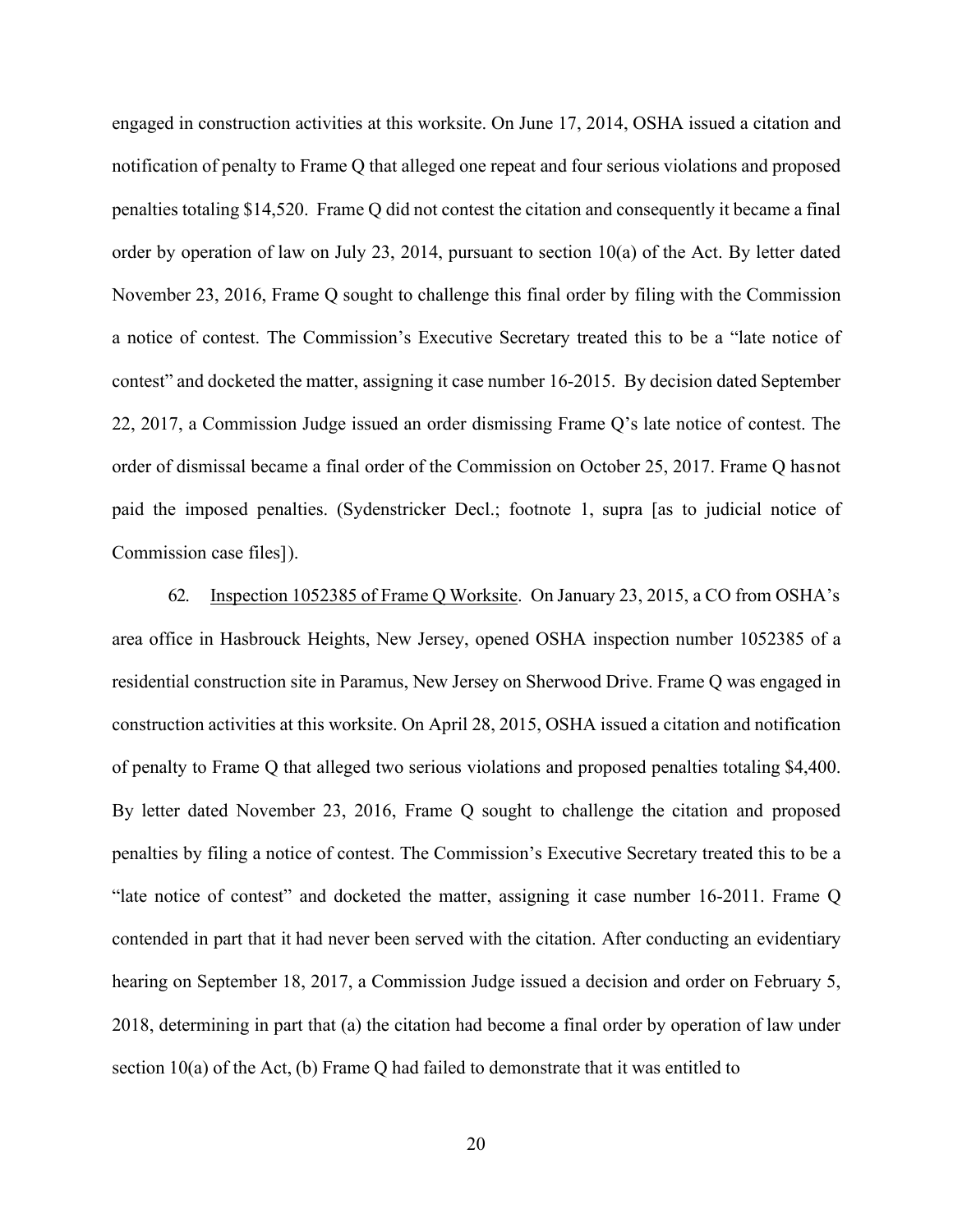engaged in construction activities at this worksite. On June 17, 2014, OSHA issued a citation and notification of penalty to Frame Q that alleged one repeat and four serious violations and proposed penalties totaling $14,520. Frame Q did not contest the citation and consequently it became a final order by operation of law on July 23, 2014, pursuant to section 10(a) of the Act. By letter dated November 23, 2016, Frame Q sought to challenge this final order by filing with the Commission a notice of contest. The Commission's Executive Secretary treated this to be a "late notice of contest" and docketed the matter, assigning it case number 16-2015. By decision dated September 22, 2017, a Commission Judge issued an order dismissing Frame Q's late notice of contest. The order of dismissal became a final order of the Commission on October 25, 2017. Frame Q hasnot paid the imposed penalties. (Sydenstricker Decl.; footnote 1, supra [as to judicial notice of Commission case files]).

62. Inspection 1052385 of Frame Q Worksite. On January 23, 2015, a CO from OSHA's area office in Hasbrouck Heights, New Jersey, opened OSHA inspection number 1052385 of a residential construction site in Paramus, New Jersey on Sherwood Drive. Frame Q was engaged in construction activities at this worksite. On April 28, 2015, OSHA issued a citation and notification of penalty to Frame Q that alleged two serious violations and proposed penalties totaling $4,400. By letter dated November 23, 2016, Frame Q sought to challenge the citation and proposed penalties by filing a notice of contest. The Commission's Executive Secretary treated this to be a "late notice of contest" and docketed the matter, assigning it case number 16-2011. Frame Q contended in part that it had never been served with the citation. After conducting an evidentiary hearing on September 18, 2017, a Commission Judge issued a decision and order on February 5, 2018, determining in part that (a) the citation had become a final order by operation of law under section 10(a) of the Act, (b) Frame Q had failed to demonstrate that it was entitled to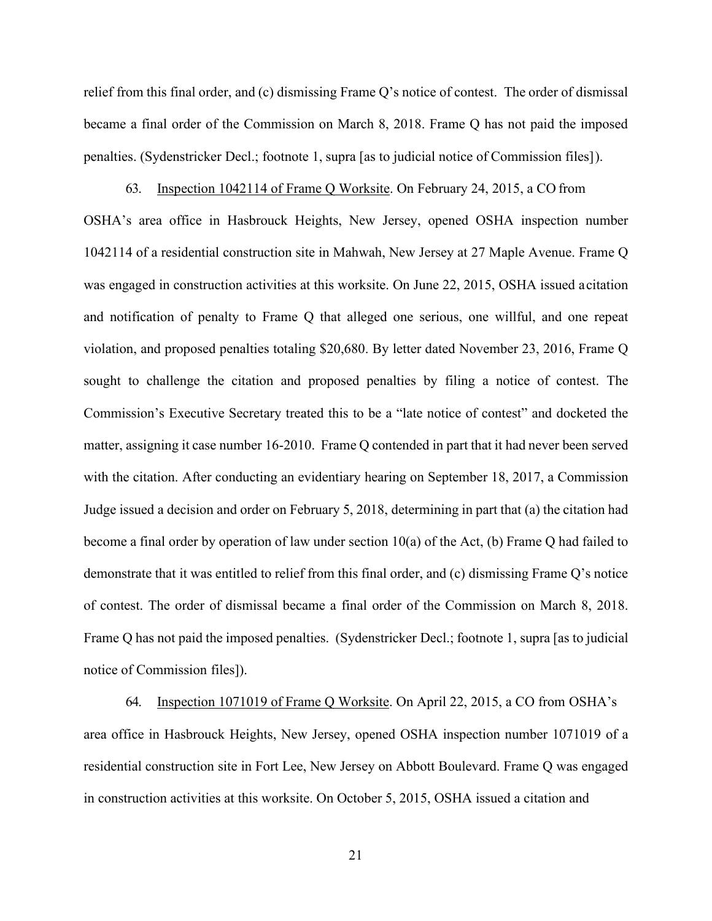relief from this final order, and (c) dismissing Frame Q's notice of contest. The order of dismissal became a final order of the Commission on March 8, 2018. Frame Q has not paid the imposed penalties. (Sydenstricker Decl.; footnote 1, supra [as to judicial notice of Commission files]).

63. Inspection 1042114 of Frame Q Worksite. On February 24, 2015, a CO from OSHA's area office in Hasbrouck Heights, New Jersey, opened OSHA inspection number 1042114 of a residential construction site in Mahwah, New Jersey at 27 Maple Avenue. Frame Q was engaged in construction activities at this worksite. On June 22, 2015, OSHA issued a citation and notification of penalty to Frame Q that alleged one serious, one willful, and one repeat violation, and proposed penalties totaling $20,680. By letter dated November 23, 2016, Frame Q sought to challenge the citation and proposed penalties by filing a notice of contest. The Commission's Executive Secretary treated this to be a "late notice of contest" and docketed the matter, assigning it case number 16-2010. Frame Q contended in part that it had never been served with the citation. After conducting an evidentiary hearing on September 18, 2017, a Commission Judge issued a decision and order on February 5, 2018, determining in part that (a) the citation had become a final order by operation of law under section 10(a) of the Act, (b) Frame Q had failed to demonstrate that it was entitled to relief from this final order, and (c) dismissing Frame Q's notice of contest. The order of dismissal became a final order of the Commission on March 8, 2018. Frame Q has not paid the imposed penalties. (Sydenstricker Decl.; footnote 1, supra [as to judicial notice of Commission files]).

64. Inspection 1071019 of Frame Q Worksite. On April 22, 2015, a CO from OSHA's area office in Hasbrouck Heights, New Jersey, opened OSHA inspection number 1071019 of a residential construction site in Fort Lee, New Jersey on Abbott Boulevard. Frame Q was engaged in construction activities at this worksite. On October 5, 2015, OSHA issued a citation and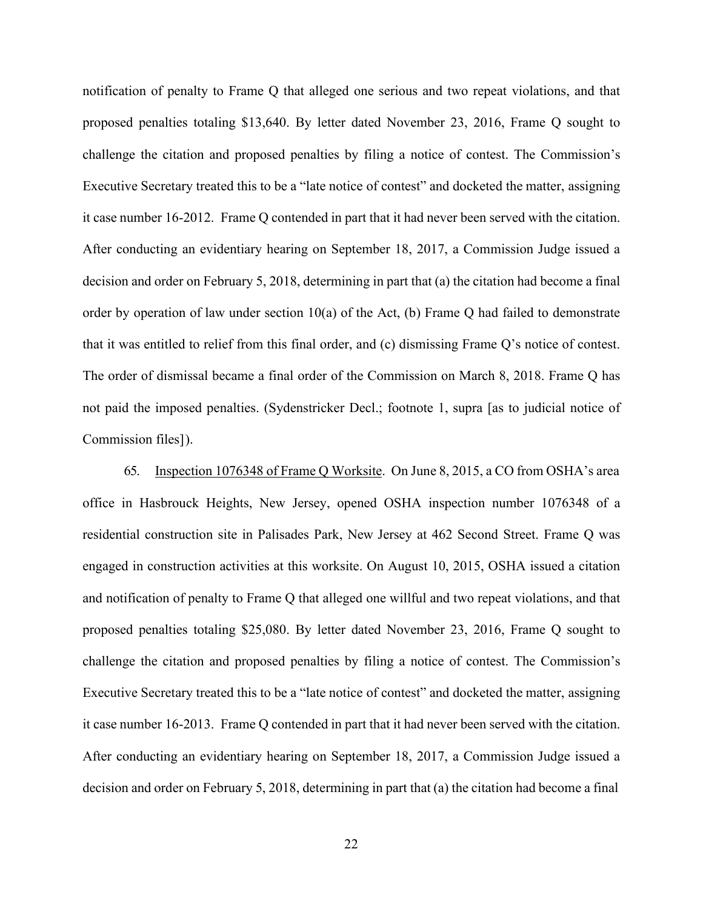notification of penalty to Frame Q that alleged one serious and two repeat violations, and that proposed penalties totaling $13,640. By letter dated November 23, 2016, Frame Q sought to challenge the citation and proposed penalties by filing a notice of contest. The Commission's Executive Secretary treated this to be a "late notice of contest" and docketed the matter, assigning it case number 16-2012. Frame Q contended in part that it had never been served with the citation. After conducting an evidentiary hearing on September 18, 2017, a Commission Judge issued a decision and order on February 5, 2018, determining in part that (a) the citation had become a final order by operation of law under section 10(a) of the Act, (b) Frame Q had failed to demonstrate that it was entitled to relief from this final order, and (c) dismissing Frame Q's notice of contest. The order of dismissal became a final order of the Commission on March 8, 2018. Frame Q has not paid the imposed penalties. (Sydenstricker Decl.; footnote 1, supra [as to judicial notice of Commission files]).

65. Inspection 1076348 of Frame Q Worksite. On June 8, 2015, a CO from OSHA's area office in Hasbrouck Heights, New Jersey, opened OSHA inspection number 1076348 of a residential construction site in Palisades Park, New Jersey at 462 Second Street. Frame Q was engaged in construction activities at this worksite. On August 10, 2015, OSHA issued a citation and notification of penalty to Frame Q that alleged one willful and two repeat violations, and that proposed penalties totaling $25,080. By letter dated November 23, 2016, Frame Q sought to challenge the citation and proposed penalties by filing a notice of contest. The Commission's Executive Secretary treated this to be a "late notice of contest" and docketed the matter, assigning it case number 16-2013. Frame Q contended in part that it had never been served with the citation. After conducting an evidentiary hearing on September 18, 2017, a Commission Judge issued a decision and order on February 5, 2018, determining in part that (a) the citation had become a final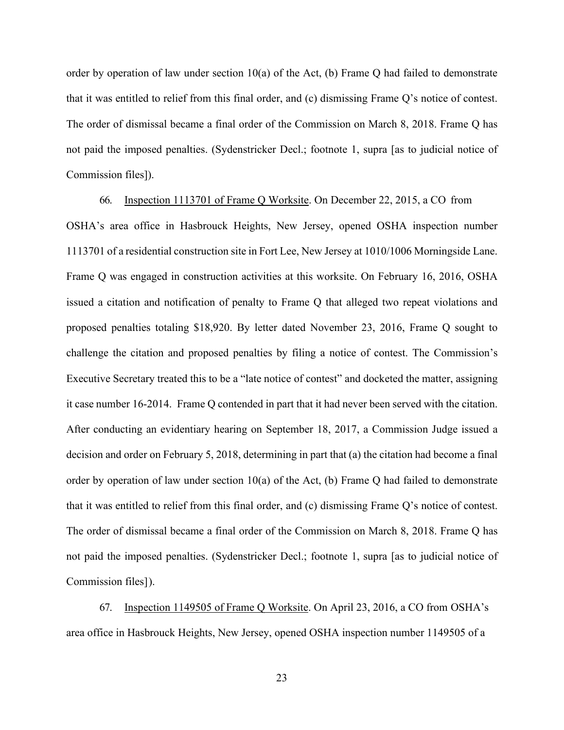order by operation of law under section 10(a) of the Act, (b) Frame Q had failed to demonstrate that it was entitled to relief from this final order, and (c) dismissing Frame Q's notice of contest. The order of dismissal became a final order of the Commission on March 8, 2018. Frame Q has not paid the imposed penalties. (Sydenstricker Decl.; footnote 1, supra [as to judicial notice of Commission files]).

66. Inspection 1113701 of Frame Q Worksite. On December 22, 2015, a CO from OSHA's area office in Hasbrouck Heights, New Jersey, opened OSHA inspection number 1113701 of a residential construction site in Fort Lee, New Jersey at 1010/1006 Morningside Lane. Frame Q was engaged in construction activities at this worksite. On February 16, 2016, OSHA issued a citation and notification of penalty to Frame Q that alleged two repeat violations and proposed penalties totaling $18,920. By letter dated November 23, 2016, Frame Q sought to challenge the citation and proposed penalties by filing a notice of contest. The Commission's Executive Secretary treated this to be a "late notice of contest" and docketed the matter, assigning it case number 16-2014. Frame Q contended in part that it had never been served with the citation. After conducting an evidentiary hearing on September 18, 2017, a Commission Judge issued a decision and order on February 5, 2018, determining in part that (a) the citation had become a final order by operation of law under section 10(a) of the Act, (b) Frame Q had failed to demonstrate that it was entitled to relief from this final order, and (c) dismissing Frame Q's notice of contest. The order of dismissal became a final order of the Commission on March 8, 2018. Frame Q has not paid the imposed penalties. (Sydenstricker Decl.; footnote 1, supra [as to judicial notice of Commission files]).

67. Inspection 1149505 of Frame Q Worksite. On April 23, 2016, a CO from OSHA's area office in Hasbrouck Heights, New Jersey, opened OSHA inspection number 1149505 of a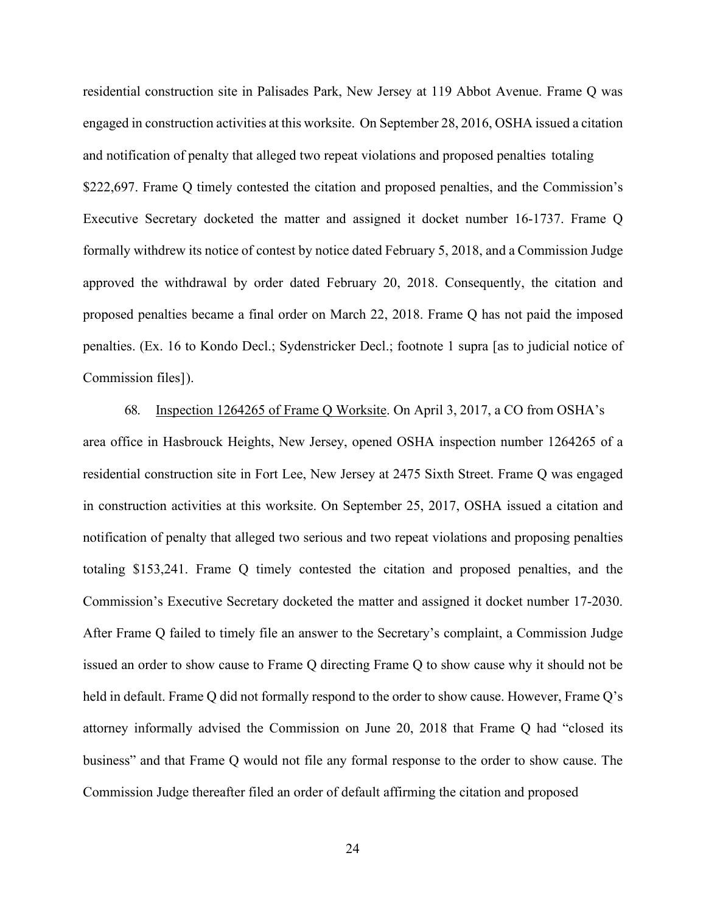residential construction site in Palisades Park, New Jersey at 119 Abbot Avenue. Frame Q was engaged in construction activities at this worksite. On September 28, 2016, OSHA issued a citation and notification of penalty that alleged two repeat violations and proposed penalties totaling $222,697. Frame Q timely contested the citation and proposed penalties, and the Commission's Executive Secretary docketed the matter and assigned it docket number 16-1737. Frame Q formally withdrew its notice of contest by notice dated February 5, 2018, and a Commission Judge approved the withdrawal by order dated February 20, 2018. Consequently, the citation and proposed penalties became a final order on March 22, 2018. Frame Q has not paid the imposed penalties. (Ex. 16 to Kondo Decl.; Sydenstricker Decl.; footnote 1 supra [as to judicial notice of Commission files]).

68. Inspection 1264265 of Frame Q Worksite. On April 3, 2017, a CO from OSHA's area office in Hasbrouck Heights, New Jersey, opened OSHA inspection number 1264265 of a residential construction site in Fort Lee, New Jersey at 2475 Sixth Street. Frame Q was engaged in construction activities at this worksite. On September 25, 2017, OSHA issued a citation and notification of penalty that alleged two serious and two repeat violations and proposing penalties totaling $153,241. Frame Q timely contested the citation and proposed penalties, and the Commission's Executive Secretary docketed the matter and assigned it docket number 17-2030. After Frame Q failed to timely file an answer to the Secretary's complaint, a Commission Judge issued an order to show cause to Frame Q directing Frame Q to show cause why it should not be held in default. Frame Q did not formally respond to the order to show cause. However, Frame Q's attorney informally advised the Commission on June 20, 2018 that Frame Q had "closed its business" and that Frame Q would not file any formal response to the order to show cause. The Commission Judge thereafter filed an order of default affirming the citation and proposed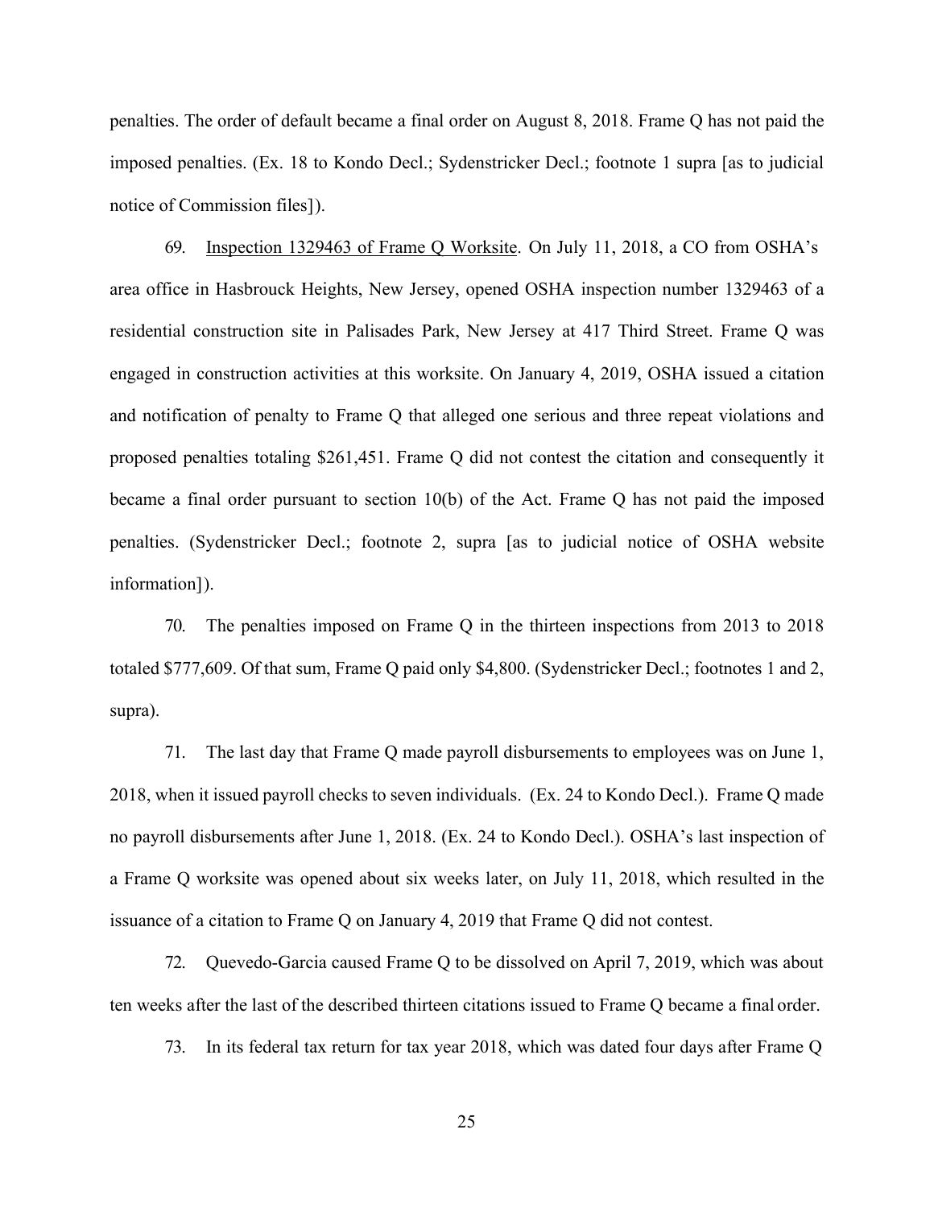penalties. The order of default became a final order on August 8, 2018. Frame Q has not paid the imposed penalties. (Ex. 18 to Kondo Decl.; Sydenstricker Decl.; footnote 1 supra [as to judicial notice of Commission files]).

69. Inspection 1329463 of Frame Q Worksite. On July 11, 2018, a CO from OSHA's area office in Hasbrouck Heights, New Jersey, opened OSHA inspection number 1329463 of a residential construction site in Palisades Park, New Jersey at 417 Third Street. Frame Q was engaged in construction activities at this worksite. On January 4, 2019, OSHA issued a citation and notification of penalty to Frame Q that alleged one serious and three repeat violations and proposed penalties totaling $261,451. Frame Q did not contest the citation and consequently it became a final order pursuant to section 10(b) of the Act. Frame Q has not paid the imposed penalties. (Sydenstricker Decl.; footnote 2, supra [as to judicial notice of OSHA website information]).

70. The penalties imposed on Frame Q in the thirteen inspections from 2013 to 2018 totaled $777,609. Of that sum, Frame Q paid only $4,800. (Sydenstricker Decl.; footnotes 1 and 2, supra).

71. The last day that Frame Q made payroll disbursements to employees was on June 1, 2018, when it issued payroll checks to seven individuals. (Ex. 24 to Kondo Decl.). Frame Q made no payroll disbursements after June 1, 2018. (Ex. 24 to Kondo Decl.). OSHA's last inspection of a Frame Q worksite was opened about six weeks later, on July 11, 2018, which resulted in the issuance of a citation to Frame Q on January 4, 2019 that Frame Q did not contest.

72. Quevedo-Garcia caused Frame Q to be dissolved on April 7, 2019, which was about ten weeks after the last of the described thirteen citations issued to Frame Q became a final order.

73. In its federal tax return for tax year 2018, which was dated four days after Frame Q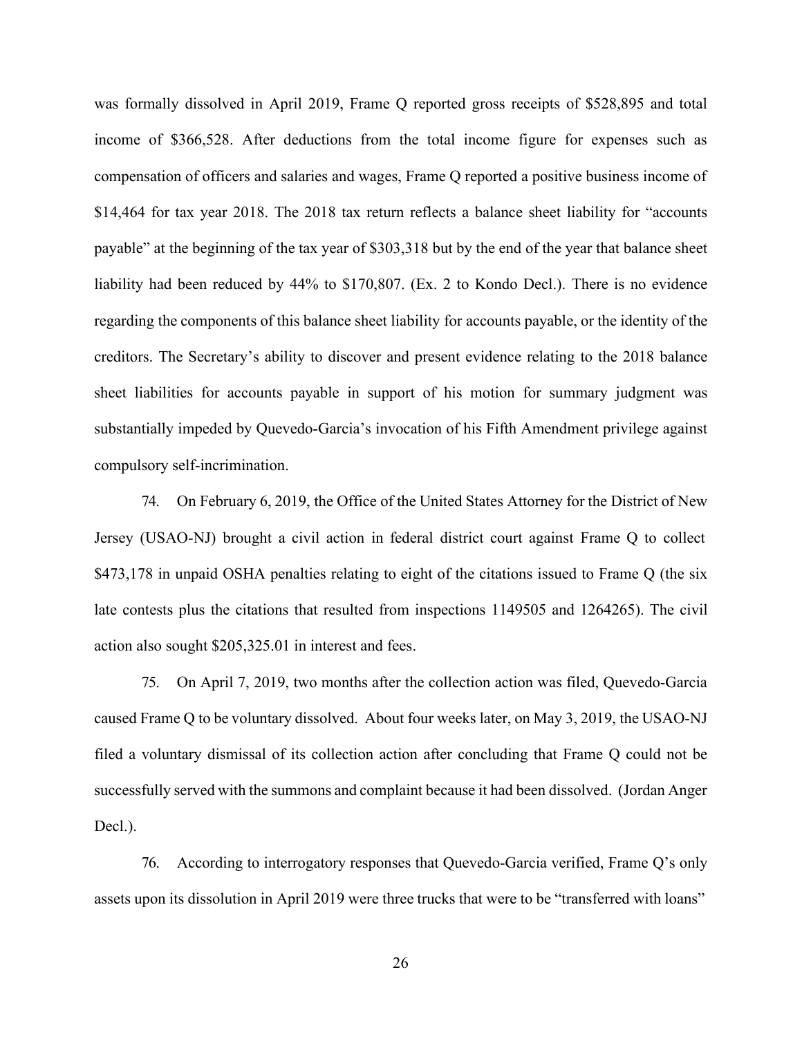was formally dissolved in April 2019, Frame Q reported gross receipts of $528,895 and total income of $366,528. After deductions from the total income figure for expenses such as compensation of officers and salaries and wages, Frame Q reported a positive business income of $14,464 for tax year 2018. The 2018 tax return reflects a balance sheet liability for "accounts payable" at the beginning of the tax year of $303,318 but by the end of the year that balance sheet liability had been reduced by 44% to $170,807. (Ex. 2 to Kondo Decl.). There is no evidence regarding the components of this balance sheet liability for accounts payable, or the identity of the creditors. The Secretary's ability to discover and present evidence relating to the 2018 balance sheet liabilities for accounts payable in support of his motion for summary judgment was substantially impeded by Quevedo-Garcia's invocation of his Fifth Amendment privilege against compulsory self-incrimination.

74. On February 6, 2019, the Office of the United States Attorney for the District of New Jersey (USAO-NJ) brought a civil action in federal district court against Frame Q to collect $473,178 in unpaid OSHA penalties relating to eight of the citations issued to Frame Q (the six late contests plus the citations that resulted from inspections 1149505 and 1264265). The civil action also sought $205,325.01 in interest and fees.

75. On April 7, 2019, two months after the collection action was filed, Quevedo-Garcia caused Frame Q to be voluntary dissolved. About four weeks later, on May 3, 2019, the USAO-NJ filed a voluntary dismissal of its collection action after concluding that Frame Q could not be successfully served with the summons and complaint because it had been dissolved. (Jordan Anger Decl.).

76. According to interrogatory responses that Quevedo-Garcia verified, Frame Q's only assets upon its dissolution in April 2019 were three trucks that were to be "transferred with loans"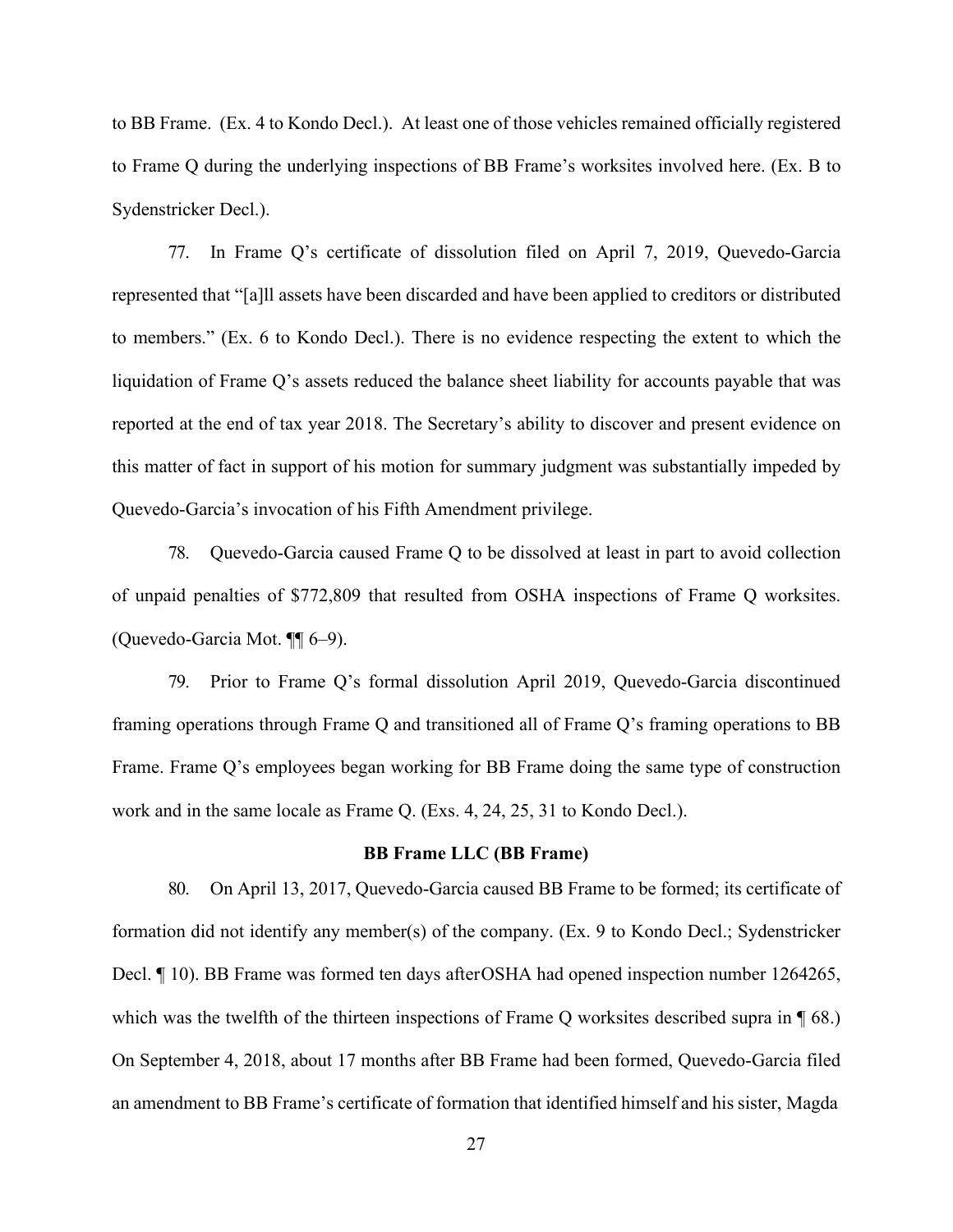to BB Frame. (Ex. 4 to Kondo Decl.). At least one of those vehicles remained officially registered to Frame Q during the underlying inspections of BB Frame's worksites involved here. (Ex. B to Sydenstricker Decl.).

77. In Frame Q's certificate of dissolution filed on April 7, 2019, Quevedo-Garcia represented that "[a]ll assets have been discarded and have been applied to creditors or distributed to members." (Ex. 6 to Kondo Decl.). There is no evidence respecting the extent to which the liquidation of Frame Q's assets reduced the balance sheet liability for accounts payable that was reported at the end of tax year 2018. The Secretary's ability to discover and present evidence on this matter of fact in support of his motion for summary judgment was substantially impeded by Quevedo-Garcia's invocation of his Fifth Amendment privilege.

78. Quevedo-Garcia caused Frame Q to be dissolved at least in part to avoid collection of unpaid penalties of $772,809 that resulted from OSHA inspections of Frame Q worksites. (Quevedo-Garcia Mot. ¶¶ 6–9).

79. Prior to Frame Q's formal dissolution April 2019, Quevedo-Garcia discontinued framing operations through Frame Q and transitioned all of Frame Q's framing operations to BB Frame. Frame Q's employees began working for BB Frame doing the same type of construction work and in the same locale as Frame Q. (Exs. 4, 24, 25, 31 to Kondo Decl.).

### BB Frame LLC (BB Frame)

80. On April 13, 2017, Quevedo-Garcia caused BB Frame to be formed; its certificate of formation did not identify any member(s) of the company. (Ex. 9 to Kondo Decl.; Sydenstricker Decl. ¶ 10). BB Frame was formed ten days afterOSHA had opened inspection number 1264265, which was the twelfth of the thirteen inspections of Frame Q worksites described supra in ¶ 68.) On September 4, 2018, about 17 months after BB Frame had been formed, Quevedo-Garcia filed an amendment to BB Frame's certificate of formation that identified himself and his sister, Magda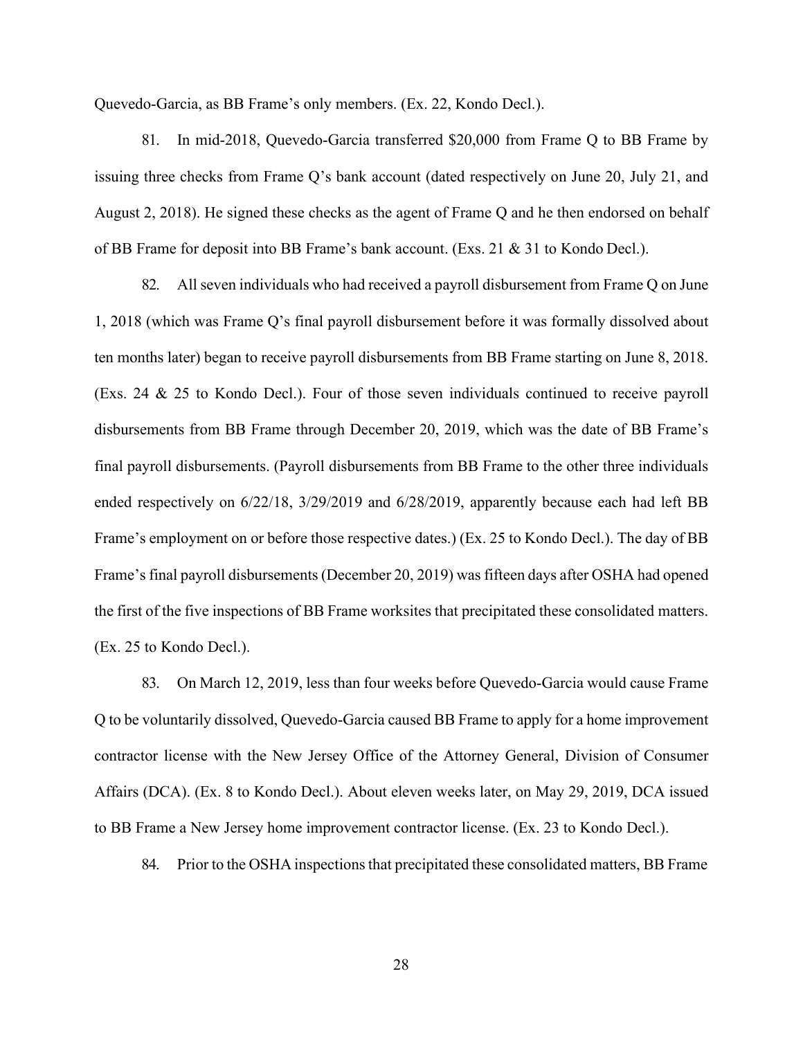Quevedo-Garcia, as BB Frame's only members. (Ex. 22, Kondo Decl.).

81. In mid-2018, Quevedo-Garcia transferred $20,000 from Frame Q to BB Frame by issuing three checks from Frame Q's bank account (dated respectively on June 20, July 21, and August 2, 2018). He signed these checks as the agent of Frame Q and he then endorsed on behalf of BB Frame for deposit into BB Frame's bank account. (Exs. 21 & 31 to Kondo Decl.).

82. All seven individuals who had received a payroll disbursement from Frame Q on June 1, 2018 (which was Frame Q's final payroll disbursement before it was formally dissolved about ten months later) began to receive payroll disbursements from BB Frame starting on June 8, 2018. (Exs. 24 & 25 to Kondo Decl.). Four of those seven individuals continued to receive payroll disbursements from BB Frame through December 20, 2019, which was the date of BB Frame's final payroll disbursements. (Payroll disbursements from BB Frame to the other three individuals ended respectively on 6/22/18, 3/29/2019 and 6/28/2019, apparently because each had left BB Frame's employment on or before those respective dates.) (Ex. 25 to Kondo Decl.). The day of BB Frame's final payroll disbursements (December 20, 2019) was fifteen days after OSHA had opened the first of the five inspections of BB Frame worksites that precipitated these consolidated matters. (Ex. 25 to Kondo Decl.).

83. On March 12, 2019, less than four weeks before Quevedo-Garcia would cause Frame Q to be voluntarily dissolved, Quevedo-Garcia caused BB Frame to apply for a home improvement contractor license with the New Jersey Office of the Attorney General, Division of Consumer Affairs (DCA). (Ex. 8 to Kondo Decl.). About eleven weeks later, on May 29, 2019, DCA issued to BB Frame a New Jersey home improvement contractor license. (Ex. 23 to Kondo Decl.).

84. Prior to the OSHA inspections that precipitated these consolidated matters, BB Frame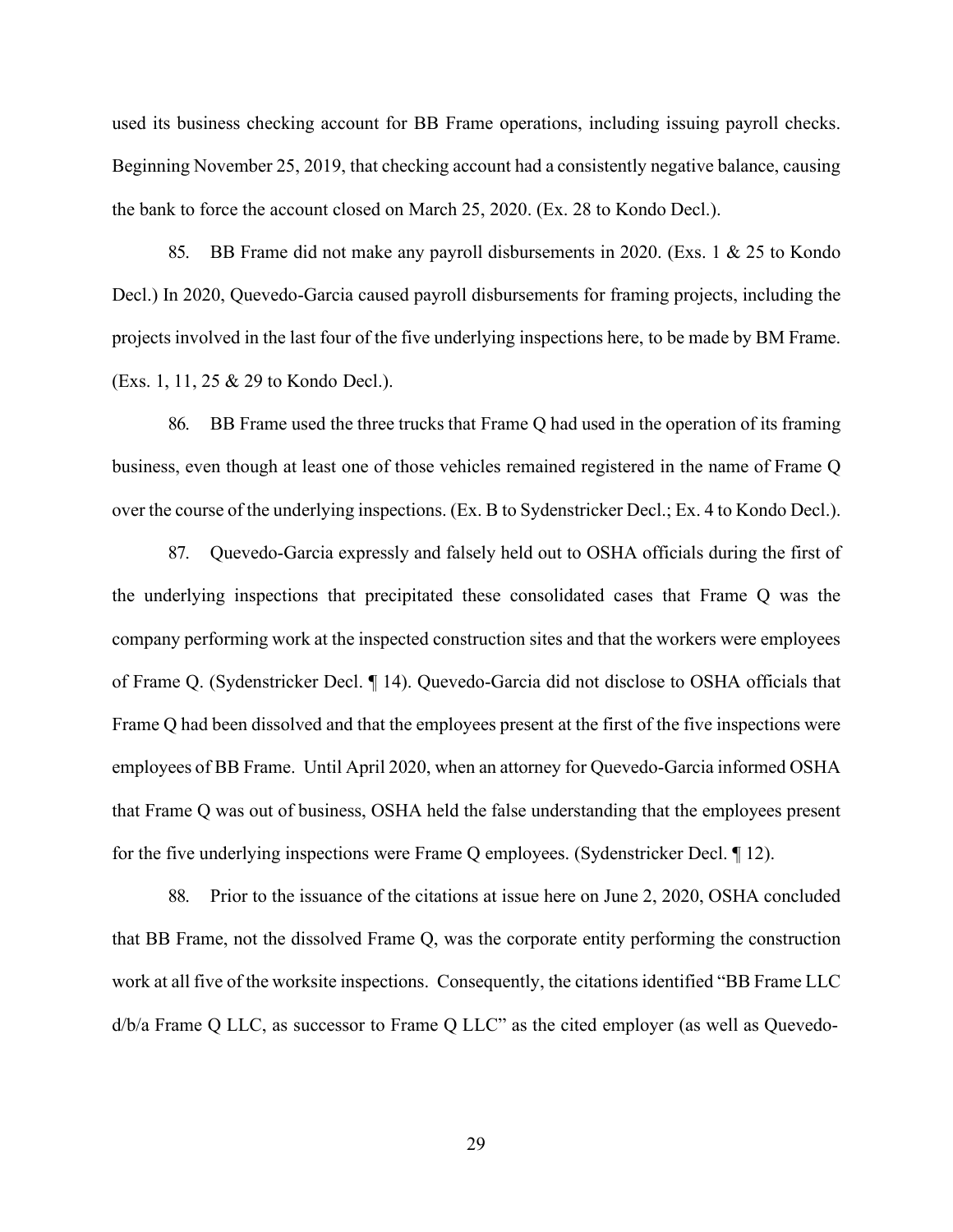used its business checking account for BB Frame operations, including issuing payroll checks. Beginning November 25, 2019, that checking account had a consistently negative balance, causing the bank to force the account closed on March 25, 2020. (Ex. 28 to Kondo Decl.).

85. BB Frame did not make any payroll disbursements in 2020. (Exs. 1 & 25 to Kondo Decl.) In 2020, Quevedo-Garcia caused payroll disbursements for framing projects, including the projects involved in the last four of the five underlying inspections here, to be made by BM Frame. (Exs. 1, 11, 25 & 29 to Kondo Decl.).

86. BB Frame used the three trucks that Frame Q had used in the operation of its framing business, even though at least one of those vehicles remained registered in the name of Frame Q over the course of the underlying inspections. (Ex. B to Sydenstricker Decl.; Ex. 4 to Kondo Decl.).

87. Quevedo-Garcia expressly and falsely held out to OSHA officials during the first of the underlying inspections that precipitated these consolidated cases that Frame Q was the company performing work at the inspected construction sites and that the workers were employees of Frame Q. (Sydenstricker Decl. ¶ 14). Quevedo-Garcia did not disclose to OSHA officials that Frame Q had been dissolved and that the employees present at the first of the five inspections were employees of BB Frame. Until April 2020, when an attorney for Quevedo-Garcia informed OSHA that Frame Q was out of business, OSHA held the false understanding that the employees present for the five underlying inspections were Frame Q employees. (Sydenstricker Decl. ¶ 12).

88. Prior to the issuance of the citations at issue here on June 2, 2020, OSHA concluded that BB Frame, not the dissolved Frame Q, was the corporate entity performing the construction work at all five of the worksite inspections. Consequently, the citations identified "BB Frame LLC d/b/a Frame Q LLC, as successor to Frame Q LLC" as the cited employer (as well as Quevedo-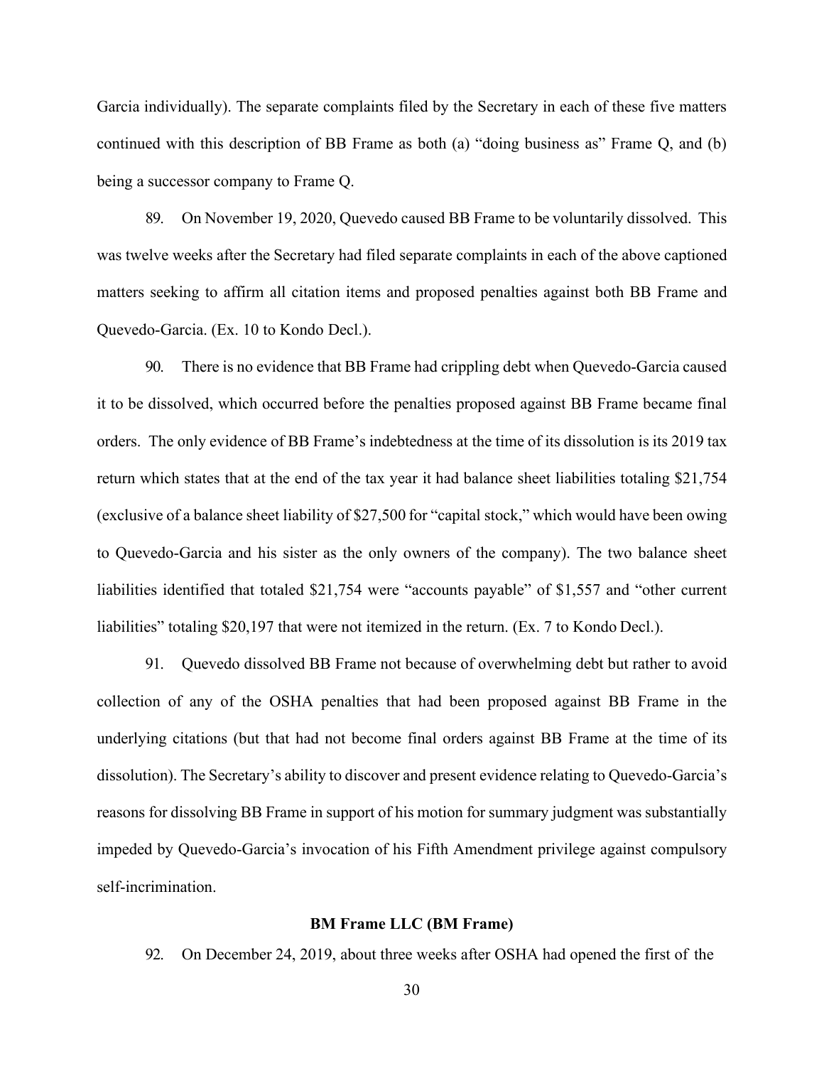Garcia individually). The separate complaints filed by the Secretary in each of these five matters continued with this description of BB Frame as both (a) "doing business as" Frame Q, and (b) being a successor company to Frame Q.

89. On November 19, 2020, Quevedo caused BB Frame to be voluntarily dissolved. This was twelve weeks after the Secretary had filed separate complaints in each of the above captioned matters seeking to affirm all citation items and proposed penalties against both BB Frame and Quevedo-Garcia. (Ex. 10 to Kondo Decl.).

90. There is no evidence that BB Frame had crippling debt when Quevedo-Garcia caused it to be dissolved, which occurred before the penalties proposed against BB Frame became final orders. The only evidence of BB Frame's indebtedness at the time of its dissolution is its 2019 tax return which states that at the end of the tax year it had balance sheet liabilities totaling $21,754 (exclusive of a balance sheet liability of $27,500 for "capital stock," which would have been owing to Quevedo-Garcia and his sister as the only owners of the company). The two balance sheet liabilities identified that totaled $21,754 were "accounts payable" of $1,557 and "other current liabilities" totaling $20,197 that were not itemized in the return. (Ex. 7 to Kondo Decl.).

91. Quevedo dissolved BB Frame not because of overwhelming debt but rather to avoid collection of any of the OSHA penalties that had been proposed against BB Frame in the underlying citations (but that had not become final orders against BB Frame at the time of its dissolution). The Secretary's ability to discover and present evidence relating to Quevedo-Garcia's reasons for dissolving BB Frame in support of his motion for summary judgment was substantially impeded by Quevedo-Garcia's invocation of his Fifth Amendment privilege against compulsory self-incrimination.

**BM Frame LLC (BM Frame)**

92. On December 24, 2019, about three weeks after OSHA had opened the first of the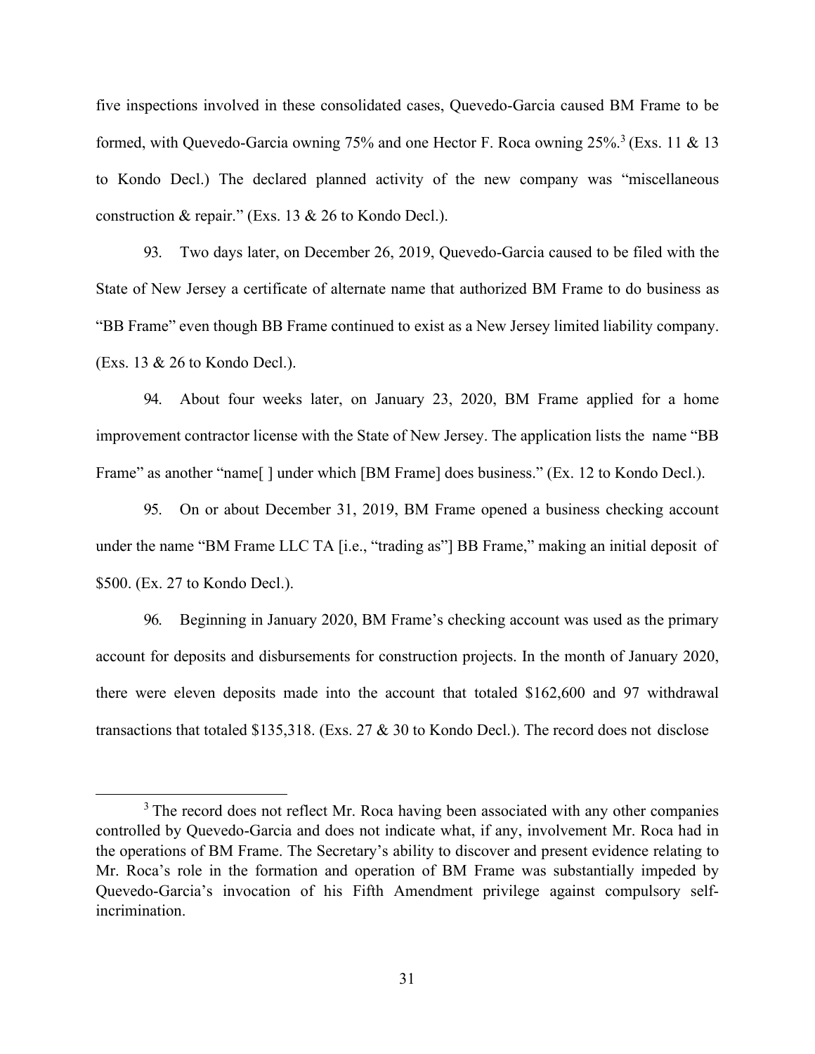five inspections involved in these consolidated cases, Quevedo-Garcia caused BM Frame to be formed, with Quevedo-Garcia owning 75% and one Hector F. Roca owning 25%.[3] (Exs. 11 & 13 to Kondo Decl.) The declared planned activity of the new company was "miscellaneous construction & repair." (Exs. 13 & 26 to Kondo Decl.).

93. Two days later, on December 26, 2019, Quevedo-Garcia caused to be filed with the State of New Jersey a certificate of alternate name that authorized BM Frame to do business as "BB Frame" even though BB Frame continued to exist as a New Jersey limited liability company. (Exs. 13 & 26 to Kondo Decl.).

94. About four weeks later, on January 23, 2020, BM Frame applied for a home improvement contractor license with the State of New Jersey. The application lists the name "BB Frame" as another "name[ ] under which [BM Frame] does business." (Ex. 12 to Kondo Decl.).

95. On or about December 31, 2019, BM Frame opened a business checking account under the name "BM Frame LLC TA [i.e., "trading as"] BB Frame," making an initial deposit of $500. (Ex. 27 to Kondo Decl.).

96. Beginning in January 2020, BM Frame's checking account was used as the primary account for deposits and disbursements for construction projects. In the month of January 2020, there were eleven deposits made into the account that totaled $162,600 and 97 withdrawal transactions that totaled $135,318. (Exs. 27 & 30 to Kondo Decl.). The record does not disclose

[3] The record does not reflect Mr. Roca having been associated with any other companies controlled by Quevedo-Garcia and does not indicate what, if any, involvement Mr. Roca had in the operations of BM Frame. The Secretary's ability to discover and present evidence relating to Mr. Roca's role in the formation and operation of BM Frame was substantially impeded by Quevedo-Garcia's invocation of his Fifth Amendment privilege against compulsory self-incrimination.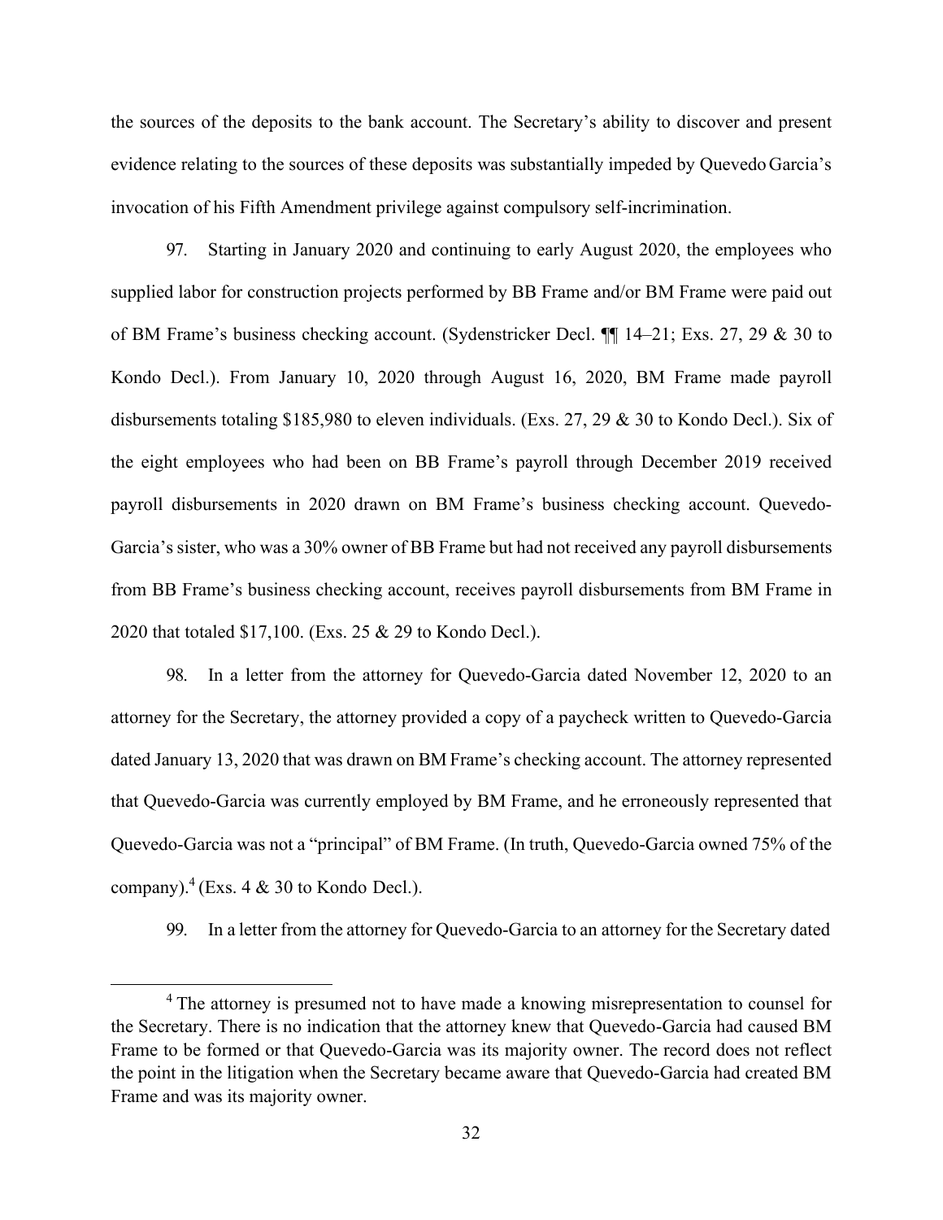the sources of the deposits to the bank account. The Secretary's ability to discover and present evidence relating to the sources of these deposits was substantially impeded by Quevedo Garcia's invocation of his Fifth Amendment privilege against compulsory self-incrimination.

97. Starting in January 2020 and continuing to early August 2020, the employees who supplied labor for construction projects performed by BB Frame and/or BM Frame were paid out of BM Frame's business checking account. (Sydenstricker Decl. ¶¶ 14–21; Exs. 27, 29 & 30 to Kondo Decl.). From January 10, 2020 through August 16, 2020, BM Frame made payroll disbursements totaling $185,980 to eleven individuals. (Exs. 27, 29 & 30 to Kondo Decl.). Six of the eight employees who had been on BB Frame's payroll through December 2019 received payroll disbursements in 2020 drawn on BM Frame's business checking account. Quevedo-Garcia's sister, who was a 30% owner of BB Frame but had not received any payroll disbursements from BB Frame's business checking account, receives payroll disbursements from BM Frame in 2020 that totaled $17,100. (Exs. 25 & 29 to Kondo Decl.).

98. In a letter from the attorney for Quevedo-Garcia dated November 12, 2020 to an attorney for the Secretary, the attorney provided a copy of a paycheck written to Quevedo-Garcia dated January 13, 2020 that was drawn on BM Frame's checking account. The attorney represented that Quevedo-Garcia was currently employed by BM Frame, and he erroneously represented that Quevedo-Garcia was not a "principal" of BM Frame. (In truth, Quevedo-Garcia owned 75% of the company).[4] (Exs. 4 & 30 to Kondo Decl.).

99. In a letter from the attorney for Quevedo-Garcia to an attorney for the Secretary dated

[4] The attorney is presumed not to have made a knowing misrepresentation to counsel for the Secretary. There is no indication that the attorney knew that Quevedo-Garcia had caused BM Frame to be formed or that Quevedo-Garcia was its majority owner. The record does not reflect the point in the litigation when the Secretary became aware that Quevedo-Garcia had created BM Frame and was its majority owner.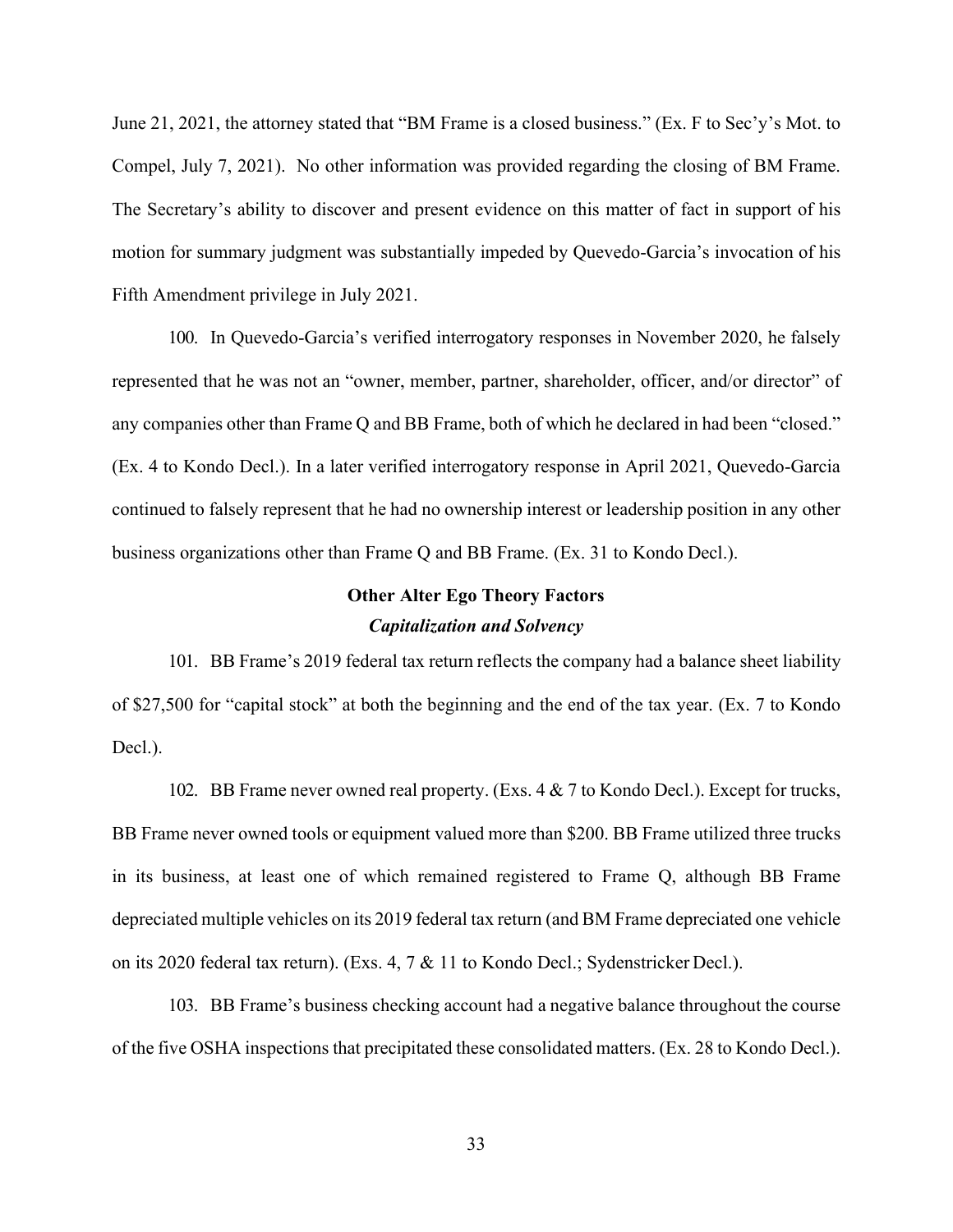June 21, 2021, the attorney stated that "BM Frame is a closed business." (Ex. F to Sec'y's Mot. to Compel, July 7, 2021). No other information was provided regarding the closing of BM Frame. The Secretary's ability to discover and present evidence on this matter of fact in support of his motion for summary judgment was substantially impeded by Quevedo-Garcia's invocation of his Fifth Amendment privilege in July 2021.

100. In Quevedo-Garcia's verified interrogatory responses in November 2020, he falsely represented that he was not an "owner, member, partner, shareholder, officer, and/or director" of any companies other than Frame Q and BB Frame, both of which he declared in had been "closed." (Ex. 4 to Kondo Decl.). In a later verified interrogatory response in April 2021, Quevedo-Garcia continued to falsely represent that he had no ownership interest or leadership position in any other business organizations other than Frame Q and BB Frame. (Ex. 31 to Kondo Decl.).

## Other Alter Ego Theory Factors

### *Capitalization and Solvency*

101. BB Frame's 2019 federal tax return reflects the company had a balance sheet liability of $27,500 for "capital stock" at both the beginning and the end of the tax year. (Ex. 7 to Kondo Decl.).

102. BB Frame never owned real property. (Exs. 4 & 7 to Kondo Decl.). Except for trucks, BB Frame never owned tools or equipment valued more than $200. BB Frame utilized three trucks in its business, at least one of which remained registered to Frame Q, although BB Frame depreciated multiple vehicles on its 2019 federal tax return (and BM Frame depreciated one vehicle on its 2020 federal tax return). (Exs. 4, 7 & 11 to Kondo Decl.; Sydenstricker Decl.).

103. BB Frame's business checking account had a negative balance throughout the course of the five OSHA inspections that precipitated these consolidated matters. (Ex. 28 to Kondo Decl.).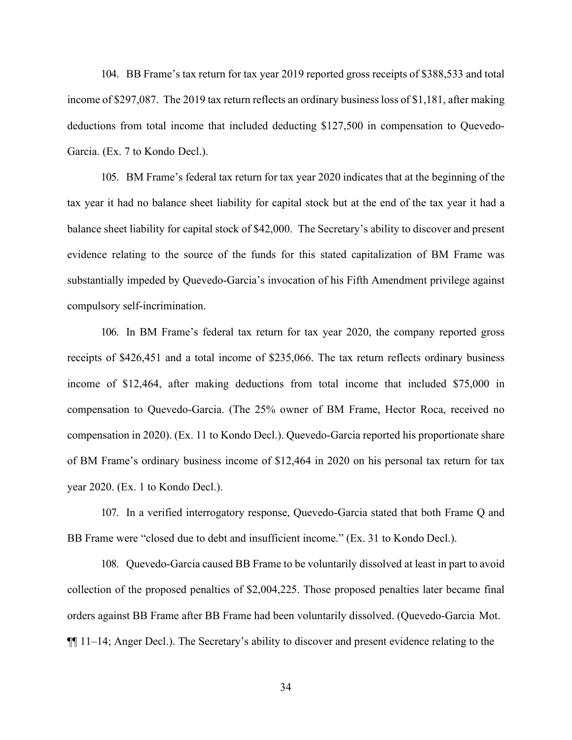104. BB Frame's tax return for tax year 2019 reported gross receipts of $388,533 and total income of $297,087. The 2019 tax return reflects an ordinary business loss of $1,181, after making deductions from total income that included deducting $127,500 in compensation to Quevedo-Garcia. (Ex. 7 to Kondo Decl.).

105. BM Frame's federal tax return for tax year 2020 indicates that at the beginning of the tax year it had no balance sheet liability for capital stock but at the end of the tax year it had a balance sheet liability for capital stock of $42,000. The Secretary's ability to discover and present evidence relating to the source of the funds for this stated capitalization of BM Frame was substantially impeded by Quevedo-Garcia's invocation of his Fifth Amendment privilege against compulsory self-incrimination.

106. In BM Frame's federal tax return for tax year 2020, the company reported gross receipts of $426,451 and a total income of $235,066. The tax return reflects ordinary business income of $12,464, after making deductions from total income that included $75,000 in compensation to Quevedo-Garcia. (The 25% owner of BM Frame, Hector Roca, received no compensation in 2020). (Ex. 11 to Kondo Decl.). Quevedo-Garcia reported his proportionate share of BM Frame's ordinary business income of $12,464 in 2020 on his personal tax return for tax year 2020. (Ex. 1 to Kondo Decl.).

107. In a verified interrogatory response, Quevedo-Garcia stated that both Frame Q and BB Frame were "closed due to debt and insufficient income." (Ex. 31 to Kondo Decl.).

108. Quevedo-Garcia caused BB Frame to be voluntarily dissolved at least in part to avoid collection of the proposed penalties of $2,004,225. Those proposed penalties later became final orders against BB Frame after BB Frame had been voluntarily dissolved. (Quevedo-Garcia Mot. ¶¶ 11–14; Anger Decl.). The Secretary's ability to discover and present evidence relating to the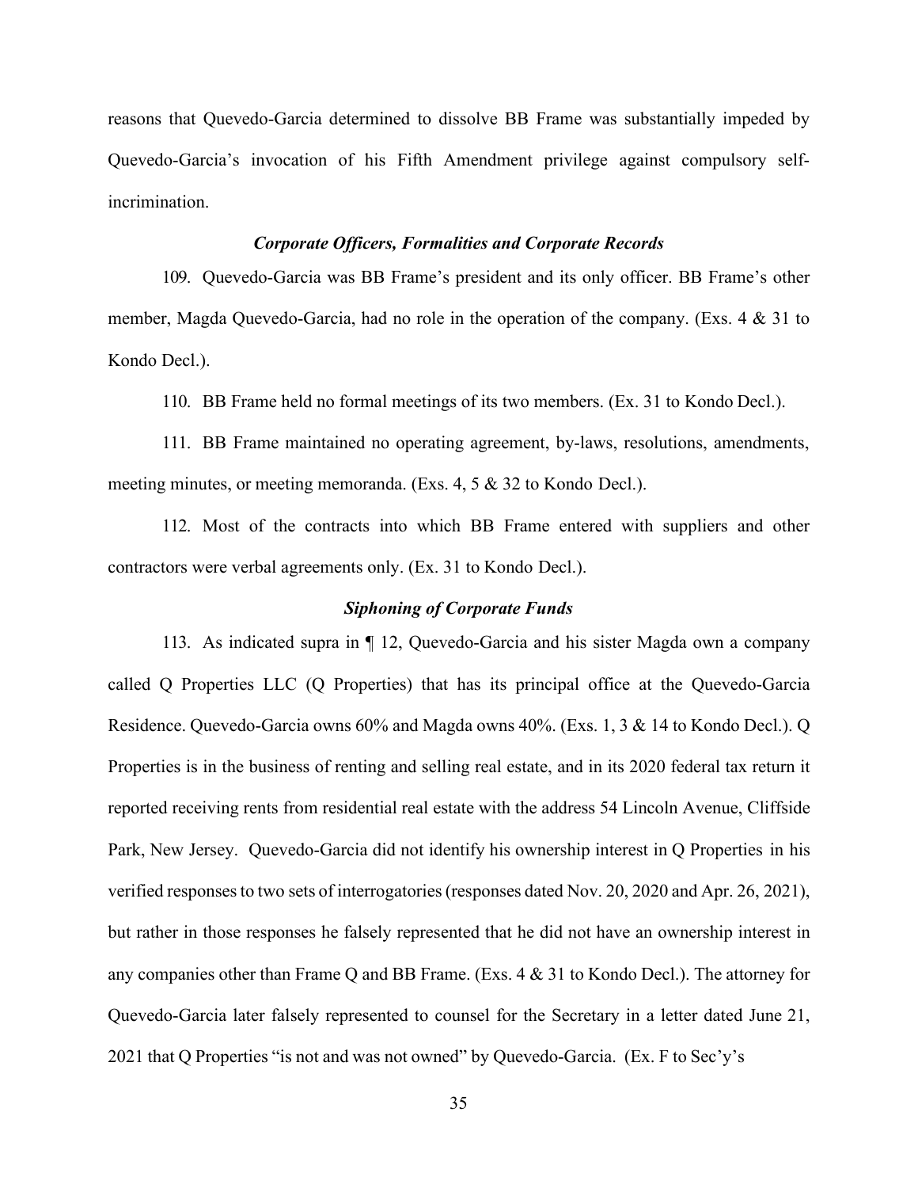reasons that Quevedo-Garcia determined to dissolve BB Frame was substantially impeded by Quevedo-Garcia's invocation of his Fifth Amendment privilege against compulsory self-incrimination.

### *Corporate Officers, Formalities and Corporate Records*

109. Quevedo-Garcia was BB Frame's president and its only officer. BB Frame's other member, Magda Quevedo-Garcia, had no role in the operation of the company. (Exs. 4 & 31 to Kondo Decl.).

110. BB Frame held no formal meetings of its two members. (Ex. 31 to Kondo Decl.).

111. BB Frame maintained no operating agreement, by-laws, resolutions, amendments, meeting minutes, or meeting memoranda. (Exs. 4, 5 & 32 to Kondo Decl.).

112. Most of the contracts into which BB Frame entered with suppliers and other contractors were verbal agreements only. (Ex. 31 to Kondo Decl.).

### *Siphoning of Corporate Funds*

113. As indicated supra in ¶ 12, Quevedo-Garcia and his sister Magda own a company called Q Properties LLC (Q Properties) that has its principal office at the Quevedo-Garcia Residence. Quevedo-Garcia owns 60% and Magda owns 40%. (Exs. 1, 3 & 14 to Kondo Decl.). Q Properties is in the business of renting and selling real estate, and in its 2020 federal tax return it reported receiving rents from residential real estate with the address 54 Lincoln Avenue, Cliffside Park, New Jersey. Quevedo-Garcia did not identify his ownership interest in Q Properties in his verified responses to two sets of interrogatories (responses dated Nov. 20, 2020 and Apr. 26, 2021), but rather in those responses he falsely represented that he did not have an ownership interest in any companies other than Frame Q and BB Frame. (Exs. 4 & 31 to Kondo Decl.). The attorney for Quevedo-Garcia later falsely represented to counsel for the Secretary in a letter dated June 21, 2021 that Q Properties "is not and was not owned" by Quevedo-Garcia. (Ex. F to Sec'y's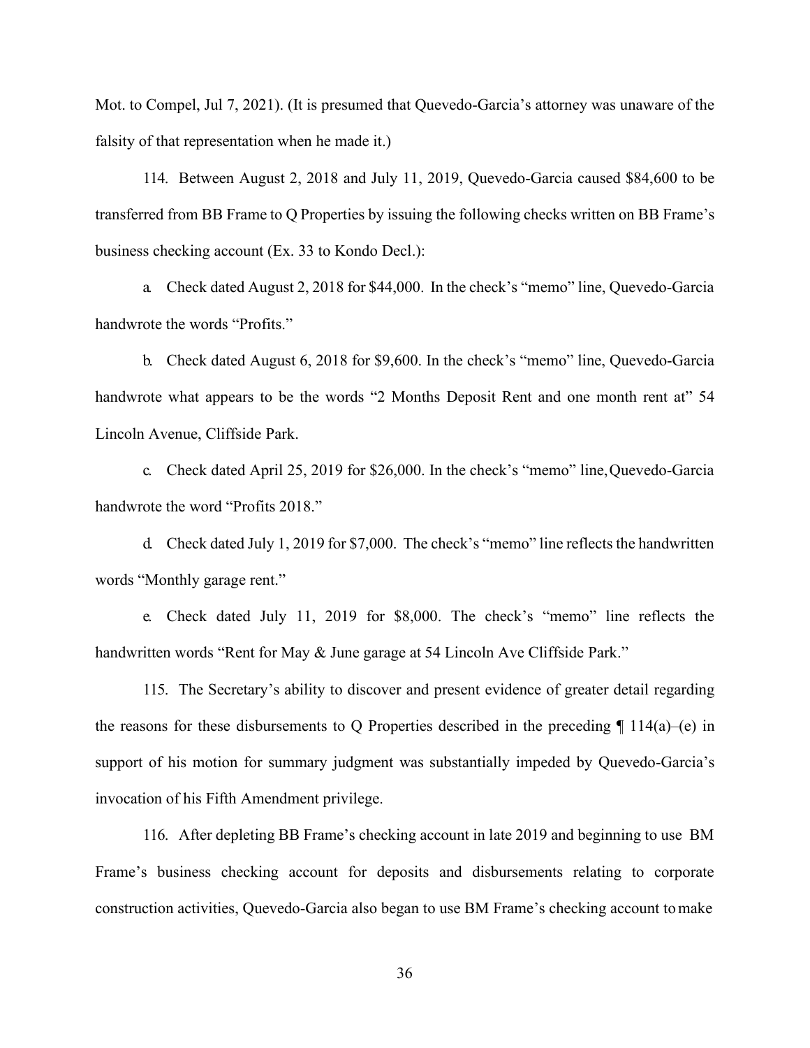Mot. to Compel, Jul 7, 2021). (It is presumed that Quevedo-Garcia's attorney was unaware of the falsity of that representation when he made it.)

114. Between August 2, 2018 and July 11, 2019, Quevedo-Garcia caused $84,600 to be transferred from BB Frame to Q Properties by issuing the following checks written on BB Frame's business checking account (Ex. 33 to Kondo Decl.):

a. Check dated August 2, 2018 for $44,000. In the check's "memo" line, Quevedo-Garcia handwrote the words "Profits."

b. Check dated August 6, 2018 for $9,600. In the check's "memo" line, Quevedo-Garcia handwrote what appears to be the words "2 Months Deposit Rent and one month rent at" 54 Lincoln Avenue, Cliffside Park.

c. Check dated April 25, 2019 for $26,000. In the check's "memo" line, Quevedo-Garcia handwrote the word "Profits 2018."

d. Check dated July 1, 2019 for $7,000. The check's "memo" line reflects the handwritten words "Monthly garage rent."

e. Check dated July 11, 2019 for $8,000. The check's "memo" line reflects the handwritten words "Rent for May & June garage at 54 Lincoln Ave Cliffside Park."

115. The Secretary's ability to discover and present evidence of greater detail regarding the reasons for these disbursements to Q Properties described in the preceding ¶ 114(a)–(e) in support of his motion for summary judgment was substantially impeded by Quevedo-Garcia's invocation of his Fifth Amendment privilege.

116. After depleting BB Frame's checking account in late 2019 and beginning to use BM Frame's business checking account for deposits and disbursements relating to corporate construction activities, Quevedo-Garcia also began to use BM Frame's checking account to make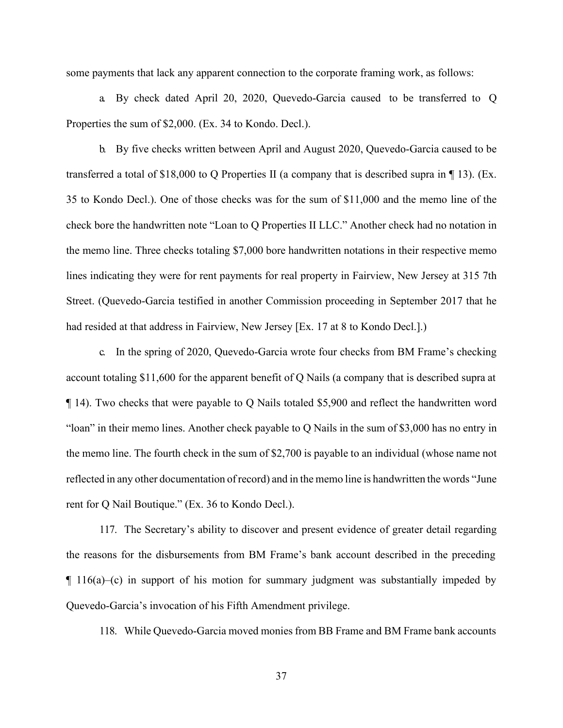some payments that lack any apparent connection to the corporate framing work, as follows:

a. By check dated April 20, 2020, Quevedo-Garcia caused to be transferred to Q Properties the sum of $2,000. (Ex. 34 to Kondo. Decl.).

b. By five checks written between April and August 2020, Quevedo-Garcia caused to be transferred a total of $18,000 to Q Properties II (a company that is described supra in ¶ 13). (Ex. 35 to Kondo Decl.). One of those checks was for the sum of $11,000 and the memo line of the check bore the handwritten note "Loan to Q Properties II LLC." Another check had no notation in the memo line. Three checks totaling $7,000 bore handwritten notations in their respective memo lines indicating they were for rent payments for real property in Fairview, New Jersey at 315 7th Street. (Quevedo-Garcia testified in another Commission proceeding in September 2017 that he had resided at that address in Fairview, New Jersey [Ex. 17 at 8 to Kondo Decl.].)

c. In the spring of 2020, Quevedo-Garcia wrote four checks from BM Frame's checking account totaling $11,600 for the apparent benefit of Q Nails (a company that is described supra at ¶ 14). Two checks that were payable to Q Nails totaled $5,900 and reflect the handwritten word "loan" in their memo lines. Another check payable to Q Nails in the sum of $3,000 has no entry in the memo line. The fourth check in the sum of $2,700 is payable to an individual (whose name not reflected in any other documentation of record) and in the memo line is handwritten the words "June rent for Q Nail Boutique." (Ex. 36 to Kondo Decl.).

117. The Secretary's ability to discover and present evidence of greater detail regarding the reasons for the disbursements from BM Frame's bank account described in the preceding ¶ 116(a)–(c) in support of his motion for summary judgment was substantially impeded by Quevedo-Garcia's invocation of his Fifth Amendment privilege.

118. While Quevedo-Garcia moved monies from BB Frame and BM Frame bank accounts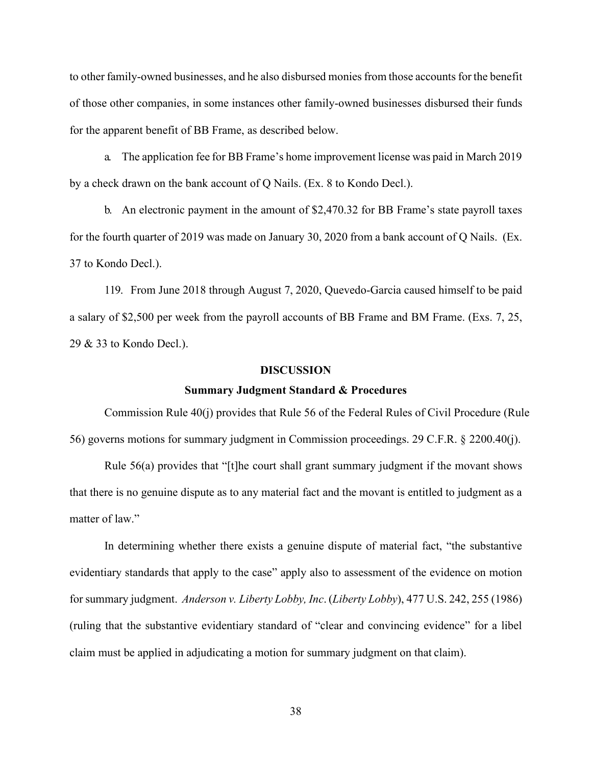to other family-owned businesses, and he also disbursed monies from those accounts for the benefit of those other companies, in some instances other family-owned businesses disbursed their funds for the apparent benefit of BB Frame, as described below.

a. The application fee for BB Frame's home improvement license was paid in March 2019 by a check drawn on the bank account of Q Nails. (Ex. 8 to Kondo Decl.).

b. An electronic payment in the amount of $2,470.32 for BB Frame's state payroll taxes for the fourth quarter of 2019 was made on January 30, 2020 from a bank account of Q Nails. (Ex. 37 to Kondo Decl.).

119. From June 2018 through August 7, 2020, Quevedo-Garcia caused himself to be paid a salary of $2,500 per week from the payroll accounts of BB Frame and BM Frame. (Exs. 7, 25, 29 & 33 to Kondo Decl.).

## DISCUSSION

### Summary Judgment Standard & Procedures

Commission Rule 40(j) provides that Rule 56 of the Federal Rules of Civil Procedure (Rule 56) governs motions for summary judgment in Commission proceedings. 29 C.F.R. § 2200.40(j).

Rule 56(a) provides that "[t]he court shall grant summary judgment if the movant shows that there is no genuine dispute as to any material fact and the movant is entitled to judgment as a matter of law."

In determining whether there exists a genuine dispute of material fact, "the substantive evidentiary standards that apply to the case" apply also to assessment of the evidence on motion for summary judgment. *Anderson v. Liberty Lobby, Inc*. (*Liberty Lobby*), 477 U.S. 242, 255 (1986) (ruling that the substantive evidentiary standard of "clear and convincing evidence" for a libel claim must be applied in adjudicating a motion for summary judgment on that claim).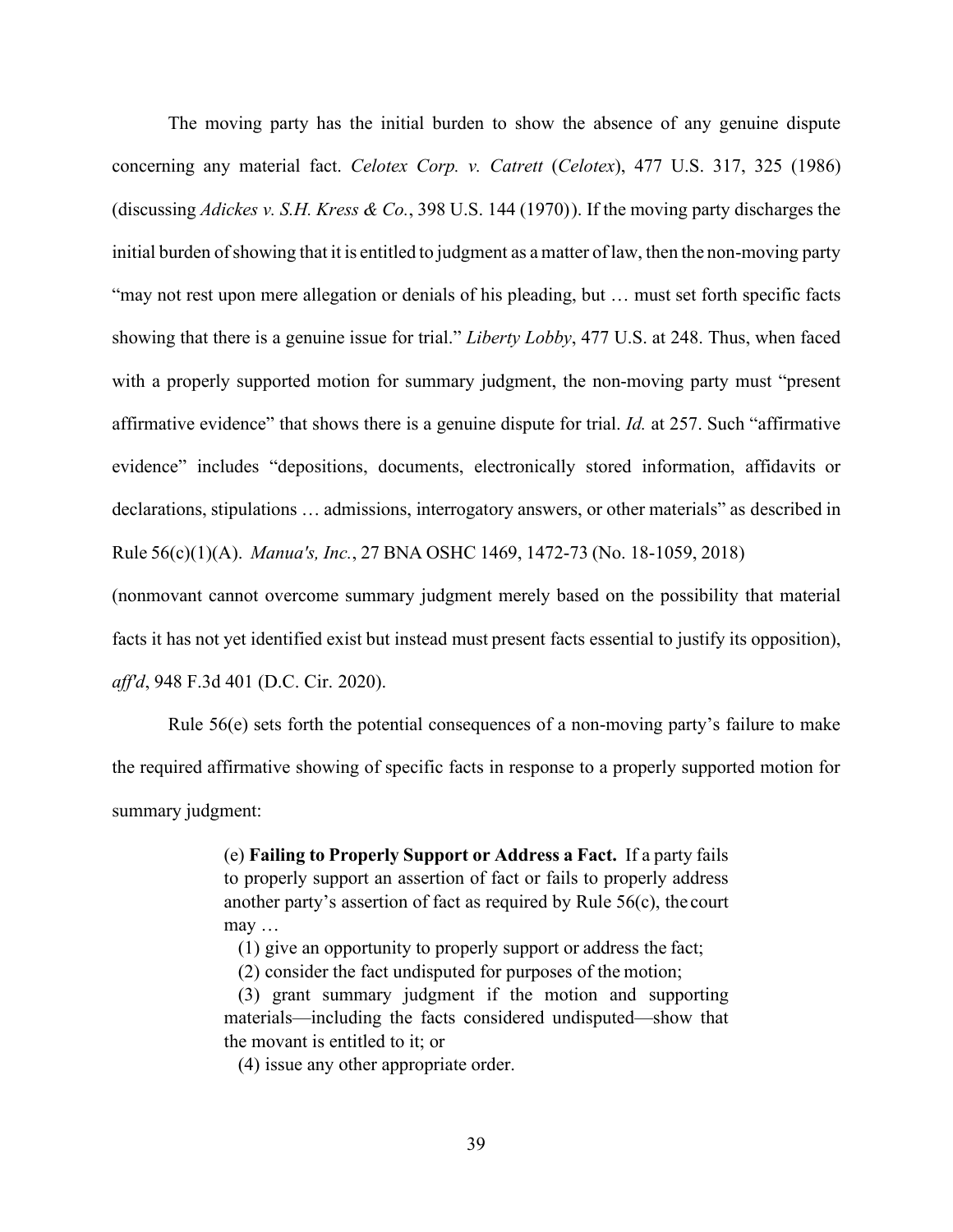The moving party has the initial burden to show the absence of any genuine dispute concerning any material fact. *Celotex Corp. v. Catrett* (*Celotex*), 477 U.S. 317, 325 (1986) (discussing *Adickes v. S.H. Kress & Co.*, 398 U.S. 144 (1970)). If the moving party discharges the initial burden of showing that it is entitled to judgment as a matter of law, then the non-moving party "may not rest upon mere allegation or denials of his pleading, but … must set forth specific facts showing that there is a genuine issue for trial." *Liberty Lobby*, 477 U.S. at 248. Thus, when faced with a properly supported motion for summary judgment, the non-moving party must "present affirmative evidence" that shows there is a genuine dispute for trial. *Id.* at 257. Such "affirmative evidence" includes "depositions, documents, electronically stored information, affidavits or declarations, stipulations … admissions, interrogatory answers, or other materials" as described in Rule 56(c)(1)(A). *Manua's, Inc.*, 27 BNA OSHC 1469, 1472-73 (No. 18-1059, 2018) (nonmovant cannot overcome summary judgment merely based on the possibility that material facts it has not yet identified exist but instead must present facts essential to justify its opposition), *aff'd*, 948 F.3d 401 (D.C. Cir. 2020).

Rule 56(e) sets forth the potential consequences of a non-moving party's failure to make the required affirmative showing of specific facts in response to a properly supported motion for summary judgment:

> (e) **Failing to Properly Support or Address a Fact.** If a party fails to properly support an assertion of fact or fails to properly address another party's assertion of fact as required by Rule 56(c), the court may …
>
> (1) give an opportunity to properly support or address the fact;
>
> (2) consider the fact undisputed for purposes of the motion;
>
> (3) grant summary judgment if the motion and supporting materials—including the facts considered undisputed—show that the movant is entitled to it; or
>
> (4) issue any other appropriate order.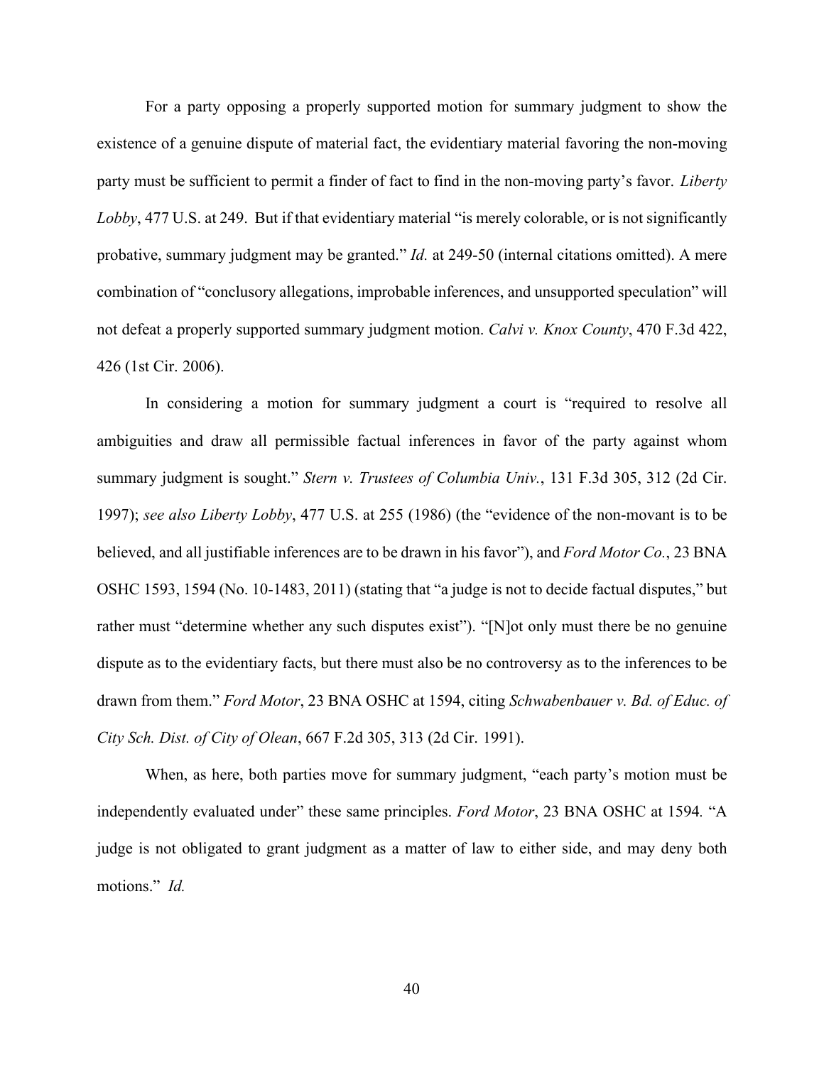For a party opposing a properly supported motion for summary judgment to show the existence of a genuine dispute of material fact, the evidentiary material favoring the non-moving party must be sufficient to permit a finder of fact to find in the non-moving party's favor. *Liberty Lobby*, 477 U.S. at 249. But if that evidentiary material "is merely colorable, or is not significantly probative, summary judgment may be granted." *Id.* at 249-50 (internal citations omitted). A mere combination of "conclusory allegations, improbable inferences, and unsupported speculation" will not defeat a properly supported summary judgment motion. *Calvi v. Knox County*, 470 F.3d 422, 426 (1st Cir. 2006).

In considering a motion for summary judgment a court is "required to resolve all ambiguities and draw all permissible factual inferences in favor of the party against whom summary judgment is sought." *Stern v. Trustees of Columbia Univ.*, 131 F.3d 305, 312 (2d Cir. 1997); *see also Liberty Lobby*, 477 U.S. at 255 (1986) (the "evidence of the non-movant is to be believed, and all justifiable inferences are to be drawn in his favor"), and *Ford Motor Co.*, 23 BNA OSHC 1593, 1594 (No. 10-1483, 2011) (stating that "a judge is not to decide factual disputes," but rather must "determine whether any such disputes exist"). "[N]ot only must there be no genuine dispute as to the evidentiary facts, but there must also be no controversy as to the inferences to be drawn from them." *Ford Motor*, 23 BNA OSHC at 1594, citing *Schwabenbauer v. Bd. of Educ. of City Sch. Dist. of City of Olean*, 667 F.2d 305, 313 (2d Cir. 1991).

When, as here, both parties move for summary judgment, "each party's motion must be independently evaluated under" these same principles. *Ford Motor*, 23 BNA OSHC at 1594. "A judge is not obligated to grant judgment as a matter of law to either side, and may deny both motions." *Id.*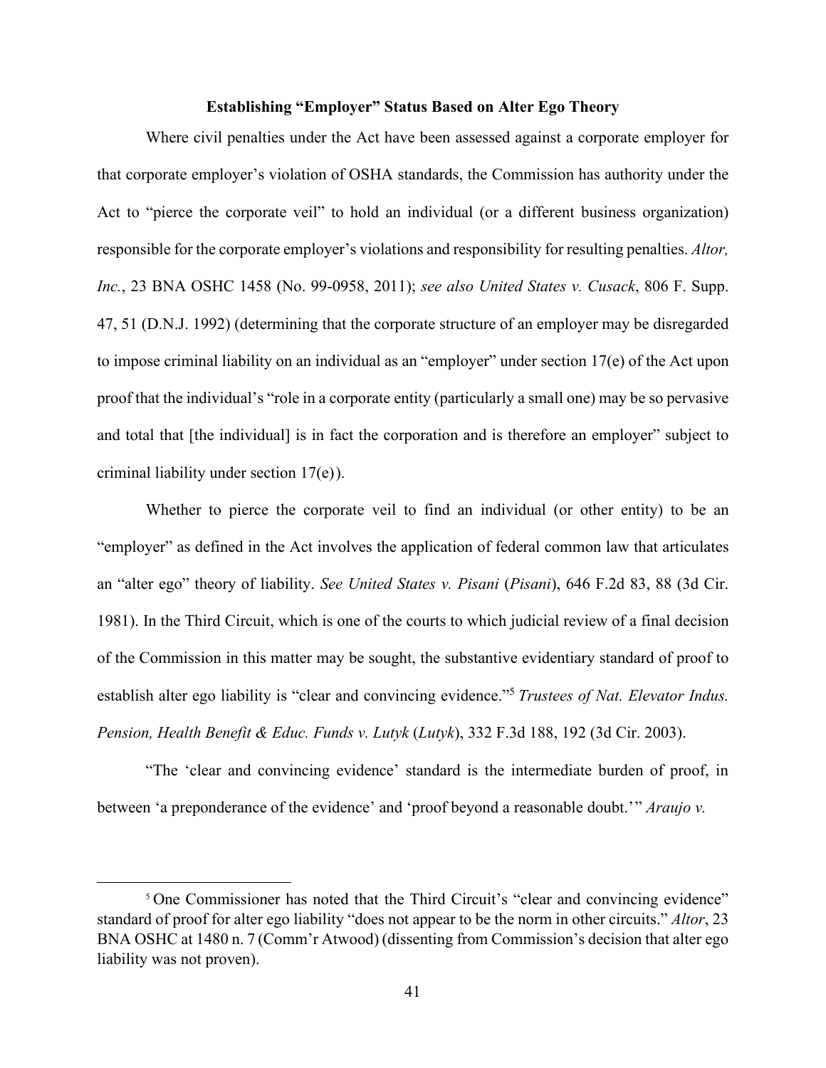### Establishing "Employer" Status Based on Alter Ego Theory

Where civil penalties under the Act have been assessed against a corporate employer for that corporate employer's violation of OSHA standards, the Commission has authority under the Act to "pierce the corporate veil" to hold an individual (or a different business organization) responsible for the corporate employer's violations and responsibility for resulting penalties. *Altor, Inc.*, 23 BNA OSHC 1458 (No. 99-0958, 2011); *see also United States v. Cusack*, 806 F. Supp. 47, 51 (D.N.J. 1992) (determining that the corporate structure of an employer may be disregarded to impose criminal liability on an individual as an "employer" under section 17(e) of the Act upon proof that the individual's "role in a corporate entity (particularly a small one) may be so pervasive and total that [the individual] is in fact the corporation and is therefore an employer" subject to criminal liability under section 17(e)).

Whether to pierce the corporate veil to find an individual (or other entity) to be an "employer" as defined in the Act involves the application of federal common law that articulates an "alter ego" theory of liability. *See United States v. Pisani* (*Pisani*), 646 F.2d 83, 88 (3d Cir. 1981). In the Third Circuit, which is one of the courts to which judicial review of a final decision of the Commission in this matter may be sought, the substantive evidentiary standard of proof to establish alter ego liability is "clear and convincing evidence."[5] *Trustees of Nat. Elevator Indus. Pension, Health Benefit & Educ. Funds v. Lutyk* (*Lutyk*), 332 F.3d 188, 192 (3d Cir. 2003).

"The 'clear and convincing evidence' standard is the intermediate burden of proof, in between 'a preponderance of the evidence' and 'proof beyond a reasonable doubt.'" *Araujo v.*

[5] One Commissioner has noted that the Third Circuit's "clear and convincing evidence" standard of proof for alter ego liability "does not appear to be the norm in other circuits." *Altor*, 23 BNA OSHC at 1480 n. 7 (Comm'r Atwood) (dissenting from Commission's decision that alter ego liability was not proven).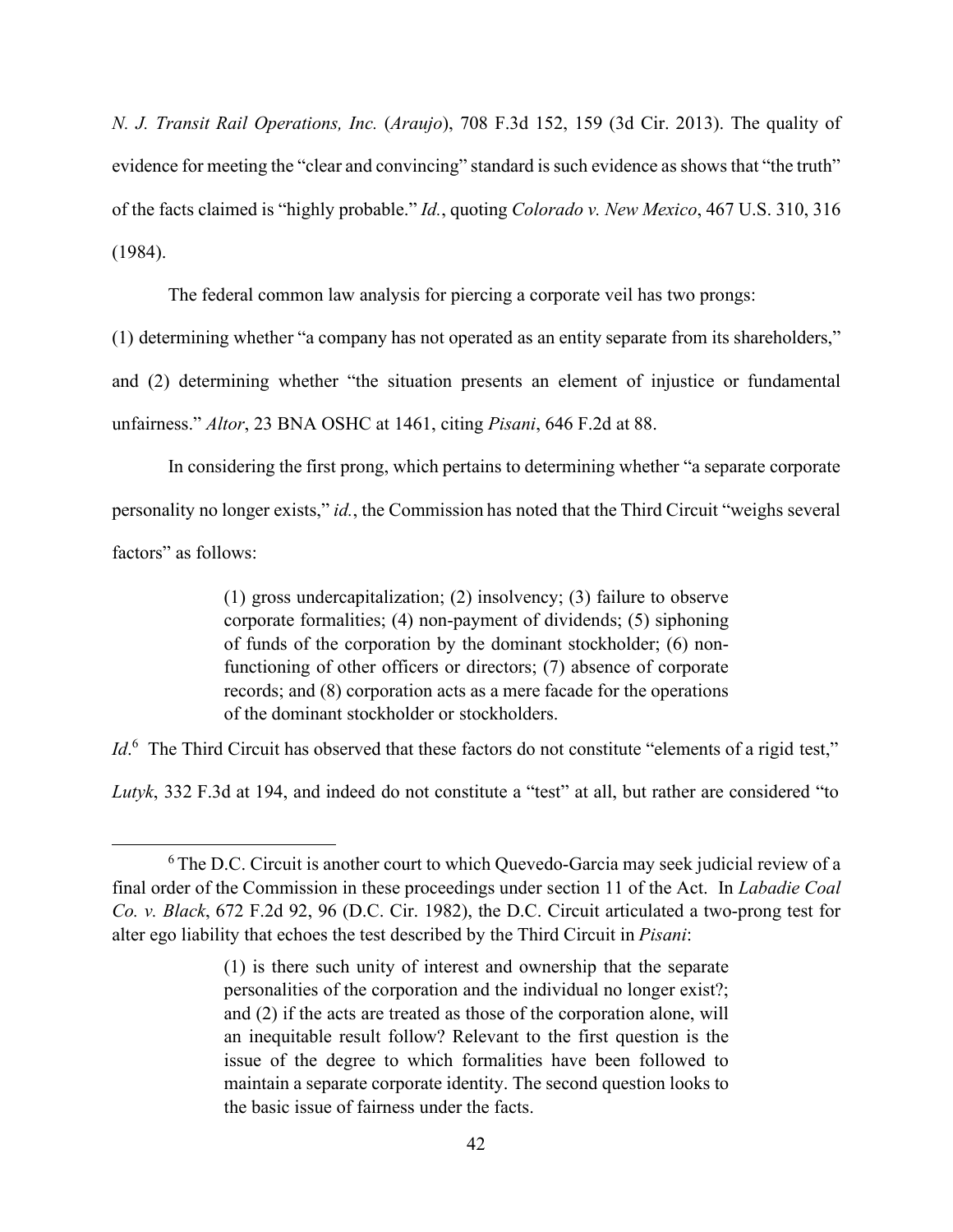*N. J. Transit Rail Operations, Inc.* (*Araujo*), 708 F.3d 152, 159 (3d Cir. 2013). The quality of evidence for meeting the "clear and convincing" standard is such evidence as shows that "the truth" of the facts claimed is "highly probable." *Id.*, quoting *Colorado v. New Mexico*, 467 U.S. 310, 316 (1984).

The federal common law analysis for piercing a corporate veil has two prongs: (1) determining whether "a company has not operated as an entity separate from its shareholders," and (2) determining whether "the situation presents an element of injustice or fundamental unfairness." *Altor*, 23 BNA OSHC at 1461, citing *Pisani*, 646 F.2d at 88.

In considering the first prong, which pertains to determining whether "a separate corporate personality no longer exists," *id.*, the Commission has noted that the Third Circuit "weighs several factors" as follows:

> (1) gross undercapitalization; (2) insolvency; (3) failure to observe corporate formalities; (4) non-payment of dividends; (5) siphoning of funds of the corporation by the dominant stockholder; (6) non-functioning of other officers or directors; (7) absence of corporate records; and (8) corporation acts as a mere facade for the operations of the dominant stockholder or stockholders.

*Id*.[6] The Third Circuit has observed that these factors do not constitute "elements of a rigid test," *Lutyk*, 332 F.3d at 194, and indeed do not constitute a "test" at all, but rather are considered "to

---

[6] The D.C. Circuit is another court to which Quevedo-Garcia may seek judicial review of a final order of the Commission in these proceedings under section 11 of the Act. In *Labadie Coal Co. v. Black*, 672 F.2d 92, 96 (D.C. Cir. 1982), the D.C. Circuit articulated a two-prong test for alter ego liability that echoes the test described by the Third Circuit in *Pisani*:

> (1) is there such unity of interest and ownership that the separate personalities of the corporation and the individual no longer exist?; and (2) if the acts are treated as those of the corporation alone, will an inequitable result follow? Relevant to the first question is the issue of the degree to which formalities have been followed to maintain a separate corporate identity. The second question looks to the basic issue of fairness under the facts.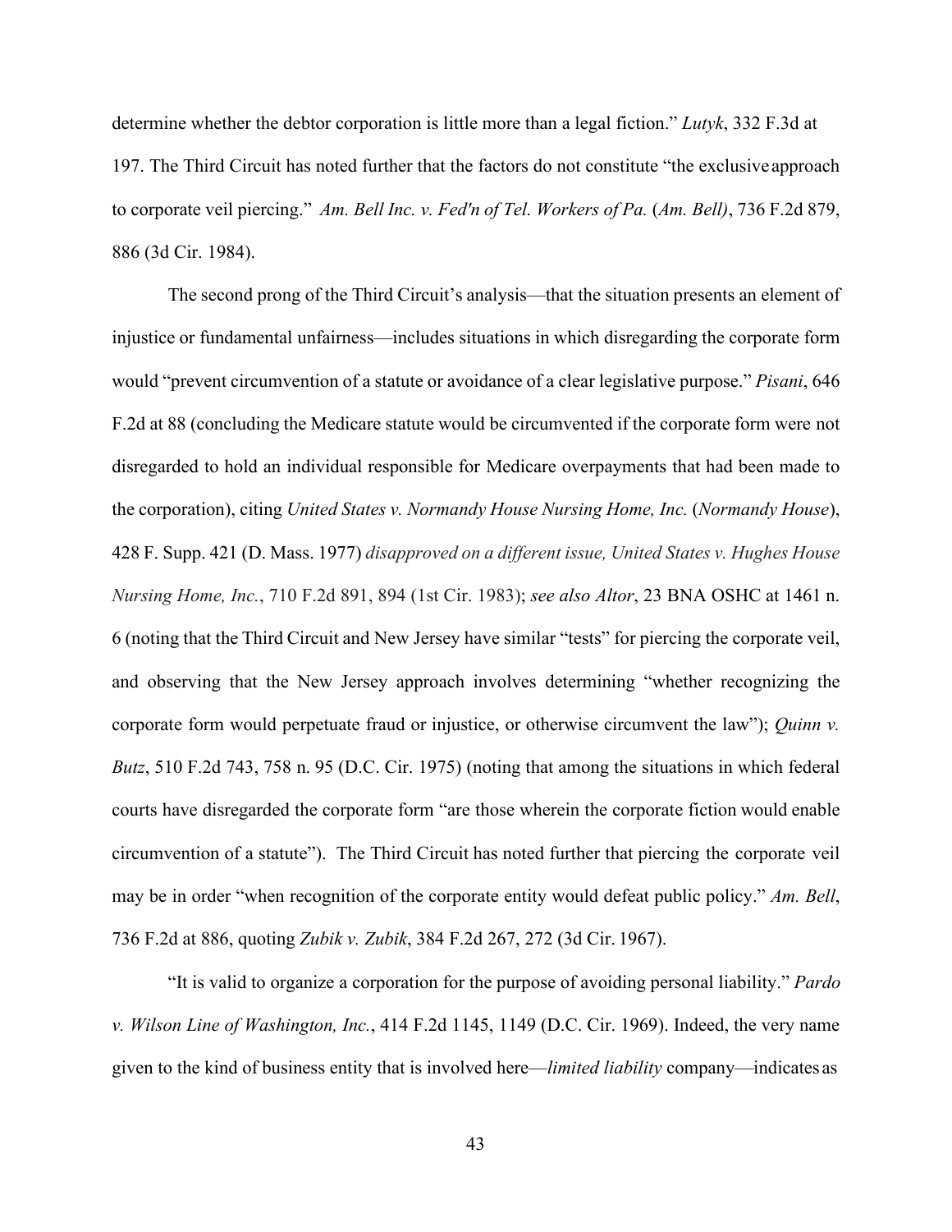determine whether the debtor corporation is little more than a legal fiction." *Lutyk*, 332 F.3d at 197. The Third Circuit has noted further that the factors do not constitute "the exclusive approach to corporate veil piercing." *Am. Bell Inc. v. Fed'n of Tel. Workers of Pa.* (*Am. Bell)*, 736 F.2d 879, 886 (3d Cir. 1984).

The second prong of the Third Circuit's analysis—that the situation presents an element of injustice or fundamental unfairness—includes situations in which disregarding the corporate form would "prevent circumvention of a statute or avoidance of a clear legislative purpose." *Pisani*, 646 F.2d at 88 (concluding the Medicare statute would be circumvented if the corporate form were not disregarded to hold an individual responsible for Medicare overpayments that had been made to the corporation), citing *United States v. Normandy House Nursing Home, Inc.* (*Normandy House*), 428 F. Supp. 421 (D. Mass. 1977) *disapproved on a different issue, United States v. Hughes House Nursing Home, Inc.*, 710 F.2d 891, 894 (1st Cir. 1983); *see also Altor*, 23 BNA OSHC at 1461 n. 6 (noting that the Third Circuit and New Jersey have similar "tests" for piercing the corporate veil, and observing that the New Jersey approach involves determining "whether recognizing the corporate form would perpetuate fraud or injustice, or otherwise circumvent the law"); *Quinn v. Butz*, 510 F.2d 743, 758 n. 95 (D.C. Cir. 1975) (noting that among the situations in which federal courts have disregarded the corporate form "are those wherein the corporate fiction would enable circumvention of a statute"). The Third Circuit has noted further that piercing the corporate veil may be in order "when recognition of the corporate entity would defeat public policy." *Am. Bell*, 736 F.2d at 886, quoting *Zubik v. Zubik*, 384 F.2d 267, 272 (3d Cir. 1967).

"It is valid to organize a corporation for the purpose of avoiding personal liability." *Pardo v. Wilson Line of Washington, Inc.*, 414 F.2d 1145, 1149 (D.C. Cir. 1969). Indeed, the very name given to the kind of business entity that is involved here—*limited liability* company—indicates as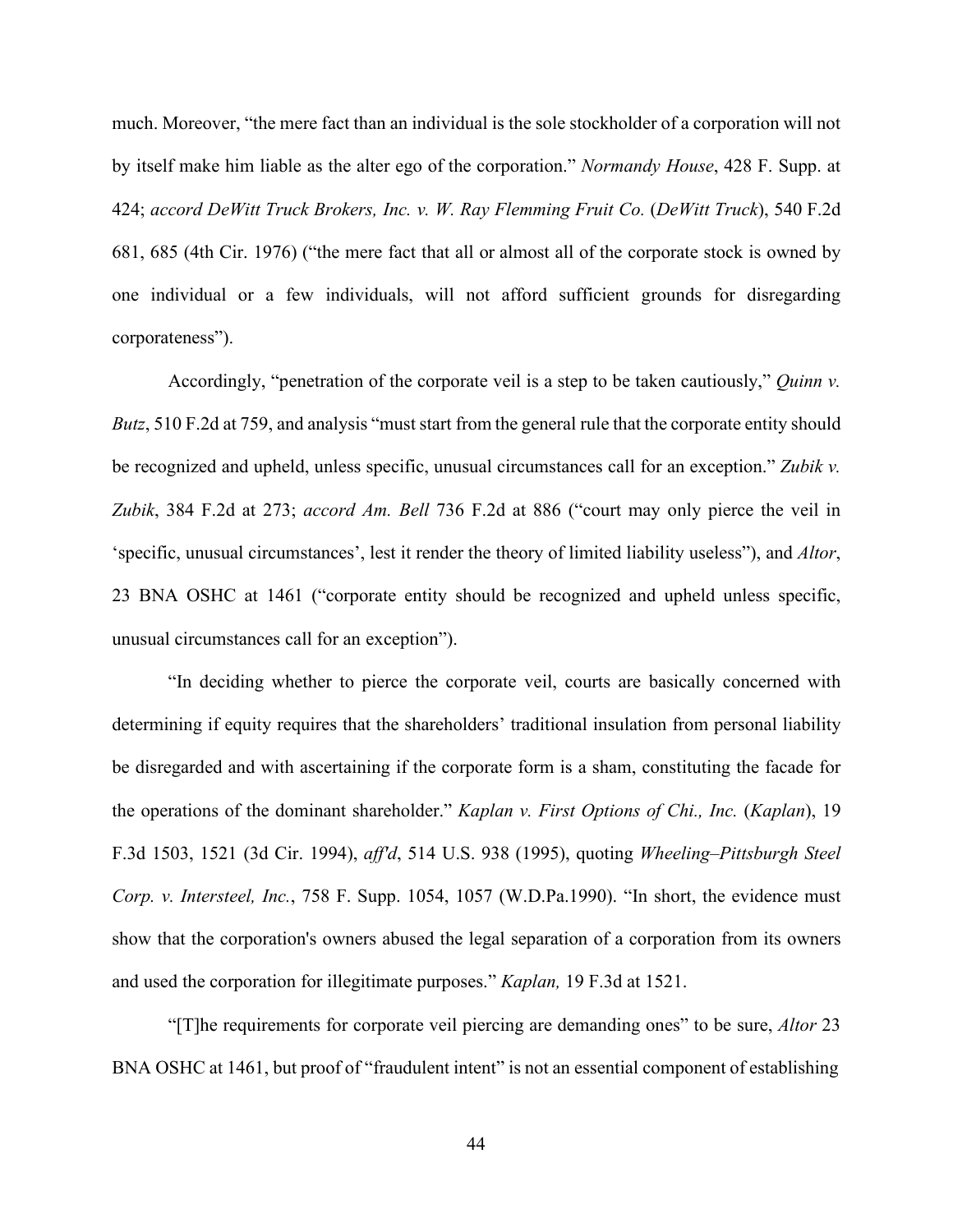much. Moreover, "the mere fact than an individual is the sole stockholder of a corporation will not by itself make him liable as the alter ego of the corporation." *Normandy House*, 428 F. Supp. at 424; *accord DeWitt Truck Brokers, Inc. v. W. Ray Flemming Fruit Co.* (*DeWitt Truck*), 540 F.2d 681, 685 (4th Cir. 1976) ("the mere fact that all or almost all of the corporate stock is owned by one individual or a few individuals, will not afford sufficient grounds for disregarding corporateness").

Accordingly, "penetration of the corporate veil is a step to be taken cautiously," *Quinn v. Butz*, 510 F.2d at 759, and analysis "must start from the general rule that the corporate entity should be recognized and upheld, unless specific, unusual circumstances call for an exception." *Zubik v. Zubik*, 384 F.2d at 273; *accord Am. Bell* 736 F.2d at 886 ("court may only pierce the veil in 'specific, unusual circumstances', lest it render the theory of limited liability useless"), and *Altor*, 23 BNA OSHC at 1461 ("corporate entity should be recognized and upheld unless specific, unusual circumstances call for an exception").

"In deciding whether to pierce the corporate veil, courts are basically concerned with determining if equity requires that the shareholders' traditional insulation from personal liability be disregarded and with ascertaining if the corporate form is a sham, constituting the facade for the operations of the dominant shareholder." *Kaplan v. First Options of Chi., Inc.* (*Kaplan*), 19 F.3d 1503, 1521 (3d Cir. 1994), *aff'd*, 514 U.S. 938 (1995), quoting *Wheeling–Pittsburgh Steel Corp. v. Intersteel, Inc.*, 758 F. Supp. 1054, 1057 (W.D.Pa.1990). "In short, the evidence must show that the corporation's owners abused the legal separation of a corporation from its owners and used the corporation for illegitimate purposes." *Kaplan,* 19 F.3d at 1521.

"[T]he requirements for corporate veil piercing are demanding ones" to be sure, *Altor* 23 BNA OSHC at 1461, but proof of "fraudulent intent" is not an essential component of establishing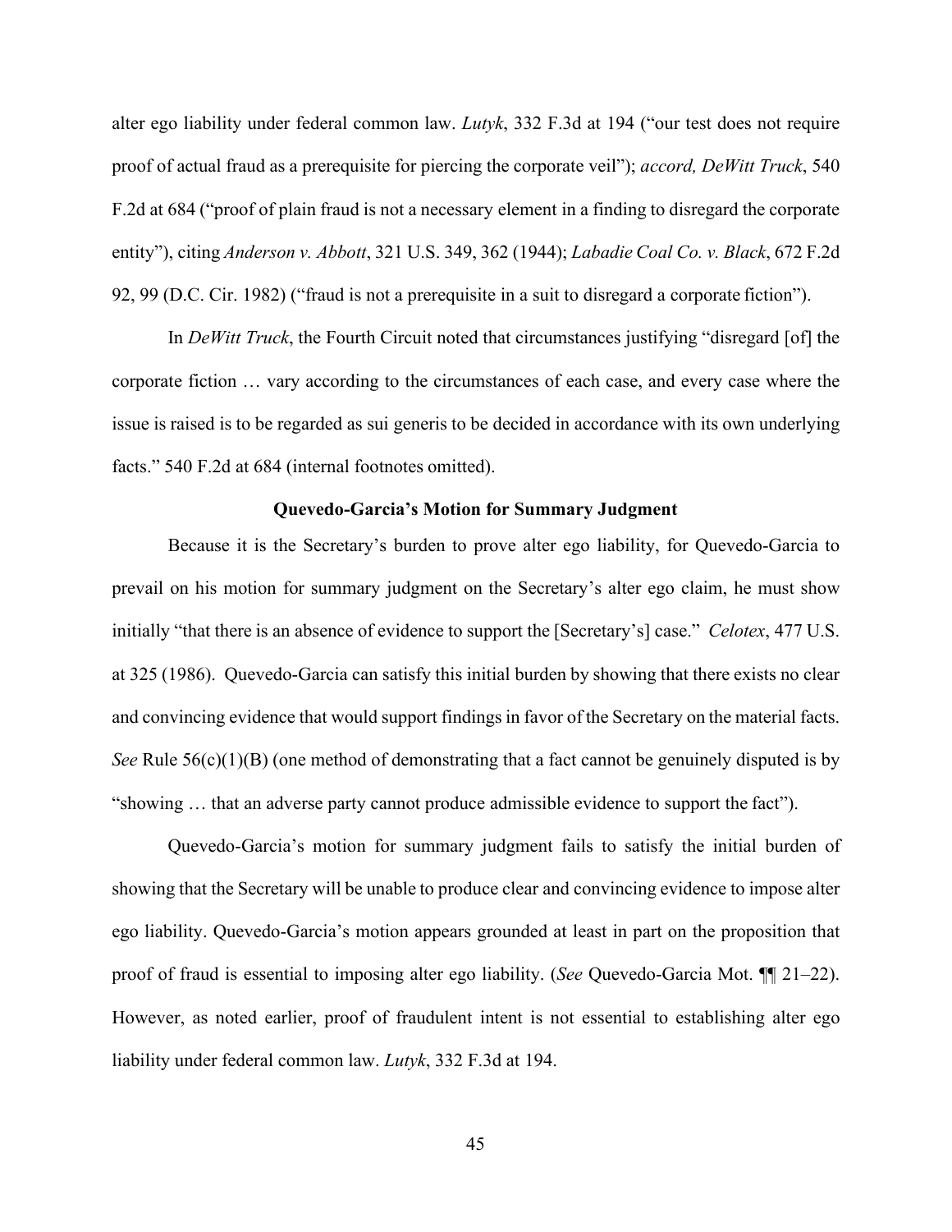alter ego liability under federal common law. *Lutyk*, 332 F.3d at 194 ("our test does not require proof of actual fraud as a prerequisite for piercing the corporate veil"); *accord, DeWitt Truck*, 540 F.2d at 684 ("proof of plain fraud is not a necessary element in a finding to disregard the corporate entity"), citing *Anderson v. Abbott*, 321 U.S. 349, 362 (1944); *Labadie Coal Co. v. Black*, 672 F.2d 92, 99 (D.C. Cir. 1982) ("fraud is not a prerequisite in a suit to disregard a corporate fiction").

In *DeWitt Truck*, the Fourth Circuit noted that circumstances justifying "disregard [of] the corporate fiction … vary according to the circumstances of each case, and every case where the issue is raised is to be regarded as sui generis to be decided in accordance with its own underlying facts." 540 F.2d at 684 (internal footnotes omitted).

**Quevedo-Garcia's Motion for Summary Judgment**

Because it is the Secretary's burden to prove alter ego liability, for Quevedo-Garcia to prevail on his motion for summary judgment on the Secretary's alter ego claim, he must show initially "that there is an absence of evidence to support the [Secretary's] case." *Celotex*, 477 U.S. at 325 (1986). Quevedo-Garcia can satisfy this initial burden by showing that there exists no clear and convincing evidence that would support findings in favor of the Secretary on the material facts. *See* Rule 56(c)(1)(B) (one method of demonstrating that a fact cannot be genuinely disputed is by "showing … that an adverse party cannot produce admissible evidence to support the fact").

Quevedo-Garcia's motion for summary judgment fails to satisfy the initial burden of showing that the Secretary will be unable to produce clear and convincing evidence to impose alter ego liability. Quevedo-Garcia's motion appears grounded at least in part on the proposition that proof of fraud is essential to imposing alter ego liability. (*See* Quevedo-Garcia Mot. ¶¶ 21–22). However, as noted earlier, proof of fraudulent intent is not essential to establishing alter ego liability under federal common law. *Lutyk*, 332 F.3d at 194.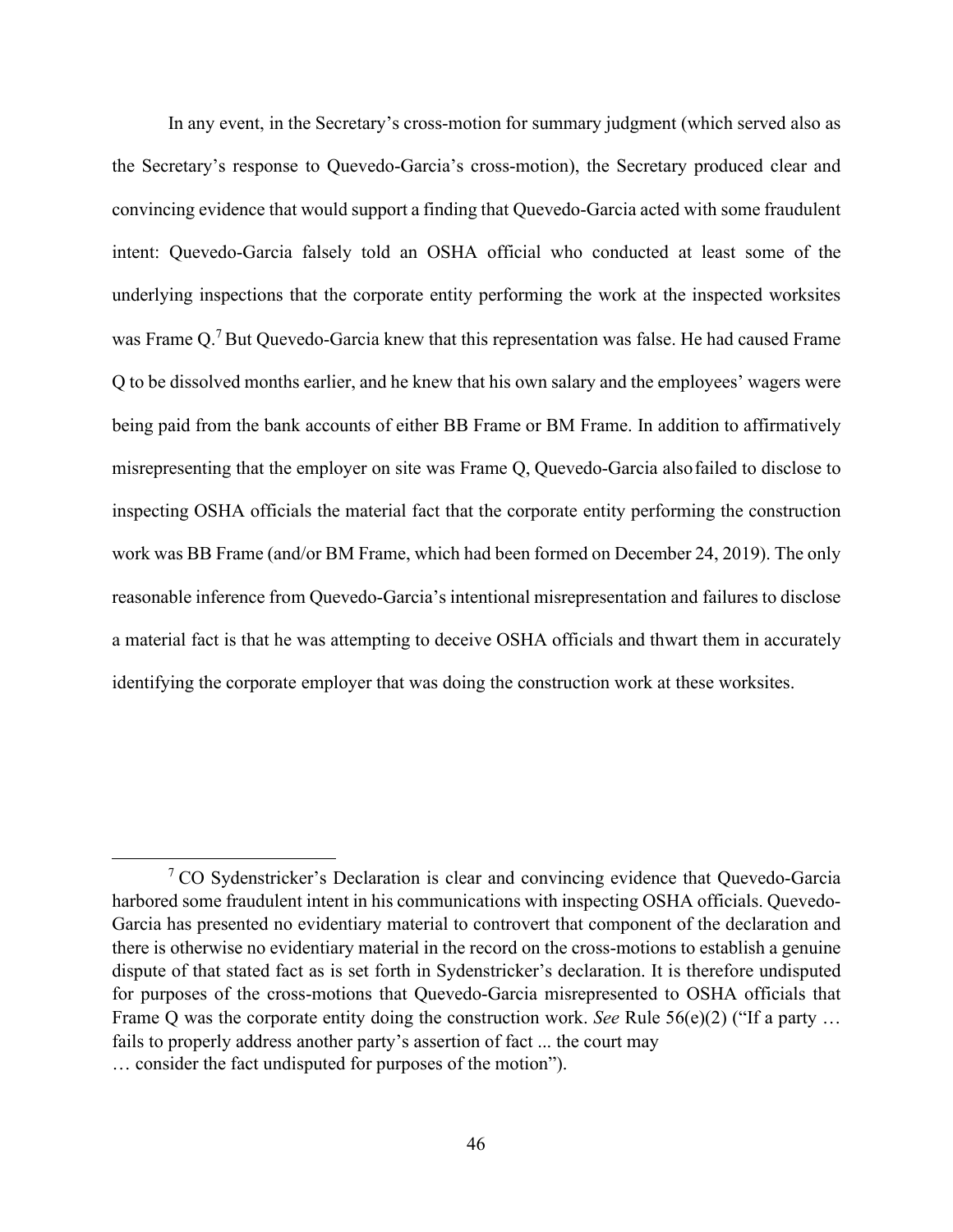In any event, in the Secretary's cross-motion for summary judgment (which served also as the Secretary's response to Quevedo-Garcia's cross-motion), the Secretary produced clear and convincing evidence that would support a finding that Quevedo-Garcia acted with some fraudulent intent: Quevedo-Garcia falsely told an OSHA official who conducted at least some of the underlying inspections that the corporate entity performing the work at the inspected worksites was Frame Q.[7] But Quevedo-Garcia knew that this representation was false. He had caused Frame Q to be dissolved months earlier, and he knew that his own salary and the employees' wagers were being paid from the bank accounts of either BB Frame or BM Frame. In addition to affirmatively misrepresenting that the employer on site was Frame Q, Quevedo-Garcia also failed to disclose to inspecting OSHA officials the material fact that the corporate entity performing the construction work was BB Frame (and/or BM Frame, which had been formed on December 24, 2019). The only reasonable inference from Quevedo-Garcia's intentional misrepresentation and failures to disclose a material fact is that he was attempting to deceive OSHA officials and thwart them in accurately identifying the corporate employer that was doing the construction work at these worksites.

[7] CO Sydenstricker's Declaration is clear and convincing evidence that Quevedo-Garcia harbored some fraudulent intent in his communications with inspecting OSHA officials. Quevedo-Garcia has presented no evidentiary material to controvert that component of the declaration and there is otherwise no evidentiary material in the record on the cross-motions to establish a genuine dispute of that stated fact as is set forth in Sydenstricker's declaration. It is therefore undisputed for purposes of the cross-motions that Quevedo-Garcia misrepresented to OSHA officials that Frame Q was the corporate entity doing the construction work. *See* Rule 56(e)(2) ("If a party … fails to properly address another party's assertion of fact ... the court may … consider the fact undisputed for purposes of the motion").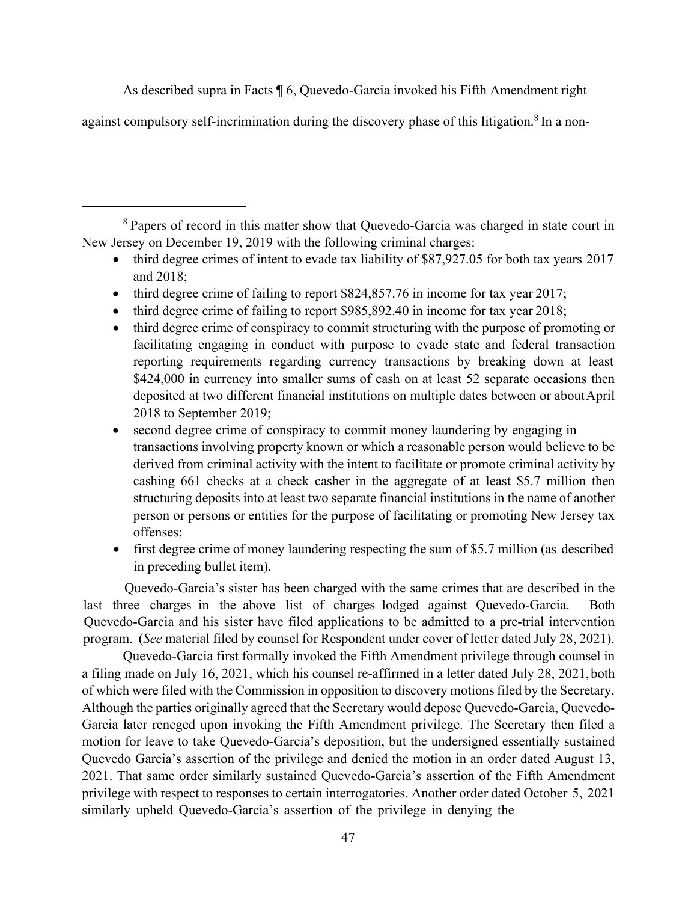As described supra in Facts ¶ 6, Quevedo-Garcia invoked his Fifth Amendment right against compulsory self-incrimination during the discovery phase of this litigation.[8] In a non-

---

[8] Papers of record in this matter show that Quevedo-Garcia was charged in state court in New Jersey on December 19, 2019 with the following criminal charges:

- third degree crimes of intent to evade tax liability of $87,927.05 for both tax years 2017 and 2018;
- third degree crime of failing to report $824,857.76 in income for tax year 2017;
- third degree crime of failing to report $985,892.40 in income for tax year 2018;
- third degree crime of conspiracy to commit structuring with the purpose of promoting or facilitating engaging in conduct with purpose to evade state and federal transaction reporting requirements regarding currency transactions by breaking down at least $424,000 in currency into smaller sums of cash on at least 52 separate occasions then deposited at two different financial institutions on multiple dates between or about April 2018 to September 2019;
- second degree crime of conspiracy to commit money laundering by engaging in transactions involving property known or which a reasonable person would believe to be derived from criminal activity with the intent to facilitate or promote criminal activity by cashing 661 checks at a check casher in the aggregate of at least $5.7 million then structuring deposits into at least two separate financial institutions in the name of another person or persons or entities for the purpose of facilitating or promoting New Jersey tax offenses;
- first degree crime of money laundering respecting the sum of $5.7 million (as described in preceding bullet item).

Quevedo-Garcia's sister has been charged with the same crimes that are described in the last three charges in the above list of charges lodged against Quevedo-Garcia. Both Quevedo-Garcia and his sister have filed applications to be admitted to a pre-trial intervention program. (*See* material filed by counsel for Respondent under cover of letter dated July 28, 2021).

Quevedo-Garcia first formally invoked the Fifth Amendment privilege through counsel in a filing made on July 16, 2021, which his counsel re-affirmed in a letter dated July 28, 2021, both of which were filed with the Commission in opposition to discovery motions filed by the Secretary. Although the parties originally agreed that the Secretary would depose Quevedo-Garcia, Quevedo-Garcia later reneged upon invoking the Fifth Amendment privilege. The Secretary then filed a motion for leave to take Quevedo-Garcia's deposition, but the undersigned essentially sustained Quevedo Garcia's assertion of the privilege and denied the motion in an order dated August 13, 2021. That same order similarly sustained Quevedo-Garcia's assertion of the Fifth Amendment privilege with respect to responses to certain interrogatories. Another order dated October 5, 2021 similarly upheld Quevedo-Garcia's assertion of the privilege in denying the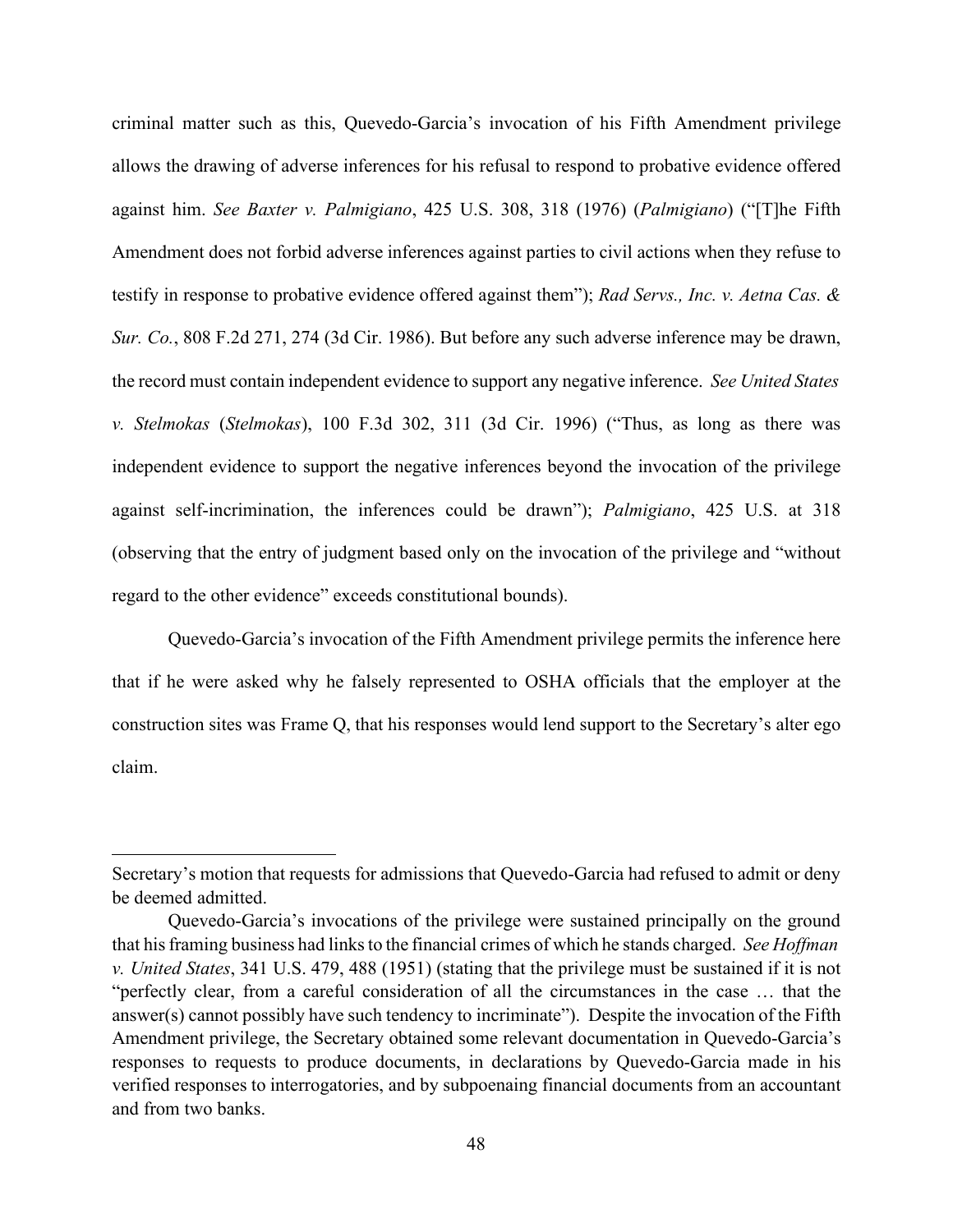criminal matter such as this, Quevedo-Garcia's invocation of his Fifth Amendment privilege allows the drawing of adverse inferences for his refusal to respond to probative evidence offered against him. *See Baxter v. Palmigiano*, 425 U.S. 308, 318 (1976) (*Palmigiano*) ("[T]he Fifth Amendment does not forbid adverse inferences against parties to civil actions when they refuse to testify in response to probative evidence offered against them"); *Rad Servs., Inc. v. Aetna Cas. & Sur. Co.*, 808 F.2d 271, 274 (3d Cir. 1986). But before any such adverse inference may be drawn, the record must contain independent evidence to support any negative inference. *See United States v. Stelmokas* (*Stelmokas*), 100 F.3d 302, 311 (3d Cir. 1996) ("Thus, as long as there was independent evidence to support the negative inferences beyond the invocation of the privilege against self-incrimination, the inferences could be drawn"); *Palmigiano*, 425 U.S. at 318 (observing that the entry of judgment based only on the invocation of the privilege and "without regard to the other evidence" exceeds constitutional bounds).

Quevedo-Garcia's invocation of the Fifth Amendment privilege permits the inference here that if he were asked why he falsely represented to OSHA officials that the employer at the construction sites was Frame Q, that his responses would lend support to the Secretary's alter ego claim.

---

Secretary's motion that requests for admissions that Quevedo-Garcia had refused to admit or deny be deemed admitted.

Quevedo-Garcia's invocations of the privilege were sustained principally on the ground that his framing business had links to the financial crimes of which he stands charged. *See Hoffman v. United States*, 341 U.S. 479, 488 (1951) (stating that the privilege must be sustained if it is not "perfectly clear, from a careful consideration of all the circumstances in the case … that the answer(s) cannot possibly have such tendency to incriminate"). Despite the invocation of the Fifth Amendment privilege, the Secretary obtained some relevant documentation in Quevedo-Garcia's responses to requests to produce documents, in declarations by Quevedo-Garcia made in his verified responses to interrogatories, and by subpoenaing financial documents from an accountant and from two banks.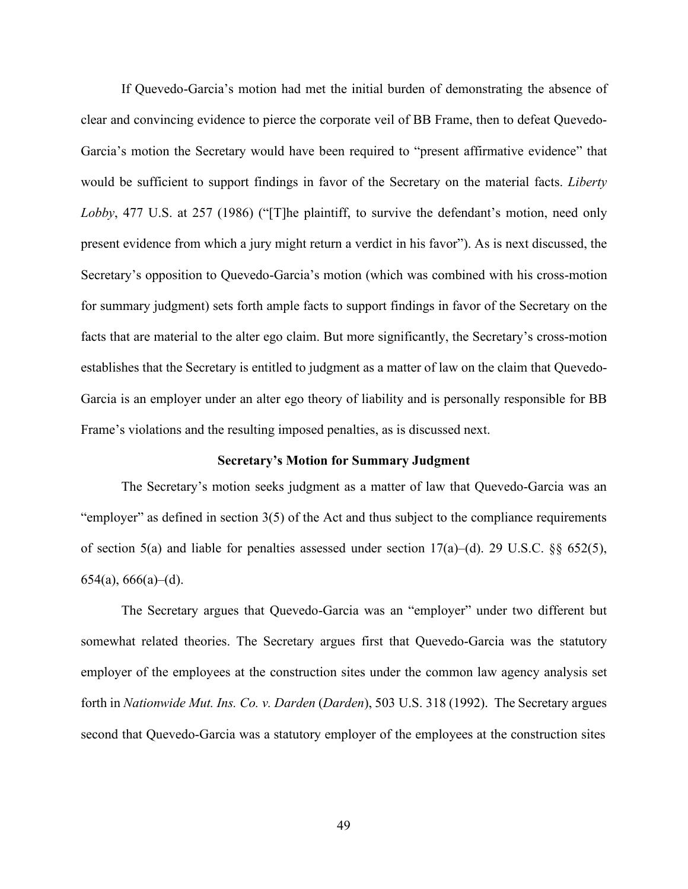If Quevedo-Garcia's motion had met the initial burden of demonstrating the absence of clear and convincing evidence to pierce the corporate veil of BB Frame, then to defeat Quevedo-Garcia's motion the Secretary would have been required to "present affirmative evidence" that would be sufficient to support findings in favor of the Secretary on the material facts. *Liberty Lobby*, 477 U.S. at 257 (1986) ("[T]he plaintiff, to survive the defendant's motion, need only present evidence from which a jury might return a verdict in his favor"). As is next discussed, the Secretary's opposition to Quevedo-Garcia's motion (which was combined with his cross-motion for summary judgment) sets forth ample facts to support findings in favor of the Secretary on the facts that are material to the alter ego claim. But more significantly, the Secretary's cross-motion establishes that the Secretary is entitled to judgment as a matter of law on the claim that Quevedo-Garcia is an employer under an alter ego theory of liability and is personally responsible for BB Frame's violations and the resulting imposed penalties, as is discussed next.

**Secretary's Motion for Summary Judgment**

The Secretary's motion seeks judgment as a matter of law that Quevedo-Garcia was an "employer" as defined in section 3(5) of the Act and thus subject to the compliance requirements of section 5(a) and liable for penalties assessed under section 17(a)–(d). 29 U.S.C. §§ 652(5), 654(a), 666(a)–(d).

The Secretary argues that Quevedo-Garcia was an "employer" under two different but somewhat related theories. The Secretary argues first that Quevedo-Garcia was the statutory employer of the employees at the construction sites under the common law agency analysis set forth in *Nationwide Mut. Ins. Co. v. Darden* (*Darden*), 503 U.S. 318 (1992). The Secretary argues second that Quevedo-Garcia was a statutory employer of the employees at the construction sites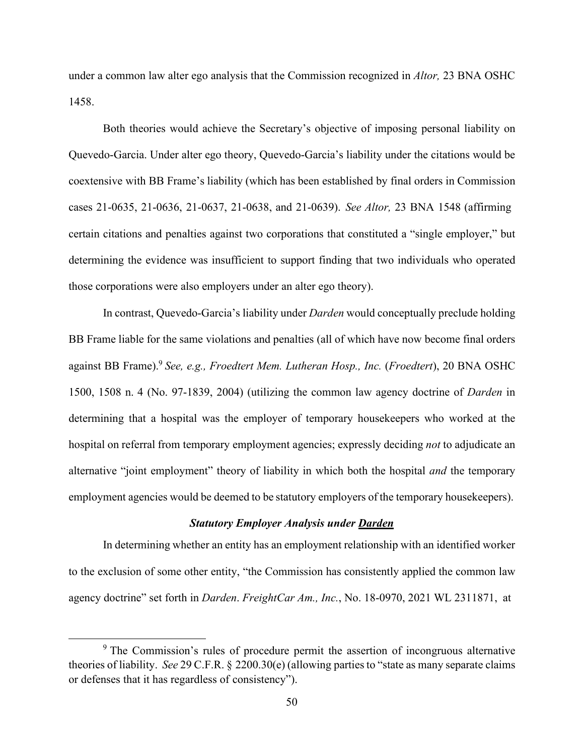under a common law alter ego analysis that the Commission recognized in *Altor,* 23 BNA OSHC 1458.

Both theories would achieve the Secretary's objective of imposing personal liability on Quevedo-Garcia. Under alter ego theory, Quevedo-Garcia's liability under the citations would be coextensive with BB Frame's liability (which has been established by final orders in Commission cases 21-0635, 21-0636, 21-0637, 21-0638, and 21-0639). *See Altor,* 23 BNA 1548 (affirming certain citations and penalties against two corporations that constituted a "single employer," but determining the evidence was insufficient to support finding that two individuals who operated those corporations were also employers under an alter ego theory).

In contrast, Quevedo-Garcia's liability under *Darden* would conceptually preclude holding BB Frame liable for the same violations and penalties (all of which have now become final orders against BB Frame).[9] *See, e.g., Froedtert Mem. Lutheran Hosp., Inc.* (*Froedtert*), 20 BNA OSHC 1500, 1508 n. 4 (No. 97-1839, 2004) (utilizing the common law agency doctrine of *Darden* in determining that a hospital was the employer of temporary housekeepers who worked at the hospital on referral from temporary employment agencies; expressly deciding *not* to adjudicate an alternative "joint employment" theory of liability in which both the hospital *and* the temporary employment agencies would be deemed to be statutory employers of the temporary housekeepers).

### *Statutory Employer Analysis under* ***Darden***

In determining whether an entity has an employment relationship with an identified worker to the exclusion of some other entity, "the Commission has consistently applied the common law agency doctrine" set forth in *Darden*. *FreightCar Am., Inc.*, No. 18-0970, 2021 WL 2311871, at

[9] The Commission's rules of procedure permit the assertion of incongruous alternative theories of liability. *See* 29 C.F.R. § 2200.30(e) (allowing parties to "state as many separate claims or defenses that it has regardless of consistency").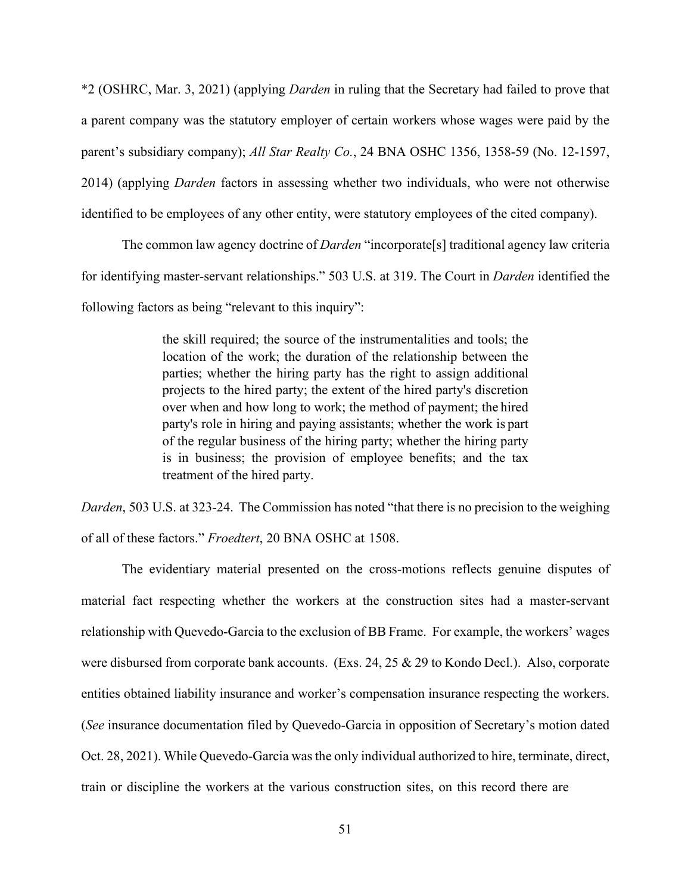*2 (OSHRC, Mar. 3, 2021) (applying *Darden* in ruling that the Secretary had failed to prove that a parent company was the statutory employer of certain workers whose wages were paid by the parent's subsidiary company); *All Star Realty Co.*, 24 BNA OSHC 1356, 1358-59 (No. 12-1597, 2014) (applying *Darden* factors in assessing whether two individuals, who were not otherwise identified to be employees of any other entity, were statutory employees of the cited company).

The common law agency doctrine of *Darden* "incorporate[s] traditional agency law criteria for identifying master-servant relationships." 503 U.S. at 319. The Court in *Darden* identified the following factors as being "relevant to this inquiry":

> the skill required; the source of the instrumentalities and tools; the location of the work; the duration of the relationship between the parties; whether the hiring party has the right to assign additional projects to the hired party; the extent of the hired party's discretion over when and how long to work; the method of payment; the hired party's role in hiring and paying assistants; whether the work is part of the regular business of the hiring party; whether the hiring party is in business; the provision of employee benefits; and the tax treatment of the hired party.

*Darden*, 503 U.S. at 323-24. The Commission has noted "that there is no precision to the weighing of all of these factors." *Froedtert*, 20 BNA OSHC at 1508.

The evidentiary material presented on the cross-motions reflects genuine disputes of material fact respecting whether the workers at the construction sites had a master-servant relationship with Quevedo-Garcia to the exclusion of BB Frame. For example, the workers' wages were disbursed from corporate bank accounts. (Exs. 24, 25 & 29 to Kondo Decl.). Also, corporate entities obtained liability insurance and worker's compensation insurance respecting the workers. (*See* insurance documentation filed by Quevedo-Garcia in opposition of Secretary's motion dated Oct. 28, 2021). While Quevedo-Garcia was the only individual authorized to hire, terminate, direct, train or discipline the workers at the various construction sites, on this record there are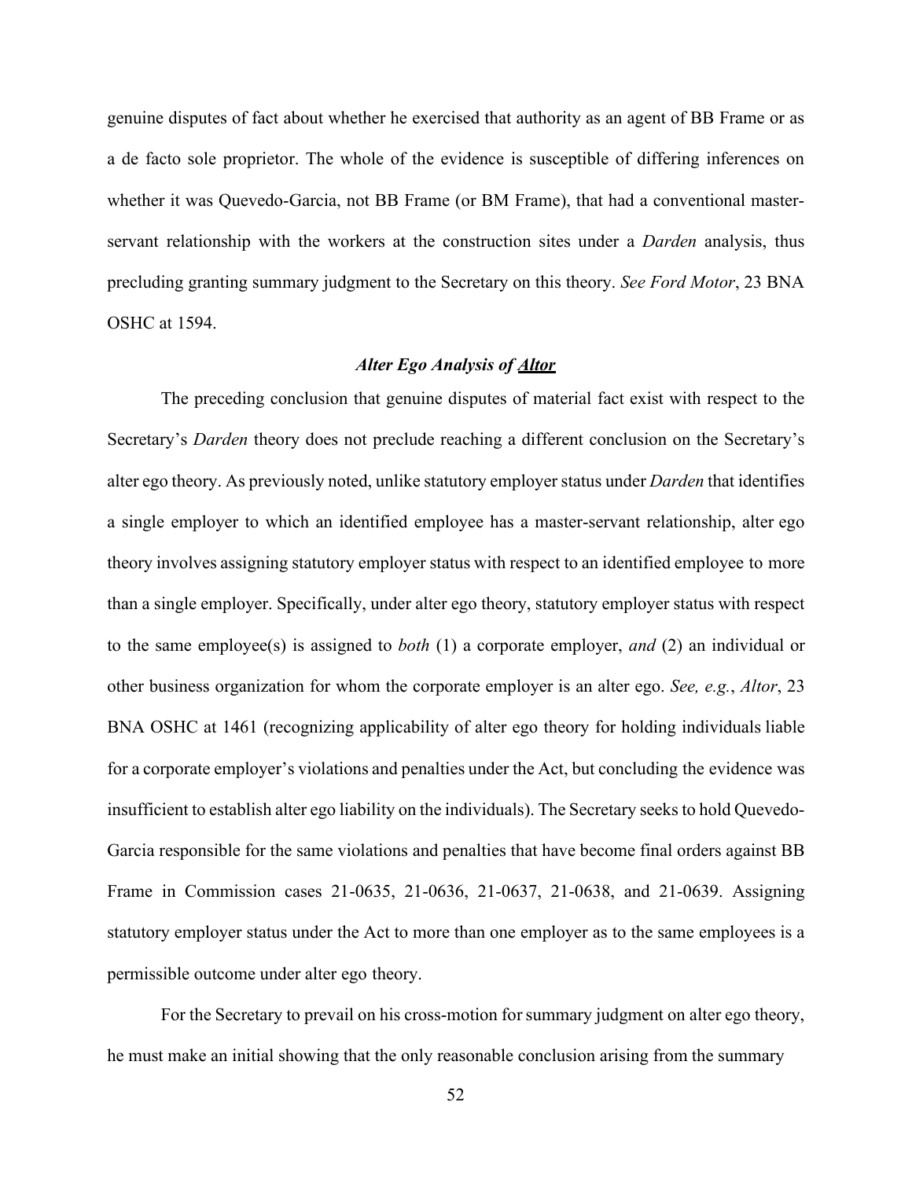genuine disputes of fact about whether he exercised that authority as an agent of BB Frame or as a de facto sole proprietor. The whole of the evidence is susceptible of differing inferences on whether it was Quevedo-Garcia, not BB Frame (or BM Frame), that had a conventional master-servant relationship with the workers at the construction sites under a *Darden* analysis, thus precluding granting summary judgment to the Secretary on this theory. *See Ford Motor*, 23 BNA OSHC at 1594.

### ***Alter Ego Analysis of Altor***

The preceding conclusion that genuine disputes of material fact exist with respect to the Secretary's *Darden* theory does not preclude reaching a different conclusion on the Secretary's alter ego theory. As previously noted, unlike statutory employer status under *Darden* that identifies a single employer to which an identified employee has a master-servant relationship, alter ego theory involves assigning statutory employer status with respect to an identified employee to more than a single employer. Specifically, under alter ego theory, statutory employer status with respect to the same employee(s) is assigned to *both* (1) a corporate employer, *and* (2) an individual or other business organization for whom the corporate employer is an alter ego. *See, e.g.*, *Altor*, 23 BNA OSHC at 1461 (recognizing applicability of alter ego theory for holding individuals liable for a corporate employer's violations and penalties under the Act, but concluding the evidence was insufficient to establish alter ego liability on the individuals). The Secretary seeks to hold Quevedo-Garcia responsible for the same violations and penalties that have become final orders against BB Frame in Commission cases 21-0635, 21-0636, 21-0637, 21-0638, and 21-0639. Assigning statutory employer status under the Act to more than one employer as to the same employees is a permissible outcome under alter ego theory.

For the Secretary to prevail on his cross-motion for summary judgment on alter ego theory, he must make an initial showing that the only reasonable conclusion arising from the summary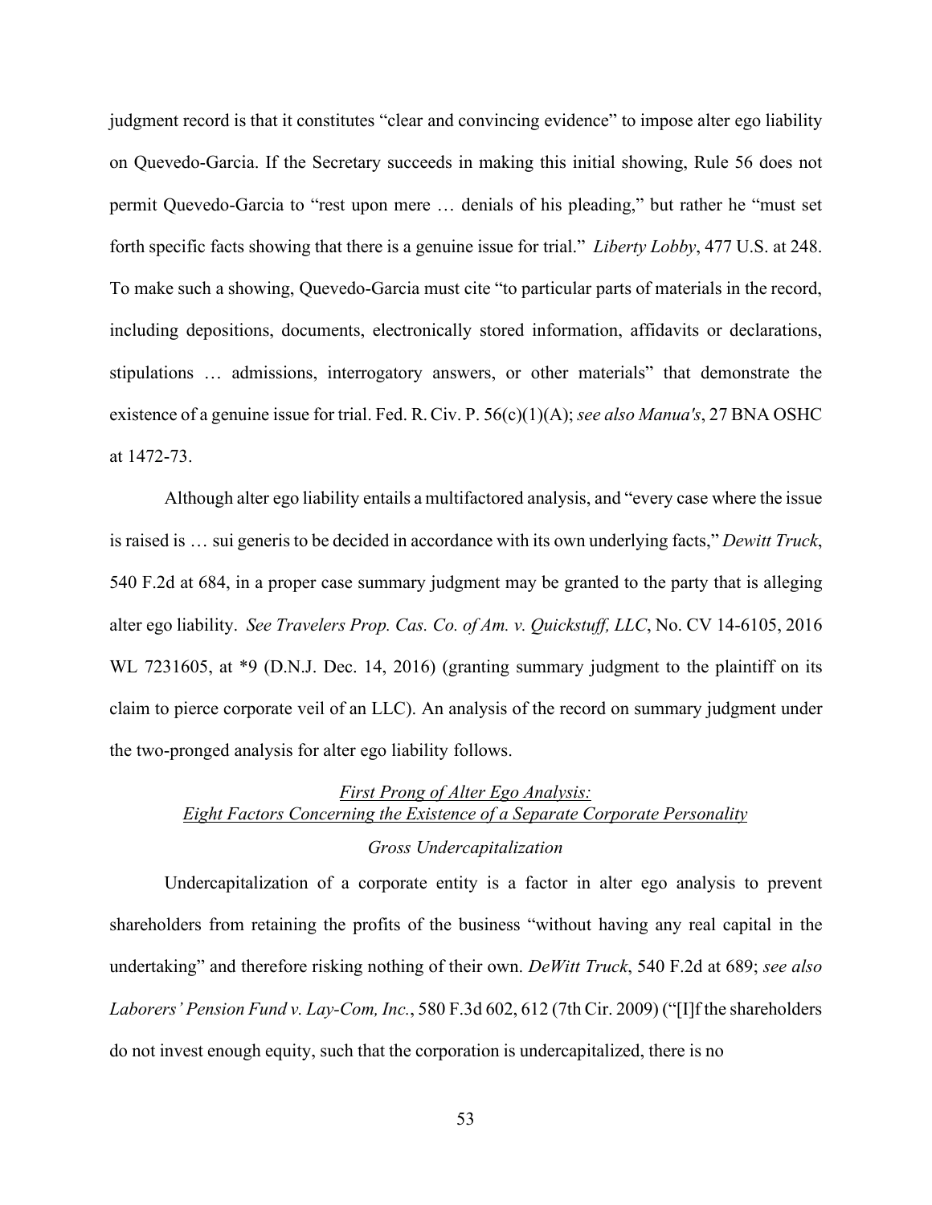judgment record is that it constitutes "clear and convincing evidence" to impose alter ego liability on Quevedo-Garcia. If the Secretary succeeds in making this initial showing, Rule 56 does not permit Quevedo-Garcia to "rest upon mere … denials of his pleading," but rather he "must set forth specific facts showing that there is a genuine issue for trial." *Liberty Lobby*, 477 U.S. at 248. To make such a showing, Quevedo-Garcia must cite "to particular parts of materials in the record, including depositions, documents, electronically stored information, affidavits or declarations, stipulations … admissions, interrogatory answers, or other materials" that demonstrate the existence of a genuine issue for trial. Fed. R. Civ. P. 56(c)(1)(A); *see also Manua's*, 27 BNA OSHC at 1472-73.

Although alter ego liability entails a multifactored analysis, and "every case where the issue is raised is … sui generis to be decided in accordance with its own underlying facts," *Dewitt Truck*, 540 F.2d at 684, in a proper case summary judgment may be granted to the party that is alleging alter ego liability. *See Travelers Prop. Cas. Co. of Am. v. Quickstuff, LLC*, No. CV 14-6105, 2016 WL 7231605, at *9 (D.N.J. Dec. 14, 2016) (granting summary judgment to the plaintiff on its claim to pierce corporate veil of an LLC). An analysis of the record on summary judgment under the two-pronged analysis for alter ego liability follows.

## *First Prong of Alter Ego Analysis: Eight Factors Concerning the Existence of a Separate Corporate Personality*

### *Gross Undercapitalization*

Undercapitalization of a corporate entity is a factor in alter ego analysis to prevent shareholders from retaining the profits of the business "without having any real capital in the undertaking" and therefore risking nothing of their own. *DeWitt Truck*, 540 F.2d at 689; *see also Laborers' Pension Fund v. Lay-Com, Inc.*, 580 F.3d 602, 612 (7th Cir. 2009) ("[I]f the shareholders do not invest enough equity, such that the corporation is undercapitalized, there is no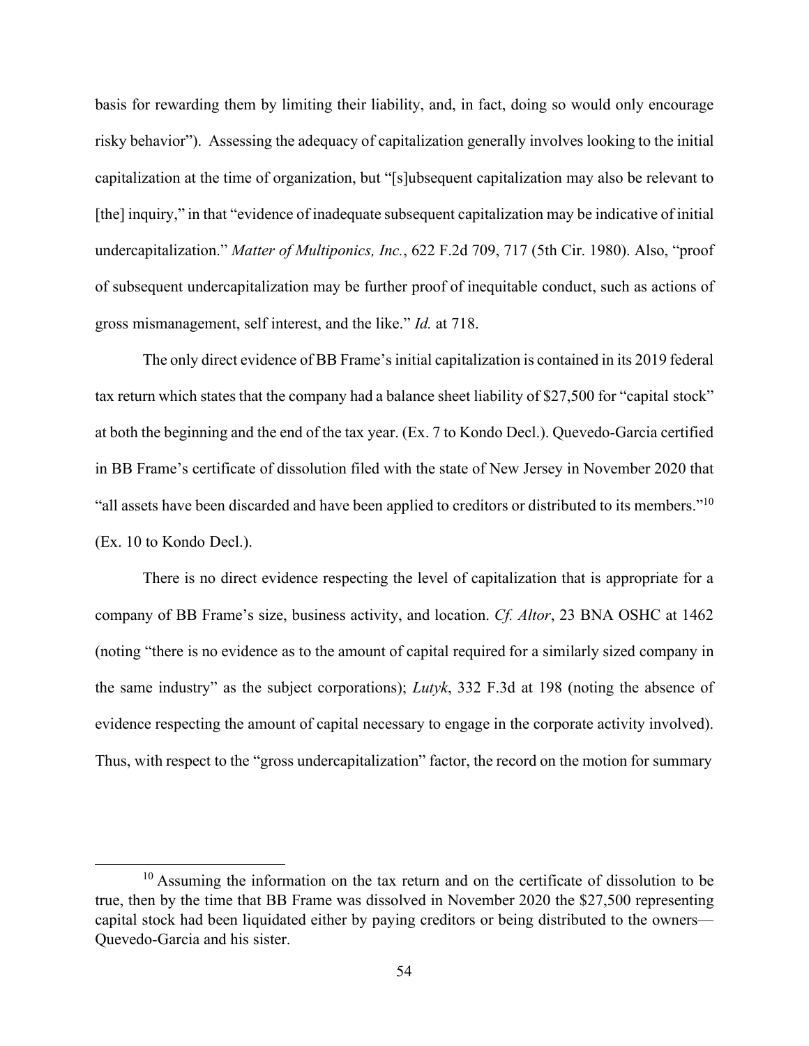basis for rewarding them by limiting their liability, and, in fact, doing so would only encourage risky behavior"). Assessing the adequacy of capitalization generally involves looking to the initial capitalization at the time of organization, but "[s]ubsequent capitalization may also be relevant to [the] inquiry," in that "evidence of inadequate subsequent capitalization may be indicative of initial undercapitalization." *Matter of Multiponics, Inc.*, 622 F.2d 709, 717 (5th Cir. 1980). Also, "proof of subsequent undercapitalization may be further proof of inequitable conduct, such as actions of gross mismanagement, self interest, and the like." *Id.* at 718.

The only direct evidence of BB Frame's initial capitalization is contained in its 2019 federal tax return which states that the company had a balance sheet liability of $27,500 for "capital stock" at both the beginning and the end of the tax year. (Ex. 7 to Kondo Decl.). Quevedo-Garcia certified in BB Frame's certificate of dissolution filed with the state of New Jersey in November 2020 that "all assets have been discarded and have been applied to creditors or distributed to its members."[10] (Ex. 10 to Kondo Decl.).

There is no direct evidence respecting the level of capitalization that is appropriate for a company of BB Frame's size, business activity, and location. *Cf. Altor*, 23 BNA OSHC at 1462 (noting "there is no evidence as to the amount of capital required for a similarly sized company in the same industry" as the subject corporations); *Lutyk*, 332 F.3d at 198 (noting the absence of evidence respecting the amount of capital necessary to engage in the corporate activity involved). Thus, with respect to the "gross undercapitalization" factor, the record on the motion for summary

[10] Assuming the information on the tax return and on the certificate of dissolution to be true, then by the time that BB Frame was dissolved in November 2020 the $27,500 representing capital stock had been liquidated either by paying creditors or being distributed to the owners—Quevedo-Garcia and his sister.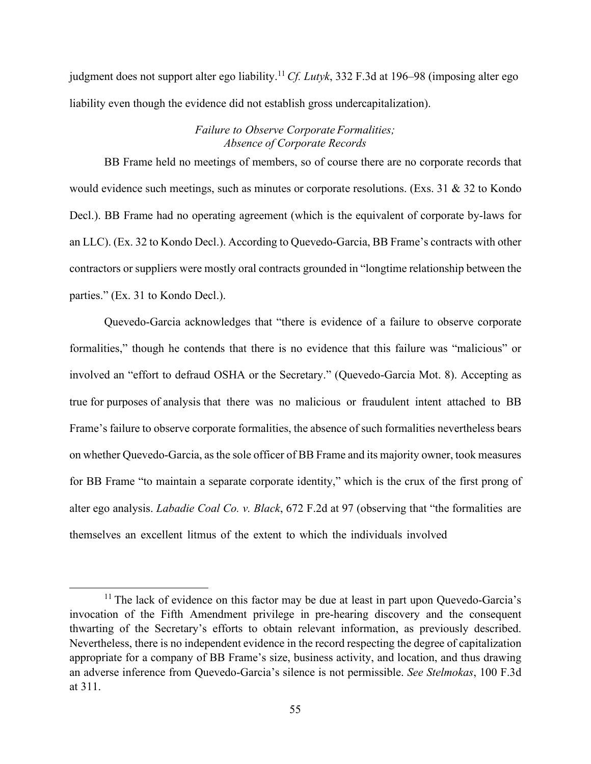judgment does not support alter ego liability.[11] *Cf. Lutyk*, 332 F.3d at 196–98 (imposing alter ego liability even though the evidence did not establish gross undercapitalization).

*Failure to Observe Corporate Formalities; Absence of Corporate Records*

BB Frame held no meetings of members, so of course there are no corporate records that would evidence such meetings, such as minutes or corporate resolutions. (Exs. 31 & 32 to Kondo Decl.). BB Frame had no operating agreement (which is the equivalent of corporate by-laws for an LLC). (Ex. 32 to Kondo Decl.). According to Quevedo-Garcia, BB Frame's contracts with other contractors or suppliers were mostly oral contracts grounded in "longtime relationship between the parties." (Ex. 31 to Kondo Decl.).

Quevedo-Garcia acknowledges that "there is evidence of a failure to observe corporate formalities," though he contends that there is no evidence that this failure was "malicious" or involved an "effort to defraud OSHA or the Secretary." (Quevedo-Garcia Mot. 8). Accepting as true for purposes of analysis that there was no malicious or fraudulent intent attached to BB Frame's failure to observe corporate formalities, the absence of such formalities nevertheless bears on whether Quevedo-Garcia, as the sole officer of BB Frame and its majority owner, took measures for BB Frame "to maintain a separate corporate identity," which is the crux of the first prong of alter ego analysis. *Labadie Coal Co. v. Black*, 672 F.2d at 97 (observing that "the formalities are themselves an excellent litmus of the extent to which the individuals involved

[11] The lack of evidence on this factor may be due at least in part upon Quevedo-Garcia's invocation of the Fifth Amendment privilege in pre-hearing discovery and the consequent thwarting of the Secretary's efforts to obtain relevant information, as previously described. Nevertheless, there is no independent evidence in the record respecting the degree of capitalization appropriate for a company of BB Frame's size, business activity, and location, and thus drawing an adverse inference from Quevedo-Garcia's silence is not permissible. *See Stelmokas*, 100 F.3d at 311.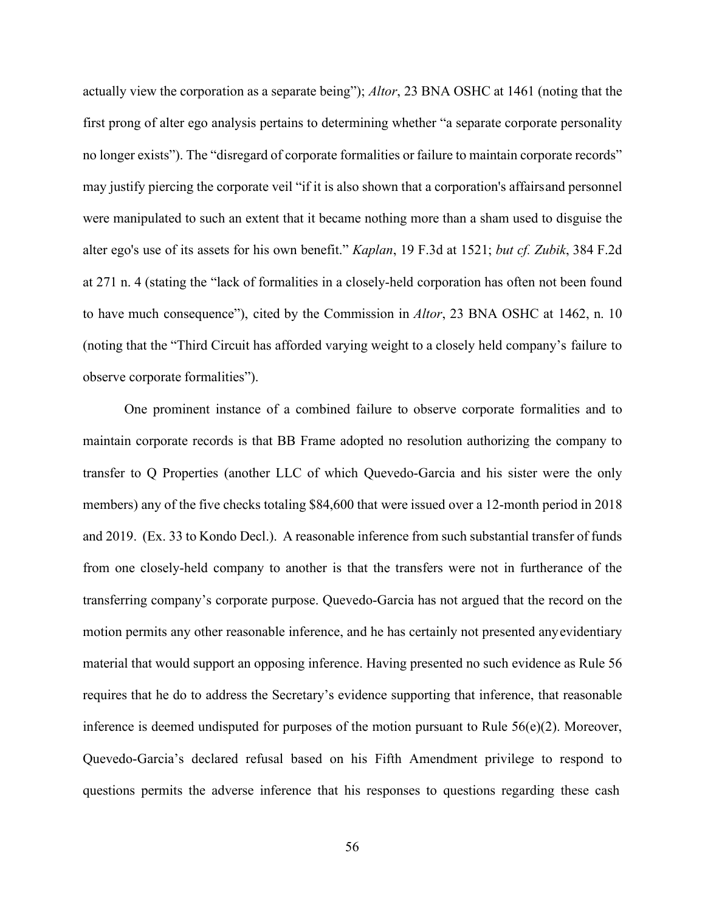actually view the corporation as a separate being"); *Altor*, 23 BNA OSHC at 1461 (noting that the first prong of alter ego analysis pertains to determining whether "a separate corporate personality no longer exists"). The "disregard of corporate formalities or failure to maintain corporate records" may justify piercing the corporate veil "if it is also shown that a corporation's affairs and personnel were manipulated to such an extent that it became nothing more than a sham used to disguise the alter ego's use of its assets for his own benefit." *Kaplan*, 19 F.3d at 1521; *but cf. Zubik*, 384 F.2d at 271 n. 4 (stating the "lack of formalities in a closely-held corporation has often not been found to have much consequence"), cited by the Commission in *Altor*, 23 BNA OSHC at 1462, n. 10 (noting that the "Third Circuit has afforded varying weight to a closely held company's failure to observe corporate formalities").

One prominent instance of a combined failure to observe corporate formalities and to maintain corporate records is that BB Frame adopted no resolution authorizing the company to transfer to Q Properties (another LLC of which Quevedo-Garcia and his sister were the only members) any of the five checks totaling $84,600 that were issued over a 12-month period in 2018 and 2019. (Ex. 33 to Kondo Decl.). A reasonable inference from such substantial transfer of funds from one closely-held company to another is that the transfers were not in furtherance of the transferring company's corporate purpose. Quevedo-Garcia has not argued that the record on the motion permits any other reasonable inference, and he has certainly not presented any evidentiary material that would support an opposing inference. Having presented no such evidence as Rule 56 requires that he do to address the Secretary's evidence supporting that inference, that reasonable inference is deemed undisputed for purposes of the motion pursuant to Rule 56(e)(2). Moreover, Quevedo-Garcia's declared refusal based on his Fifth Amendment privilege to respond to questions permits the adverse inference that his responses to questions regarding these cash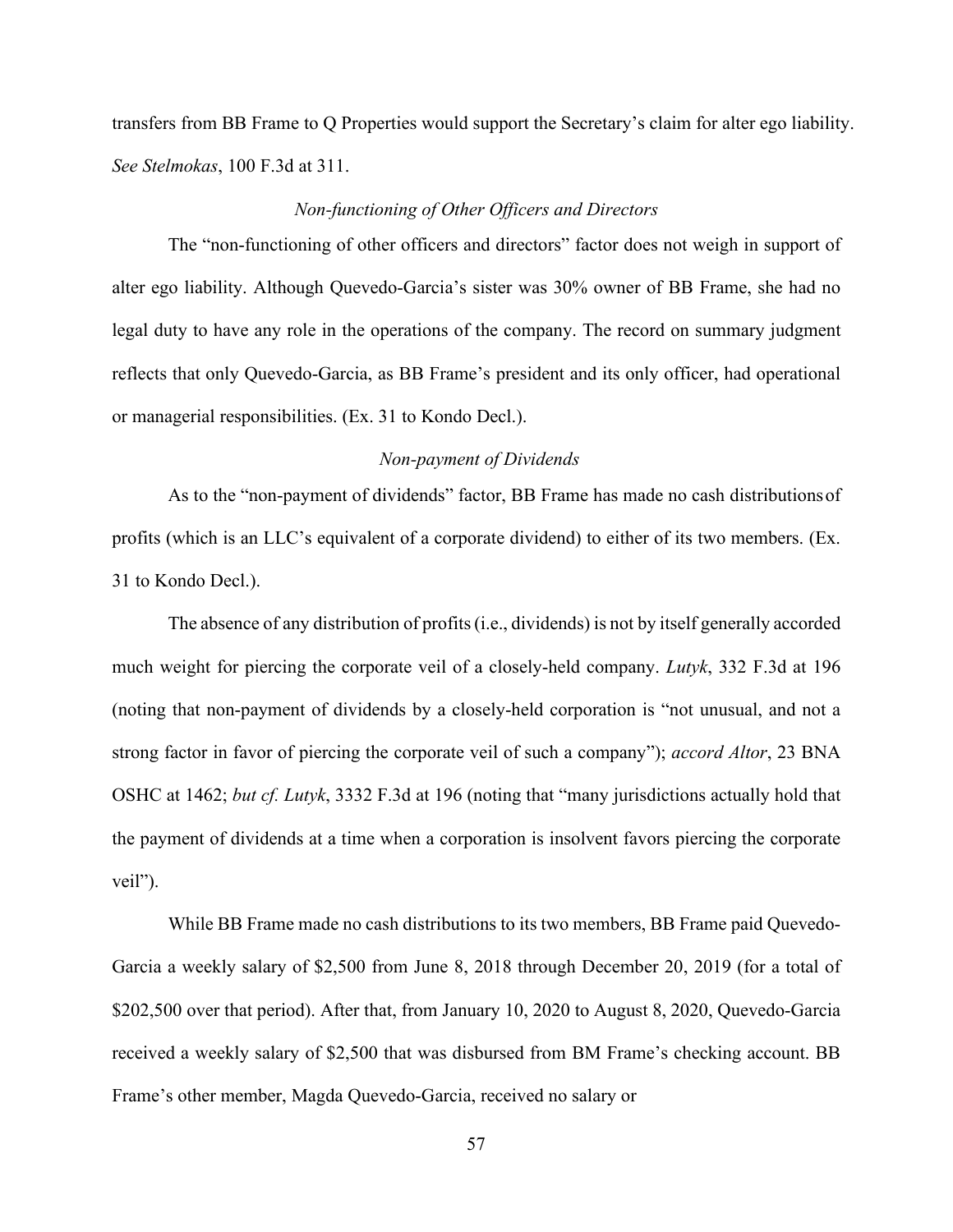transfers from BB Frame to Q Properties would support the Secretary's claim for alter ego liability. *See Stelmokas*, 100 F.3d at 311.

*Non-functioning of Other Officers and Directors*

The "non-functioning of other officers and directors" factor does not weigh in support of alter ego liability. Although Quevedo-Garcia's sister was 30% owner of BB Frame, she had no legal duty to have any role in the operations of the company. The record on summary judgment reflects that only Quevedo-Garcia, as BB Frame's president and its only officer, had operational or managerial responsibilities. (Ex. 31 to Kondo Decl.).

*Non-payment of Dividends*

As to the "non-payment of dividends" factor, BB Frame has made no cash distributions of profits (which is an LLC's equivalent of a corporate dividend) to either of its two members. (Ex. 31 to Kondo Decl.).

The absence of any distribution of profits (i.e., dividends) is not by itself generally accorded much weight for piercing the corporate veil of a closely-held company. *Lutyk*, 332 F.3d at 196 (noting that non-payment of dividends by a closely-held corporation is "not unusual, and not a strong factor in favor of piercing the corporate veil of such a company"); *accord Altor*, 23 BNA OSHC at 1462; *but cf. Lutyk*, 3332 F.3d at 196 (noting that "many jurisdictions actually hold that the payment of dividends at a time when a corporation is insolvent favors piercing the corporate veil").

While BB Frame made no cash distributions to its two members, BB Frame paid Quevedo-Garcia a weekly salary of $2,500 from June 8, 2018 through December 20, 2019 (for a total of $202,500 over that period). After that, from January 10, 2020 to August 8, 2020, Quevedo-Garcia received a weekly salary of $2,500 that was disbursed from BM Frame's checking account. BB Frame's other member, Magda Quevedo-Garcia, received no salary or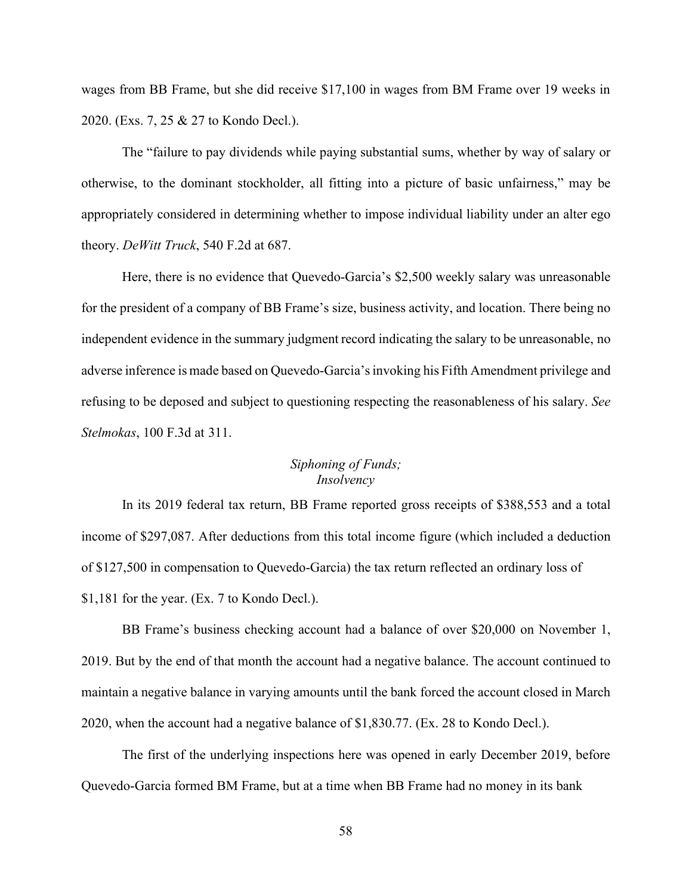wages from BB Frame, but she did receive $17,100 in wages from BM Frame over 19 weeks in 2020. (Exs. 7, 25 & 27 to Kondo Decl.).

The "failure to pay dividends while paying substantial sums, whether by way of salary or otherwise, to the dominant stockholder, all fitting into a picture of basic unfairness," may be appropriately considered in determining whether to impose individual liability under an alter ego theory. *DeWitt Truck*, 540 F.2d at 687.

Here, there is no evidence that Quevedo-Garcia's $2,500 weekly salary was unreasonable for the president of a company of BB Frame's size, business activity, and location. There being no independent evidence in the summary judgment record indicating the salary to be unreasonable, no adverse inference is made based on Quevedo-Garcia's invoking his Fifth Amendment privilege and refusing to be deposed and subject to questioning respecting the reasonableness of his salary. *See Stelmokas*, 100 F.3d at 311.

*Siphoning of Funds;*
*Insolvency*

In its 2019 federal tax return, BB Frame reported gross receipts of $388,553 and a total income of $297,087. After deductions from this total income figure (which included a deduction of $127,500 in compensation to Quevedo-Garcia) the tax return reflected an ordinary loss of $1,181 for the year. (Ex. 7 to Kondo Decl.).

BB Frame's business checking account had a balance of over $20,000 on November 1, 2019. But by the end of that month the account had a negative balance. The account continued to maintain a negative balance in varying amounts until the bank forced the account closed in March 2020, when the account had a negative balance of $1,830.77. (Ex. 28 to Kondo Decl.).

The first of the underlying inspections here was opened in early December 2019, before Quevedo-Garcia formed BM Frame, but at a time when BB Frame had no money in its bank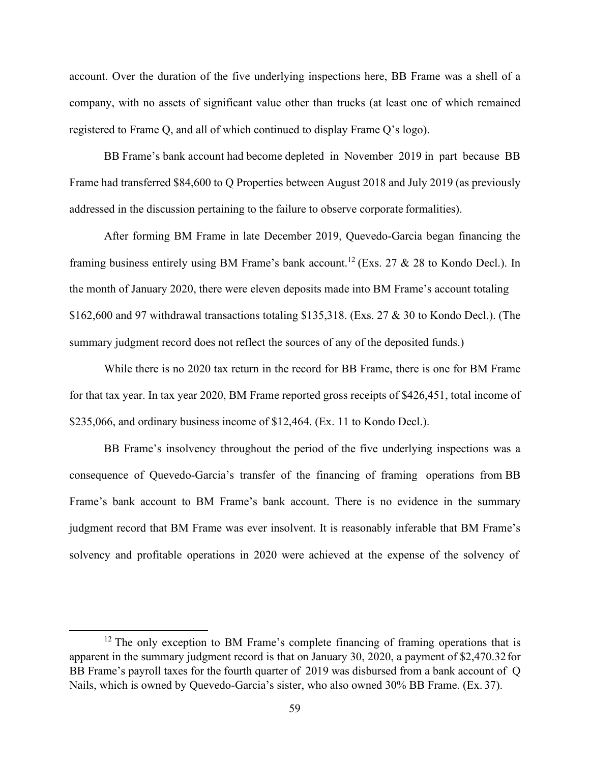account. Over the duration of the five underlying inspections here, BB Frame was a shell of a company, with no assets of significant value other than trucks (at least one of which remained registered to Frame Q, and all of which continued to display Frame Q's logo).

BB Frame's bank account had become depleted in November 2019 in part because BB Frame had transferred $84,600 to Q Properties between August 2018 and July 2019 (as previously addressed in the discussion pertaining to the failure to observe corporate formalities).

After forming BM Frame in late December 2019, Quevedo-Garcia began financing the framing business entirely using BM Frame's bank account.[12] (Exs. 27 & 28 to Kondo Decl.). In the month of January 2020, there were eleven deposits made into BM Frame's account totaling $162,600 and 97 withdrawal transactions totaling $135,318. (Exs. 27 & 30 to Kondo Decl.). (The summary judgment record does not reflect the sources of any of the deposited funds.)

While there is no 2020 tax return in the record for BB Frame, there is one for BM Frame for that tax year. In tax year 2020, BM Frame reported gross receipts of $426,451, total income of $235,066, and ordinary business income of $12,464. (Ex. 11 to Kondo Decl.).

BB Frame's insolvency throughout the period of the five underlying inspections was a consequence of Quevedo-Garcia's transfer of the financing of framing operations from BB Frame's bank account to BM Frame's bank account. There is no evidence in the summary judgment record that BM Frame was ever insolvent. It is reasonably inferable that BM Frame's solvency and profitable operations in 2020 were achieved at the expense of the solvency of

[12] The only exception to BM Frame's complete financing of framing operations that is apparent in the summary judgment record is that on January 30, 2020, a payment of $2,470.32 for BB Frame's payroll taxes for the fourth quarter of 2019 was disbursed from a bank account of Q Nails, which is owned by Quevedo-Garcia's sister, who also owned 30% BB Frame. (Ex. 37).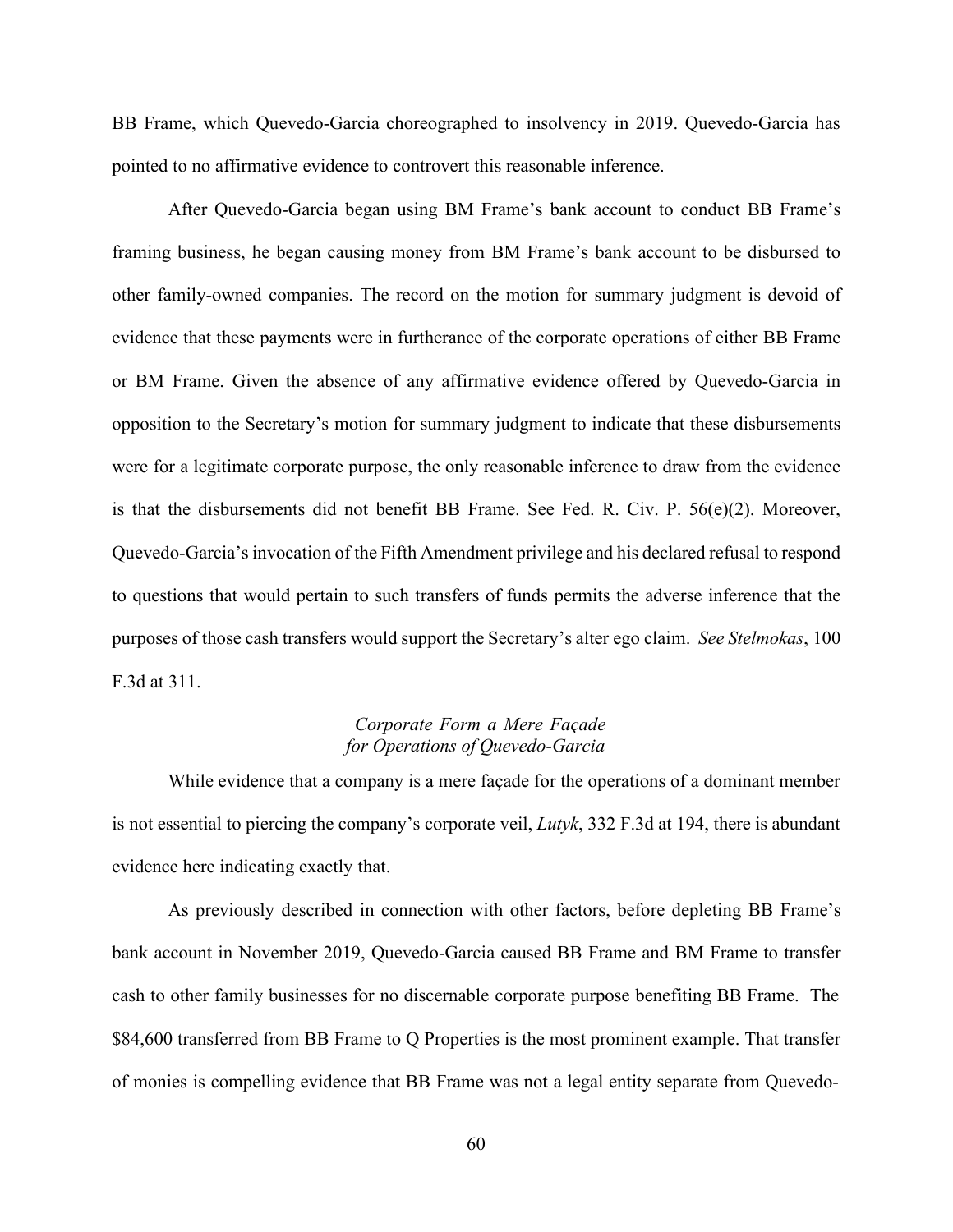BB Frame, which Quevedo-Garcia choreographed to insolvency in 2019. Quevedo-Garcia has pointed to no affirmative evidence to controvert this reasonable inference.

After Quevedo-Garcia began using BM Frame's bank account to conduct BB Frame's framing business, he began causing money from BM Frame's bank account to be disbursed to other family-owned companies. The record on the motion for summary judgment is devoid of evidence that these payments were in furtherance of the corporate operations of either BB Frame or BM Frame. Given the absence of any affirmative evidence offered by Quevedo-Garcia in opposition to the Secretary's motion for summary judgment to indicate that these disbursements were for a legitimate corporate purpose, the only reasonable inference to draw from the evidence is that the disbursements did not benefit BB Frame. See Fed. R. Civ. P. 56(e)(2). Moreover, Quevedo-Garcia's invocation of the Fifth Amendment privilege and his declared refusal to respond to questions that would pertain to such transfers of funds permits the adverse inference that the purposes of those cash transfers would support the Secretary's alter ego claim. *See Stelmokas*, 100 F.3d at 311.

*Corporate Form a Mere Façade for Operations of Quevedo-Garcia*

While evidence that a company is a mere façade for the operations of a dominant member is not essential to piercing the company's corporate veil, *Lutyk*, 332 F.3d at 194, there is abundant evidence here indicating exactly that.

As previously described in connection with other factors, before depleting BB Frame's bank account in November 2019, Quevedo-Garcia caused BB Frame and BM Frame to transfer cash to other family businesses for no discernable corporate purpose benefiting BB Frame. The $84,600 transferred from BB Frame to Q Properties is the most prominent example. That transfer of monies is compelling evidence that BB Frame was not a legal entity separate from Quevedo-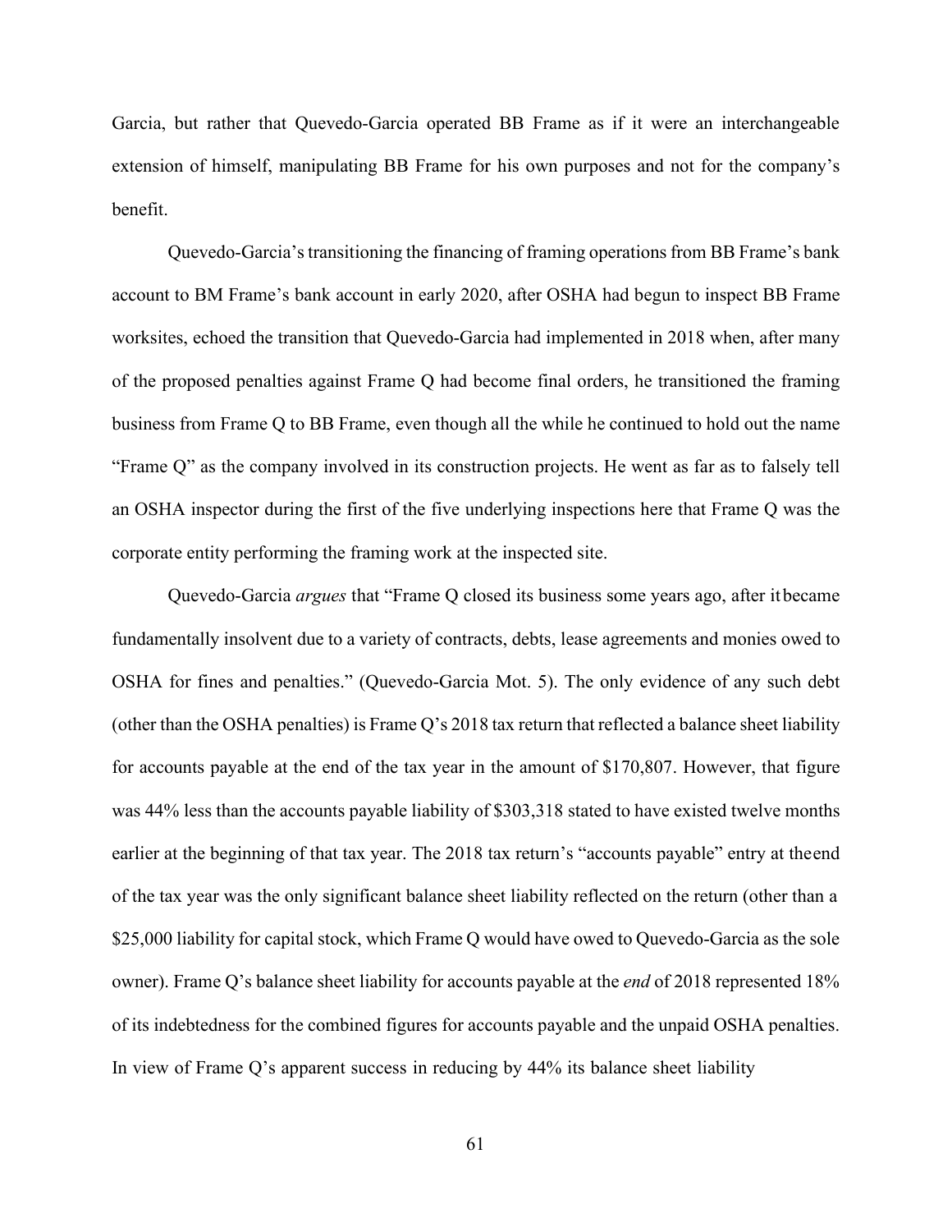Garcia, but rather that Quevedo-Garcia operated BB Frame as if it were an interchangeable extension of himself, manipulating BB Frame for his own purposes and not for the company's benefit.

Quevedo-Garcia's transitioning the financing of framing operations from BB Frame's bank account to BM Frame's bank account in early 2020, after OSHA had begun to inspect BB Frame worksites, echoed the transition that Quevedo-Garcia had implemented in 2018 when, after many of the proposed penalties against Frame Q had become final orders, he transitioned the framing business from Frame Q to BB Frame, even though all the while he continued to hold out the name "Frame Q" as the company involved in its construction projects. He went as far as to falsely tell an OSHA inspector during the first of the five underlying inspections here that Frame Q was the corporate entity performing the framing work at the inspected site.

Quevedo-Garcia *argues* that "Frame Q closed its business some years ago, after it became fundamentally insolvent due to a variety of contracts, debts, lease agreements and monies owed to OSHA for fines and penalties." (Quevedo-Garcia Mot. 5). The only evidence of any such debt (other than the OSHA penalties) is Frame Q's 2018 tax return that reflected a balance sheet liability for accounts payable at the end of the tax year in the amount of $170,807. However, that figure was 44% less than the accounts payable liability of $303,318 stated to have existed twelve months earlier at the beginning of that tax year. The 2018 tax return's "accounts payable" entry at the end of the tax year was the only significant balance sheet liability reflected on the return (other than a $25,000 liability for capital stock, which Frame Q would have owed to Quevedo-Garcia as the sole owner). Frame Q's balance sheet liability for accounts payable at the *end* of 2018 represented 18% of its indebtedness for the combined figures for accounts payable and the unpaid OSHA penalties. In view of Frame Q's apparent success in reducing by 44% its balance sheet liability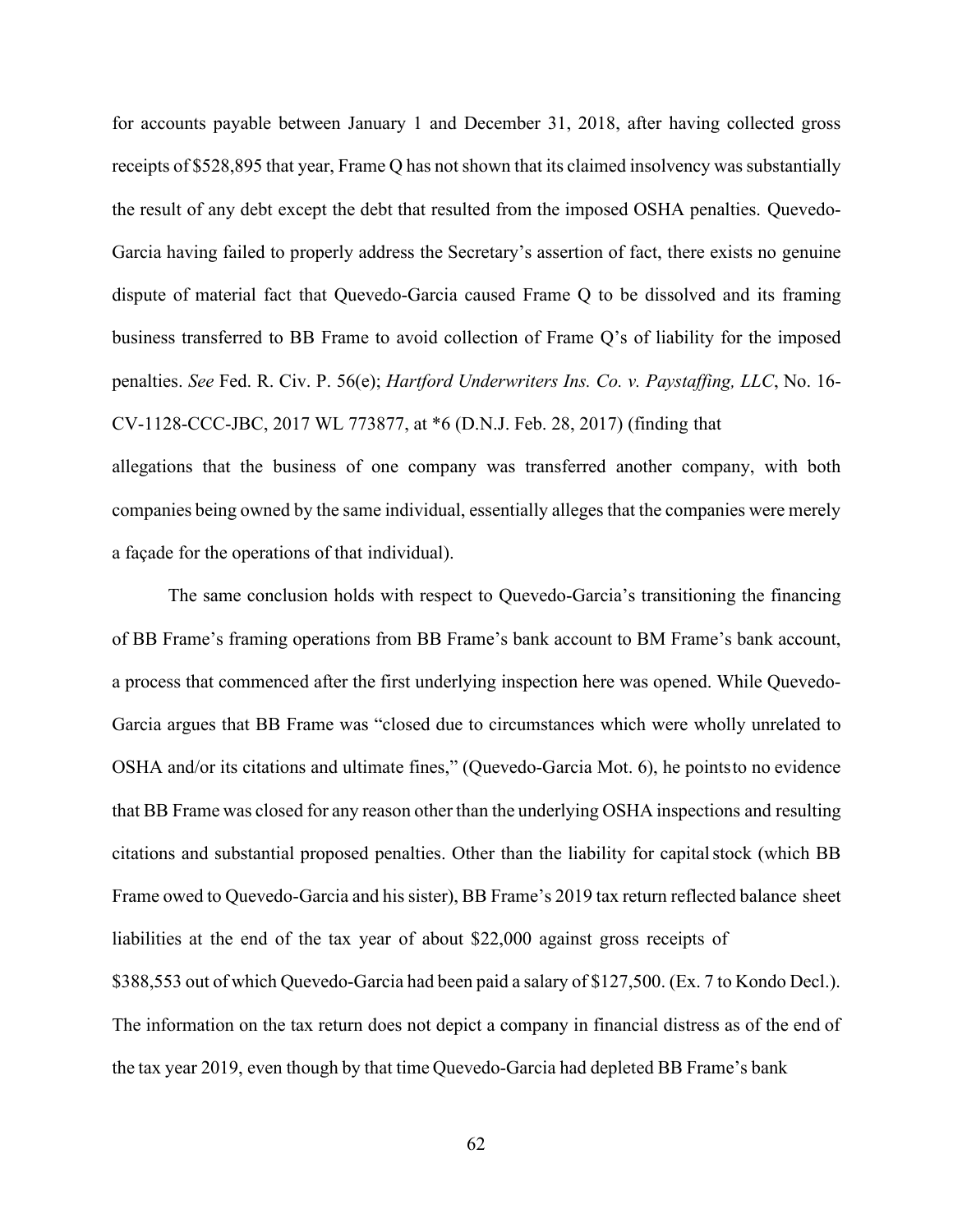for accounts payable between January 1 and December 31, 2018, after having collected gross receipts of $528,895 that year, Frame Q has not shown that its claimed insolvency was substantially the result of any debt except the debt that resulted from the imposed OSHA penalties. Quevedo-Garcia having failed to properly address the Secretary's assertion of fact, there exists no genuine dispute of material fact that Quevedo-Garcia caused Frame Q to be dissolved and its framing business transferred to BB Frame to avoid collection of Frame Q's of liability for the imposed penalties. *See* Fed. R. Civ. P. 56(e); *Hartford Underwriters Ins. Co. v. Paystaffing, LLC*, No. 16-CV-1128-CCC-JBC, 2017 WL 773877, at *6 (D.N.J. Feb. 28, 2017) (finding that allegations that the business of one company was transferred another company, with both companies being owned by the same individual, essentially alleges that the companies were merely a façade for the operations of that individual).

The same conclusion holds with respect to Quevedo-Garcia's transitioning the financing of BB Frame's framing operations from BB Frame's bank account to BM Frame's bank account, a process that commenced after the first underlying inspection here was opened. While Quevedo-Garcia argues that BB Frame was "closed due to circumstances which were wholly unrelated to OSHA and/or its citations and ultimate fines," (Quevedo-Garcia Mot. 6), he points to no evidence that BB Frame was closed for any reason other than the underlying OSHA inspections and resulting citations and substantial proposed penalties. Other than the liability for capital stock (which BB Frame owed to Quevedo-Garcia and his sister), BB Frame's 2019 tax return reflected balance sheet liabilities at the end of the tax year of about $22,000 against gross receipts of $388,553 out of which Quevedo-Garcia had been paid a salary of $127,500. (Ex. 7 to Kondo Decl.). The information on the tax return does not depict a company in financial distress as of the end of the tax year 2019, even though by that time Quevedo-Garcia had depleted BB Frame's bank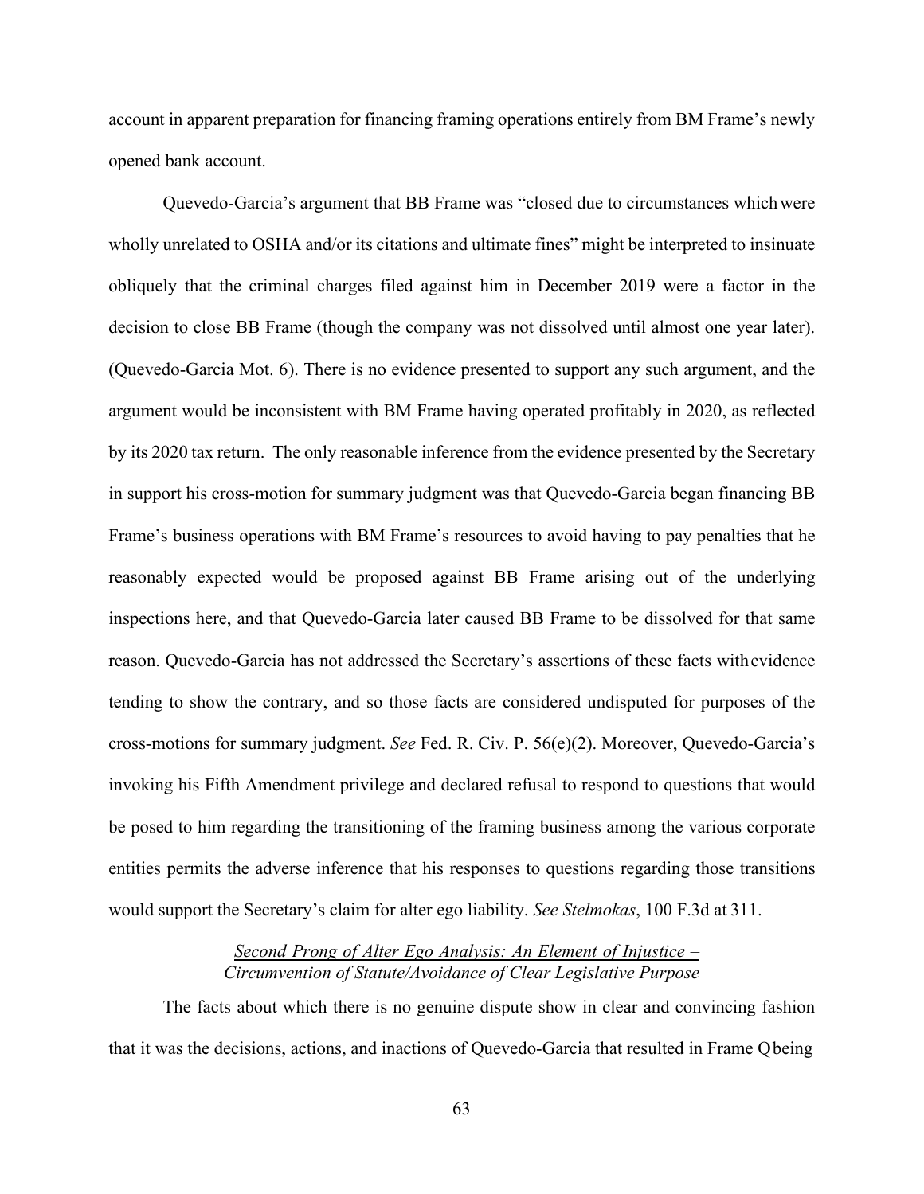account in apparent preparation for financing framing operations entirely from BM Frame's newly opened bank account.

Quevedo-Garcia's argument that BB Frame was "closed due to circumstances which were wholly unrelated to OSHA and/or its citations and ultimate fines" might be interpreted to insinuate obliquely that the criminal charges filed against him in December 2019 were a factor in the decision to close BB Frame (though the company was not dissolved until almost one year later). (Quevedo-Garcia Mot. 6). There is no evidence presented to support any such argument, and the argument would be inconsistent with BM Frame having operated profitably in 2020, as reflected by its 2020 tax return. The only reasonable inference from the evidence presented by the Secretary in support his cross-motion for summary judgment was that Quevedo-Garcia began financing BB Frame's business operations with BM Frame's resources to avoid having to pay penalties that he reasonably expected would be proposed against BB Frame arising out of the underlying inspections here, and that Quevedo-Garcia later caused BB Frame to be dissolved for that same reason. Quevedo-Garcia has not addressed the Secretary's assertions of these facts with evidence tending to show the contrary, and so those facts are considered undisputed for purposes of the cross-motions for summary judgment. *See* Fed. R. Civ. P. 56(e)(2). Moreover, Quevedo-Garcia's invoking his Fifth Amendment privilege and declared refusal to respond to questions that would be posed to him regarding the transitioning of the framing business among the various corporate entities permits the adverse inference that his responses to questions regarding those transitions would support the Secretary's claim for alter ego liability. *See Stelmokas*, 100 F.3d at 311.

<u>*Second Prong of Alter Ego Analysis: An Element of Injustice – Circumvention of Statute/Avoidance of Clear Legislative Purpose*</u>

The facts about which there is no genuine dispute show in clear and convincing fashion that it was the decisions, actions, and inactions of Quevedo-Garcia that resulted in Frame Q being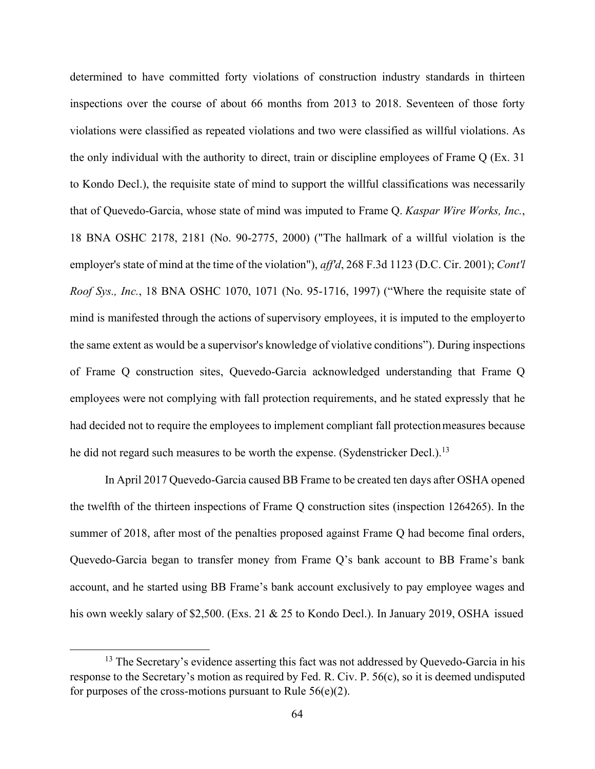determined to have committed forty violations of construction industry standards in thirteen inspections over the course of about 66 months from 2013 to 2018. Seventeen of those forty violations were classified as repeated violations and two were classified as willful violations. As the only individual with the authority to direct, train or discipline employees of Frame Q (Ex. 31 to Kondo Decl.), the requisite state of mind to support the willful classifications was necessarily that of Quevedo-Garcia, whose state of mind was imputed to Frame Q. *Kaspar Wire Works, Inc.*, 18 BNA OSHC 2178, 2181 (No. 90-2775, 2000) ("The hallmark of a willful violation is the employer's state of mind at the time of the violation"), *aff'd*, 268 F.3d 1123 (D.C. Cir. 2001); *Cont'l Roof Sys., Inc.*, 18 BNA OSHC 1070, 1071 (No. 95-1716, 1997) ("Where the requisite state of mind is manifested through the actions of supervisory employees, it is imputed to the employer to the same extent as would be a supervisor's knowledge of violative conditions"). During inspections of Frame Q construction sites, Quevedo-Garcia acknowledged understanding that Frame Q employees were not complying with fall protection requirements, and he stated expressly that he had decided not to require the employees to implement compliant fall protection measures because he did not regard such measures to be worth the expense. (Sydenstricker Decl.).[13]

In April 2017 Quevedo-Garcia caused BB Frame to be created ten days after OSHA opened the twelfth of the thirteen inspections of Frame Q construction sites (inspection 1264265). In the summer of 2018, after most of the penalties proposed against Frame Q had become final orders, Quevedo-Garcia began to transfer money from Frame Q's bank account to BB Frame's bank account, and he started using BB Frame's bank account exclusively to pay employee wages and his own weekly salary of $2,500. (Exs. 21 & 25 to Kondo Decl.). In January 2019, OSHA issued

---

[13] The Secretary's evidence asserting this fact was not addressed by Quevedo-Garcia in his response to the Secretary's motion as required by Fed. R. Civ. P. 56(c), so it is deemed undisputed for purposes of the cross-motions pursuant to Rule 56(e)(2).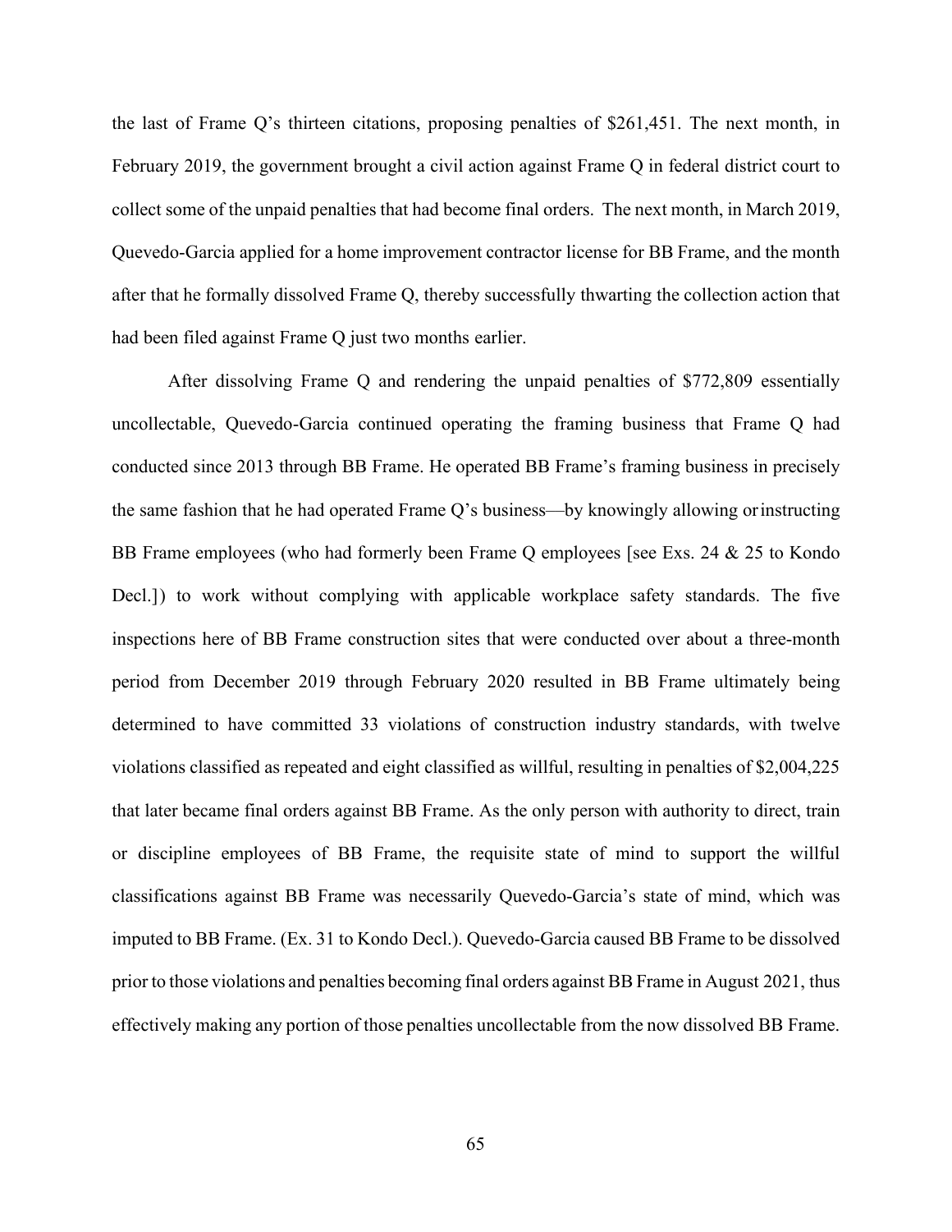the last of Frame Q's thirteen citations, proposing penalties of $261,451. The next month, in February 2019, the government brought a civil action against Frame Q in federal district court to collect some of the unpaid penalties that had become final orders. The next month, in March 2019, Quevedo-Garcia applied for a home improvement contractor license for BB Frame, and the month after that he formally dissolved Frame Q, thereby successfully thwarting the collection action that had been filed against Frame Q just two months earlier.

After dissolving Frame Q and rendering the unpaid penalties of $772,809 essentially uncollectable, Quevedo-Garcia continued operating the framing business that Frame Q had conducted since 2013 through BB Frame. He operated BB Frame's framing business in precisely the same fashion that he had operated Frame Q's business—by knowingly allowing or instructing BB Frame employees (who had formerly been Frame Q employees [see Exs. 24 & 25 to Kondo Decl.]) to work without complying with applicable workplace safety standards. The five inspections here of BB Frame construction sites that were conducted over about a three-month period from December 2019 through February 2020 resulted in BB Frame ultimately being determined to have committed 33 violations of construction industry standards, with twelve violations classified as repeated and eight classified as willful, resulting in penalties of $2,004,225 that later became final orders against BB Frame. As the only person with authority to direct, train or discipline employees of BB Frame, the requisite state of mind to support the willful classifications against BB Frame was necessarily Quevedo-Garcia's state of mind, which was imputed to BB Frame. (Ex. 31 to Kondo Decl.). Quevedo-Garcia caused BB Frame to be dissolved prior to those violations and penalties becoming final orders against BB Frame in August 2021, thus effectively making any portion of those penalties uncollectable from the now dissolved BB Frame.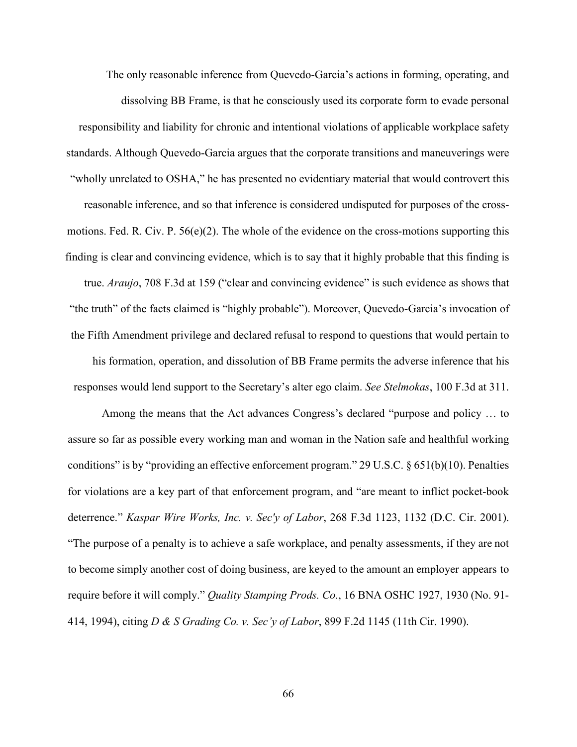The only reasonable inference from Quevedo-Garcia's actions in forming, operating, and dissolving BB Frame, is that he consciously used its corporate form to evade personal responsibility and liability for chronic and intentional violations of applicable workplace safety standards. Although Quevedo-Garcia argues that the corporate transitions and maneuverings were "wholly unrelated to OSHA," he has presented no evidentiary material that would controvert this reasonable inference, and so that inference is considered undisputed for purposes of the cross-motions. Fed. R. Civ. P. 56(e)(2). The whole of the evidence on the cross-motions supporting this finding is clear and convincing evidence, which is to say that it highly probable that this finding is true. *Araujo*, 708 F.3d at 159 ("clear and convincing evidence" is such evidence as shows that "the truth" of the facts claimed is "highly probable"). Moreover, Quevedo-Garcia's invocation of the Fifth Amendment privilege and declared refusal to respond to questions that would pertain to his formation, operation, and dissolution of BB Frame permits the adverse inference that his responses would lend support to the Secretary's alter ego claim. *See Stelmokas*, 100 F.3d at 311.

Among the means that the Act advances Congress's declared "purpose and policy … to assure so far as possible every working man and woman in the Nation safe and healthful working conditions" is by "providing an effective enforcement program." 29 U.S.C. § 651(b)(10). Penalties for violations are a key part of that enforcement program, and "are meant to inflict pocket-book deterrence." *Kaspar Wire Works, Inc. v. Sec'y of Labor*, 268 F.3d 1123, 1132 (D.C. Cir. 2001). "The purpose of a penalty is to achieve a safe workplace, and penalty assessments, if they are not to become simply another cost of doing business, are keyed to the amount an employer appears to require before it will comply." *Quality Stamping Prods. Co.*, 16 BNA OSHC 1927, 1930 (No. 91-414, 1994), citing *D & S Grading Co. v. Sec'y of Labor*, 899 F.2d 1145 (11th Cir. 1990).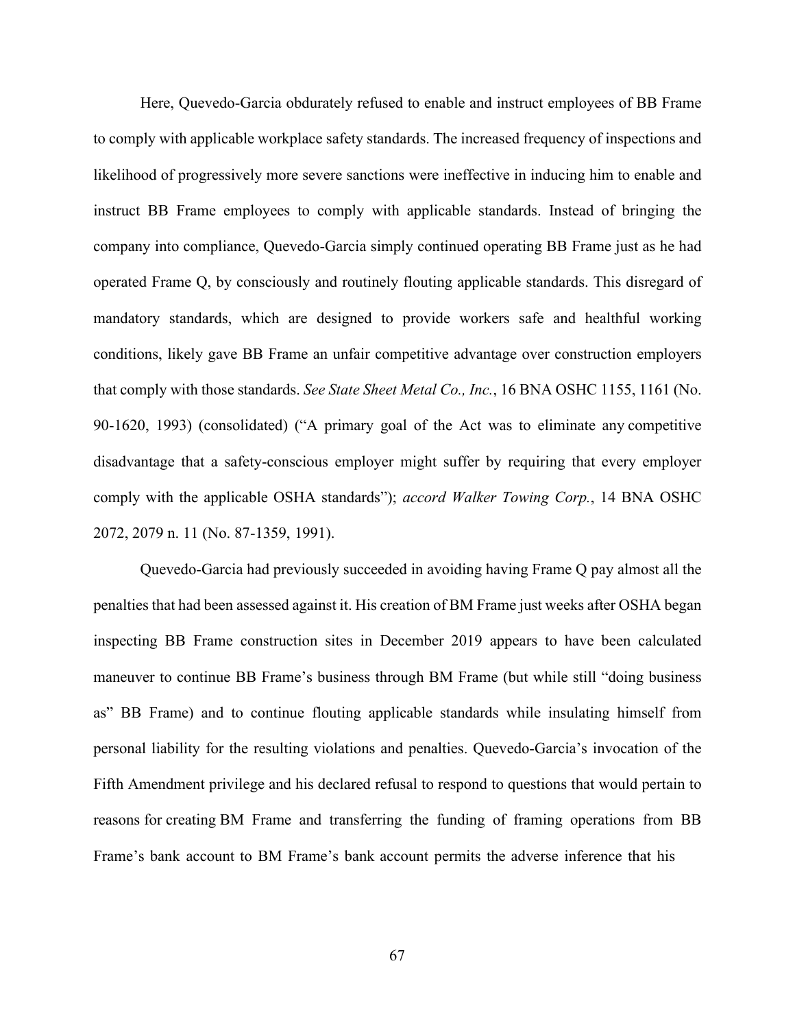Here, Quevedo-Garcia obdurately refused to enable and instruct employees of BB Frame to comply with applicable workplace safety standards. The increased frequency of inspections and likelihood of progressively more severe sanctions were ineffective in inducing him to enable and instruct BB Frame employees to comply with applicable standards. Instead of bringing the company into compliance, Quevedo-Garcia simply continued operating BB Frame just as he had operated Frame Q, by consciously and routinely flouting applicable standards. This disregard of mandatory standards, which are designed to provide workers safe and healthful working conditions, likely gave BB Frame an unfair competitive advantage over construction employers that comply with those standards. *See State Sheet Metal Co., Inc.*, 16 BNA OSHC 1155, 1161 (No. 90-1620, 1993) (consolidated) ("A primary goal of the Act was to eliminate any competitive disadvantage that a safety-conscious employer might suffer by requiring that every employer comply with the applicable OSHA standards"); *accord Walker Towing Corp.*, 14 BNA OSHC 2072, 2079 n. 11 (No. 87-1359, 1991).

Quevedo-Garcia had previously succeeded in avoiding having Frame Q pay almost all the penalties that had been assessed against it. His creation of BM Frame just weeks after OSHA began inspecting BB Frame construction sites in December 2019 appears to have been calculated maneuver to continue BB Frame's business through BM Frame (but while still "doing business as" BB Frame) and to continue flouting applicable standards while insulating himself from personal liability for the resulting violations and penalties. Quevedo-Garcia's invocation of the Fifth Amendment privilege and his declared refusal to respond to questions that would pertain to reasons for creating BM Frame and transferring the funding of framing operations from BB Frame's bank account to BM Frame's bank account permits the adverse inference that his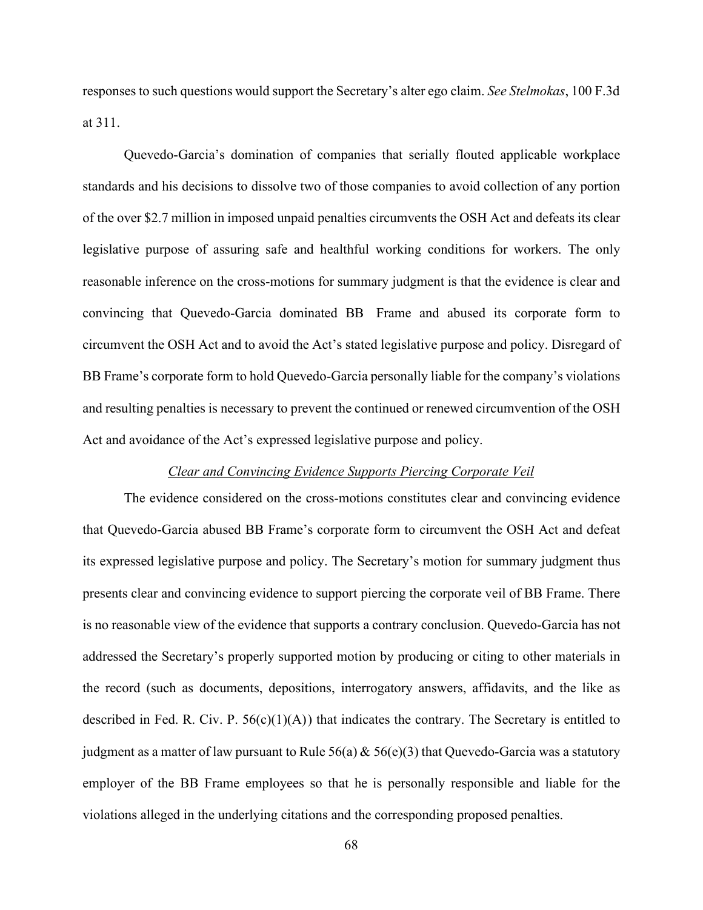responses to such questions would support the Secretary's alter ego claim. *See Stelmokas*, 100 F.3d at 311.

Quevedo-Garcia's domination of companies that serially flouted applicable workplace standards and his decisions to dissolve two of those companies to avoid collection of any portion of the over $2.7 million in imposed unpaid penalties circumvents the OSH Act and defeats its clear legislative purpose of assuring safe and healthful working conditions for workers. The only reasonable inference on the cross-motions for summary judgment is that the evidence is clear and convincing that Quevedo-Garcia dominated BB Frame and abused its corporate form to circumvent the OSH Act and to avoid the Act's stated legislative purpose and policy. Disregard of BB Frame's corporate form to hold Quevedo-Garcia personally liable for the company's violations and resulting penalties is necessary to prevent the continued or renewed circumvention of the OSH Act and avoidance of the Act's expressed legislative purpose and policy.

*Clear and Convincing Evidence Supports Piercing Corporate Veil*

The evidence considered on the cross-motions constitutes clear and convincing evidence that Quevedo-Garcia abused BB Frame's corporate form to circumvent the OSH Act and defeat its expressed legislative purpose and policy. The Secretary's motion for summary judgment thus presents clear and convincing evidence to support piercing the corporate veil of BB Frame. There is no reasonable view of the evidence that supports a contrary conclusion. Quevedo-Garcia has not addressed the Secretary's properly supported motion by producing or citing to other materials in the record (such as documents, depositions, interrogatory answers, affidavits, and the like as described in Fed. R. Civ. P. 56(c)(1)(A)) that indicates the contrary. The Secretary is entitled to judgment as a matter of law pursuant to Rule 56(a) & 56(e)(3) that Quevedo-Garcia was a statutory employer of the BB Frame employees so that he is personally responsible and liable for the violations alleged in the underlying citations and the corresponding proposed penalties.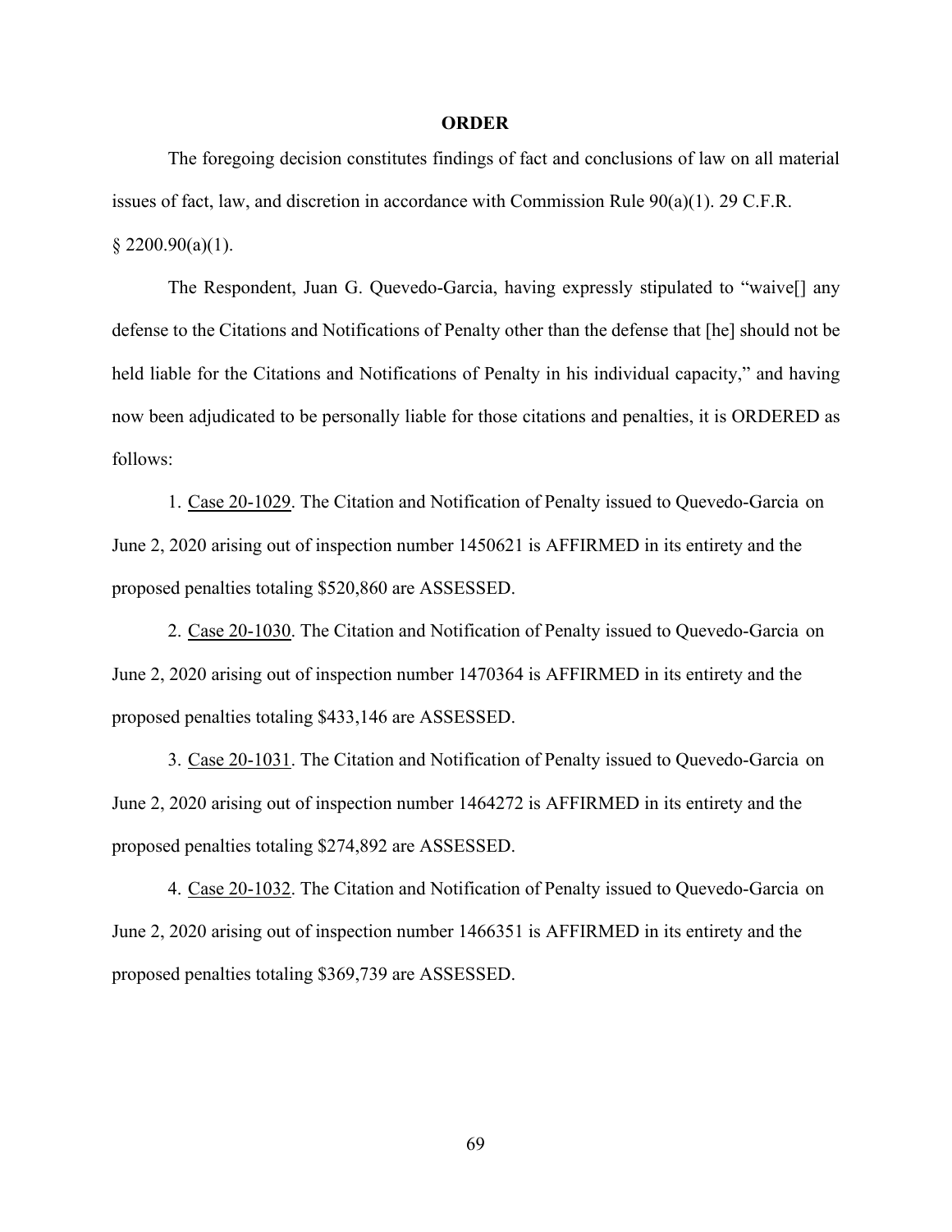## ORDER

The foregoing decision constitutes findings of fact and conclusions of law on all material issues of fact, law, and discretion in accordance with Commission Rule 90(a)(1). 29 C.F.R. § 2200.90(a)(1).

The Respondent, Juan G. Quevedo-Garcia, having expressly stipulated to "waive[] any defense to the Citations and Notifications of Penalty other than the defense that [he] should not be held liable for the Citations and Notifications of Penalty in his individual capacity," and having now been adjudicated to be personally liable for those citations and penalties, it is ORDERED as follows:

1. Case 20-1029. The Citation and Notification of Penalty issued to Quevedo-Garcia on June 2, 2020 arising out of inspection number 1450621 is AFFIRMED in its entirety and the proposed penalties totaling $520,860 are ASSESSED.

2. Case 20-1030. The Citation and Notification of Penalty issued to Quevedo-Garcia on June 2, 2020 arising out of inspection number 1470364 is AFFIRMED in its entirety and the proposed penalties totaling $433,146 are ASSESSED.

3. Case 20-1031. The Citation and Notification of Penalty issued to Quevedo-Garcia on June 2, 2020 arising out of inspection number 1464272 is AFFIRMED in its entirety and the proposed penalties totaling $274,892 are ASSESSED.

4. Case 20-1032. The Citation and Notification of Penalty issued to Quevedo-Garcia on June 2, 2020 arising out of inspection number 1466351 is AFFIRMED in its entirety and the proposed penalties totaling $369,739 are ASSESSED.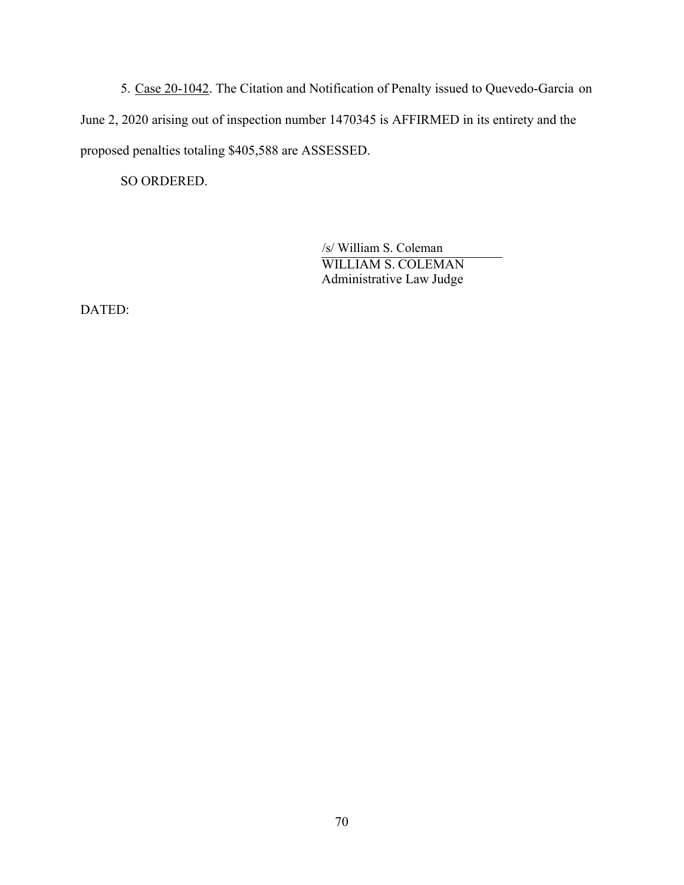5. Case 20-1042. The Citation and Notification of Penalty issued to Quevedo-Garcia on June 2, 2020 arising out of inspection number 1470345 is AFFIRMED in its entirety and the proposed penalties totaling $405,588 are ASSESSED.

SO ORDERED.

/s/ William S. Coleman
WILLIAM S. COLEMAN
Administrative Law Judge

DATED: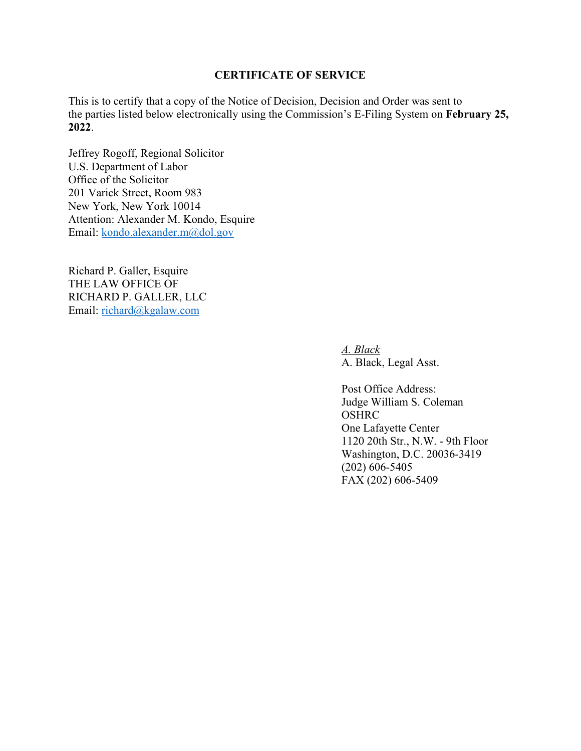**CERTIFICATE OF SERVICE**

This is to certify that a copy of the Notice of Decision, Decision and Order was sent to the parties listed below electronically using the Commission's E-Filing System on **February 25, 2022**.

Jeffrey Rogoff, Regional Solicitor
U.S. Department of Labor
Office of the Solicitor
201 Varick Street, Room 983
New York, New York 10014
Attention: Alexander M. Kondo, Esquire
Email: kondo.alexander.m@dol.gov

Richard P. Galler, Esquire
THE LAW OFFICE OF
RICHARD P. GALLER, LLC
Email: richard@kgalaw.com

*A. Black*
A. Black, Legal Asst.

Post Office Address:
Judge William S. Coleman
OSHRC
One Lafayette Center
1120 20th Str., N.W. - 9th Floor
Washington, D.C. 20036-3419
(202) 606-5405
FAX (202) 606-5409